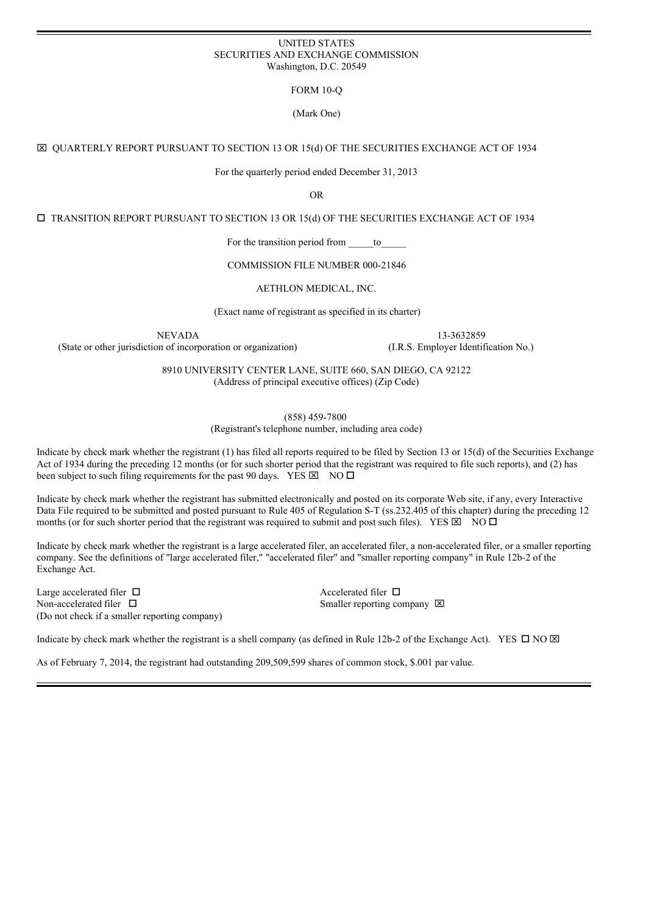UNITED STATES
SECURITIES AND EXCHANGE COMMISSION
Washington, D.C. 20549

FORM 10-Q

(Mark One)

☒ QUARTERLY REPORT PURSUANT TO SECTION 13 OR 15(d) OF THE SECURITIES EXCHANGE ACT OF 1934

For the quarterly period ended December 31, 2013

OR

☐ TRANSITION REPORT PURSUANT TO SECTION 13 OR 15(d) OF THE SECURITIES EXCHANGE ACT OF 1934

For the transition period from _____to_____

COMMISSION FILE NUMBER 000-21846

AETHLON MEDICAL, INC.

(Exact name of registrant as specified in its charter)

| NEVADA | 13-3632859 |
|---|---|
| (State or other jurisdiction of incorporation or organization) | (I.R.S. Employer Identification No.) |

8910 UNIVERSITY CENTER LANE, SUITE 660, SAN DIEGO, CA 92122
(Address of principal executive offices) (Zip Code)

(858) 459-7800
(Registrant's telephone number, including area code)

Indicate by check mark whether the registrant (1) has filed all reports required to be filed by Section 13 or 15(d) of the Securities Exchange Act of 1934 during the preceding 12 months (or for such shorter period that the registrant was required to file such reports), and (2) has been subject to such filing requirements for the past 90 days. YES ☒ NO ☐

Indicate by check mark whether the registrant has submitted electronically and posted on its corporate Web site, if any, every Interactive Data File required to be submitted and posted pursuant to Rule 405 of Regulation S-T (ss.232.405 of this chapter) during the preceding 12 months (or for such shorter period that the registrant was required to submit and post such files). YES ☒ NO ☐

Indicate by check mark whether the registrant is a large accelerated filer, an accelerated filer, a non-accelerated filer, or a smaller reporting company. See the definitions of "large accelerated filer," "accelerated filer" and "smaller reporting company" in Rule 12b-2 of the Exchange Act.

| | |
|---|---|
| Large accelerated filer ☐ | Accelerated filer ☐ |
| Non-accelerated filer ☐ (Do not check if a smaller reporting company) | Smaller reporting company ☒ |

Indicate by check mark whether the registrant is a shell company (as defined in Rule 12b-2 of the Exchange Act). YES ☐ NO ☒

As of February 7, 2014, the registrant had outstanding 209,509,599 shares of common stock, $.001 par value.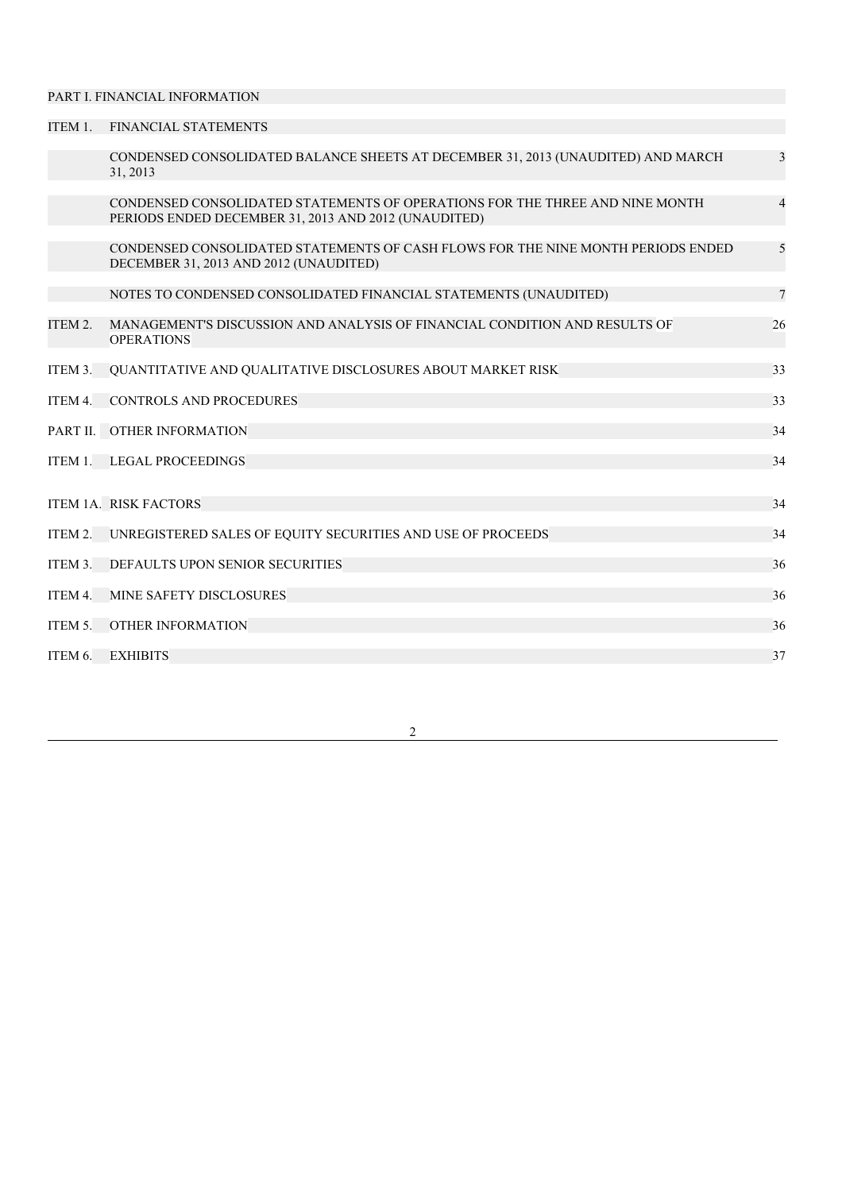| | | |
|---|---|---|
| PART I. FINANCIAL INFORMATION | | |
| ITEM 1. | FINANCIAL STATEMENTS | |
| | CONDENSED CONSOLIDATED BALANCE SHEETS AT DECEMBER 31, 2013 (UNAUDITED) AND MARCH 31, 2013 | 3 |
| | CONDENSED CONSOLIDATED STATEMENTS OF OPERATIONS FOR THE THREE AND NINE MONTH PERIODS ENDED DECEMBER 31, 2013 AND 2012 (UNAUDITED) | 4 |
| | CONDENSED CONSOLIDATED STATEMENTS OF CASH FLOWS FOR THE NINE MONTH PERIODS ENDED DECEMBER 31, 2013 AND 2012 (UNAUDITED) | 5 |
| | NOTES TO CONDENSED CONSOLIDATED FINANCIAL STATEMENTS (UNAUDITED) | 7 |
| ITEM 2. | MANAGEMENT'S DISCUSSION AND ANALYSIS OF FINANCIAL CONDITION AND RESULTS OF OPERATIONS | 26 |
| ITEM 3. | QUANTITATIVE AND QUALITATIVE DISCLOSURES ABOUT MARKET RISK | 33 |
| ITEM 4. | CONTROLS AND PROCEDURES | 33 |
| PART II. | OTHER INFORMATION | 34 |
| ITEM 1. | LEGAL PROCEEDINGS | 34 |
| ITEM 1A. | RISK FACTORS | 34 |
| ITEM 2. | UNREGISTERED SALES OF EQUITY SECURITIES AND USE OF PROCEEDS | 34 |
| ITEM 3. | DEFAULTS UPON SENIOR SECURITIES | 36 |
| ITEM 4. | MINE SAFETY DISCLOSURES | 36 |
| ITEM 5. | OTHER INFORMATION | 36 |
| ITEM 6. | EXHIBITS | 37 |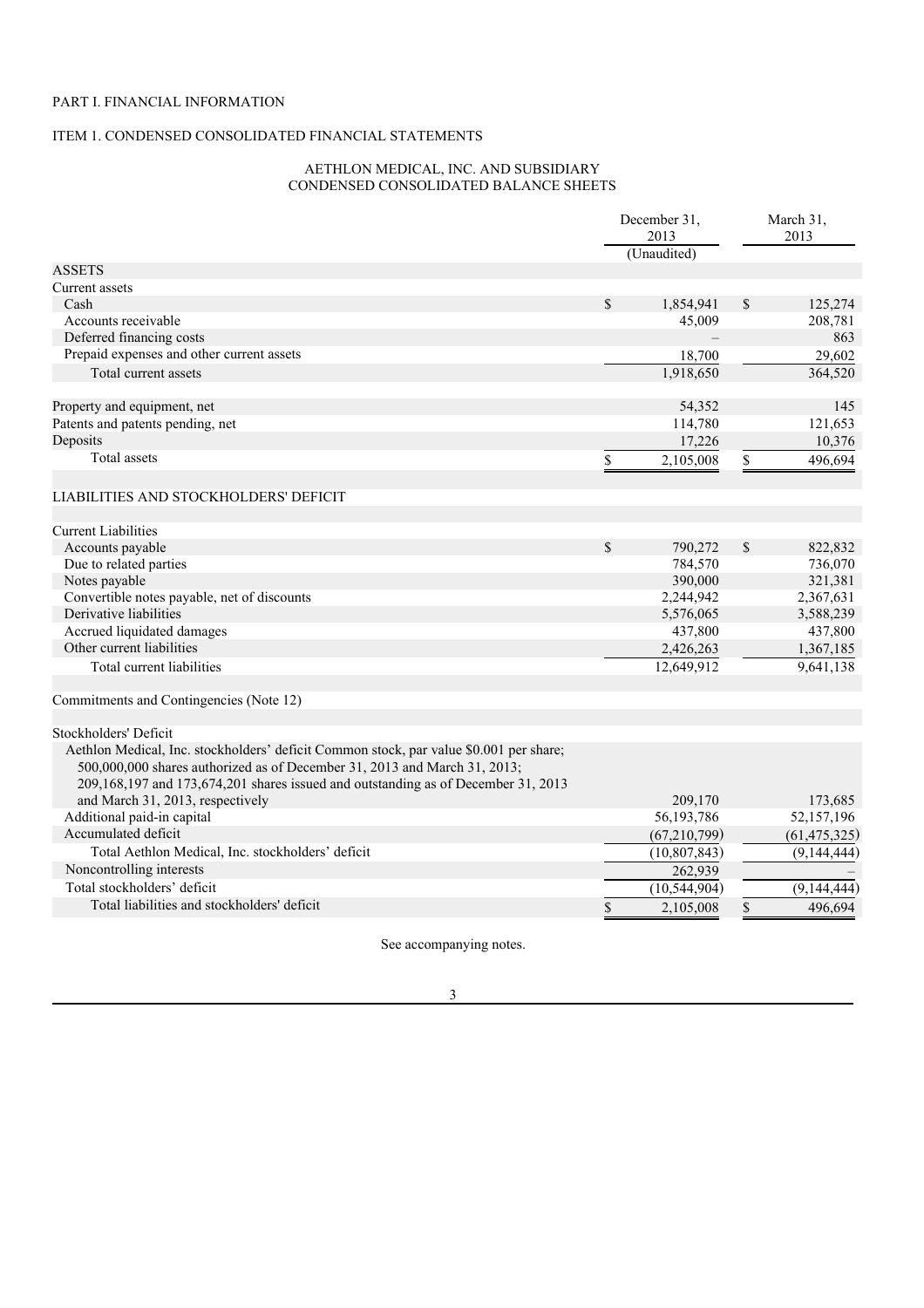PART I. FINANCIAL INFORMATION

ITEM 1. CONDENSED CONSOLIDATED FINANCIAL STATEMENTS

AETHLON MEDICAL, INC. AND SUBSIDIARY
CONDENSED CONSOLIDATED BALANCE SHEETS

| | December 31, 2013 (Unaudited) | March 31, 2013 |
|---|---|---|
| ASSETS | | |
| Current assets | | |
| Cash | $ 1,854,941 | $ 125,274 |
| Accounts receivable | 45,009 | 208,781 |
| Deferred financing costs | – | 863 |
| Prepaid expenses and other current assets | 18,700 | 29,602 |
| Total current assets | 1,918,650 | 364,520 |
| | | |
| Property and equipment, net | 54,352 | 145 |
| Patents and patents pending, net | 114,780 | 121,653 |
| Deposits | 17,226 | 10,376 |
| Total assets | $ 2,105,008 | $ 496,694 |
| | | |
| LIABILITIES AND STOCKHOLDERS' DEFICIT | | |
| | | |
| Current Liabilities | | |
| Accounts payable | $ 790,272 | $ 822,832 |
| Due to related parties | 784,570 | 736,070 |
| Notes payable | 390,000 | 321,381 |
| Convertible notes payable, net of discounts | 2,244,942 | 2,367,631 |
| Derivative liabilities | 5,576,065 | 3,588,239 |
| Accrued liquidated damages | 437,800 | 437,800 |
| Other current liabilities | 2,426,263 | 1,367,185 |
| Total current liabilities | 12,649,912 | 9,641,138 |
| | | |
| Commitments and Contingencies (Note 12) | | |
| | | |
| Stockholders' Deficit | | |
| Aethlon Medical, Inc. stockholders' deficit Common stock, par value $0.001 per share; 500,000,000 shares authorized as of December 31, 2013 and March 31, 2013; 209,168,197 and 173,674,201 shares issued and outstanding as of December 31, 2013 and March 31, 2013, respectively | 209,170 | 173,685 |
| Additional paid-in capital | 56,193,786 | 52,157,196 |
| Accumulated deficit | (67,210,799) | (61,475,325) |
| Total Aethlon Medical, Inc. stockholders' deficit | (10,807,843) | (9,144,444) |
| Noncontrolling interests | 262,939 | – |
| Total stockholders' deficit | (10,544,904) | (9,144,444) |
| Total liabilities and stockholders' deficit | $ 2,105,008 | $ 496,694 |

See accompanying notes.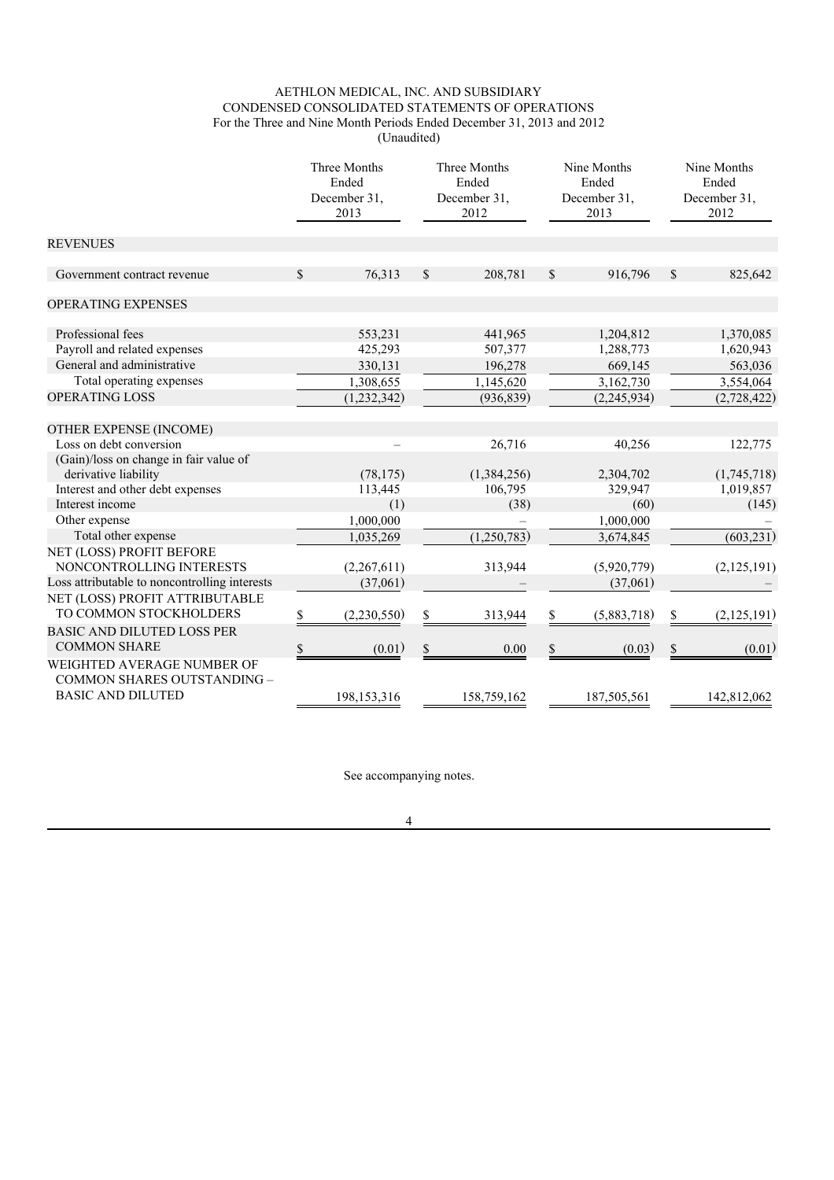AETHLON MEDICAL, INC. AND SUBSIDIARY
CONDENSED CONSOLIDATED STATEMENTS OF OPERATIONS
For the Three and Nine Month Periods Ended December 31, 2013 and 2012
(Unaudited)

| | Three Months Ended December 31, 2013 | Three Months Ended December 31, 2012 | Nine Months Ended December 31, 2013 | Nine Months Ended December 31, 2012 |
|---|---|---|---|---|
| REVENUES | | | | |
| Government contract revenue | $ 76,313 | $ 208,781 | $ 916,796 | $ 825,642 |
| OPERATING EXPENSES | | | | |
| Professional fees | 553,231 | 441,965 | 1,204,812 | 1,370,085 |
| Payroll and related expenses | 425,293 | 507,377 | 1,288,773 | 1,620,943 |
| General and administrative | 330,131 | 196,278 | 669,145 | 563,036 |
| Total operating expenses | 1,308,655 | 1,145,620 | 3,162,730 | 3,554,064 |
| OPERATING LOSS | (1,232,342) | (936,839) | (2,245,934) | (2,728,422) |
| OTHER EXPENSE (INCOME) | | | | |
| Loss on debt conversion | – | 26,716 | 40,256 | 122,775 |
| (Gain)/loss on change in fair value of derivative liability | (78,175) | (1,384,256) | 2,304,702 | (1,745,718) |
| Interest and other debt expenses | 113,445 | 106,795 | 329,947 | 1,019,857 |
| Interest income | (1) | (38) | (60) | (145) |
| Other expense | 1,000,000 | – | 1,000,000 | – |
| Total other expense | 1,035,269 | (1,250,783) | 3,674,845 | (603,231) |
| NET (LOSS) PROFIT BEFORE NONCONTROLLING INTERESTS | (2,267,611) | 313,944 | (5,920,779) | (2,125,191) |
| Loss attributable to noncontrolling interests | (37,061) | – | (37,061) | – |
| NET (LOSS) PROFIT ATTRIBUTABLE TO COMMON STOCKHOLDERS | $ (2,230,550) | $ 313,944 | $ (5,883,718) | $ (2,125,191) |
| BASIC AND DILUTED LOSS PER COMMON SHARE | $ (0.01) | $ 0.00 | $ (0.03) | $ (0.01) |
| WEIGHTED AVERAGE NUMBER OF COMMON SHARES OUTSTANDING – BASIC AND DILUTED | 198,153,316 | 158,759,162 | 187,505,561 | 142,812,062 |

See accompanying notes.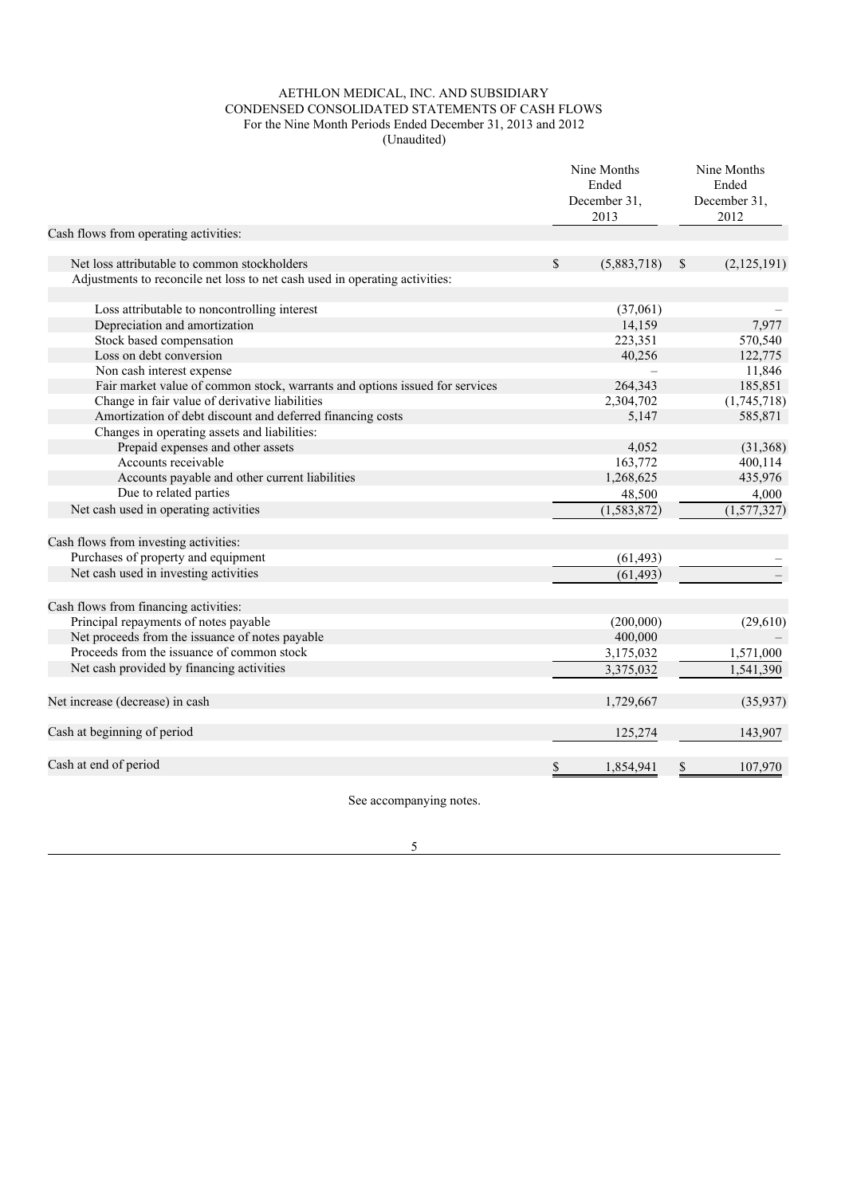AETHLON MEDICAL, INC. AND SUBSIDIARY
CONDENSED CONSOLIDATED STATEMENTS OF CASH FLOWS
For the Nine Month Periods Ended December 31, 2013 and 2012
(Unaudited)

| | Nine Months Ended December 31, 2013 | Nine Months Ended December 31, 2012 |
|---|---|---|
| Cash flows from operating activities: | | |
| Net loss attributable to common stockholders | $ (5,883,718) | $ (2,125,191) |
| Adjustments to reconcile net loss to net cash used in operating activities: | | |
| Loss attributable to noncontrolling interest | (37,061) | – |
| Depreciation and amortization | 14,159 | 7,977 |
| Stock based compensation | 223,351 | 570,540 |
| Loss on debt conversion | 40,256 | 122,775 |
| Non cash interest expense | – | 11,846 |
| Fair market value of common stock, warrants and options issued for services | 264,343 | 185,851 |
| Change in fair value of derivative liabilities | 2,304,702 | (1,745,718) |
| Amortization of debt discount and deferred financing costs | 5,147 | 585,871 |
| Changes in operating assets and liabilities: | | |
| Prepaid expenses and other assets | 4,052 | (31,368) |
| Accounts receivable | 163,772 | 400,114 |
| Accounts payable and other current liabilities | 1,268,625 | 435,976 |
| Due to related parties | 48,500 | 4,000 |
| Net cash used in operating activities | (1,583,872) | (1,577,327) |
| Cash flows from investing activities: | | |
| Purchases of property and equipment | (61,493) | – |
| Net cash used in investing activities | (61,493) | – |
| Cash flows from financing activities: | | |
| Principal repayments of notes payable | (200,000) | (29,610) |
| Net proceeds from the issuance of notes payable | 400,000 | – |
| Proceeds from the issuance of common stock | 3,175,032 | 1,571,000 |
| Net cash provided by financing activities | 3,375,032 | 1,541,390 |
| Net increase (decrease) in cash | 1,729,667 | (35,937) |
| Cash at beginning of period | 125,274 | 143,907 |
| Cash at end of period | $ 1,854,941 | $ 107,970 |

See accompanying notes.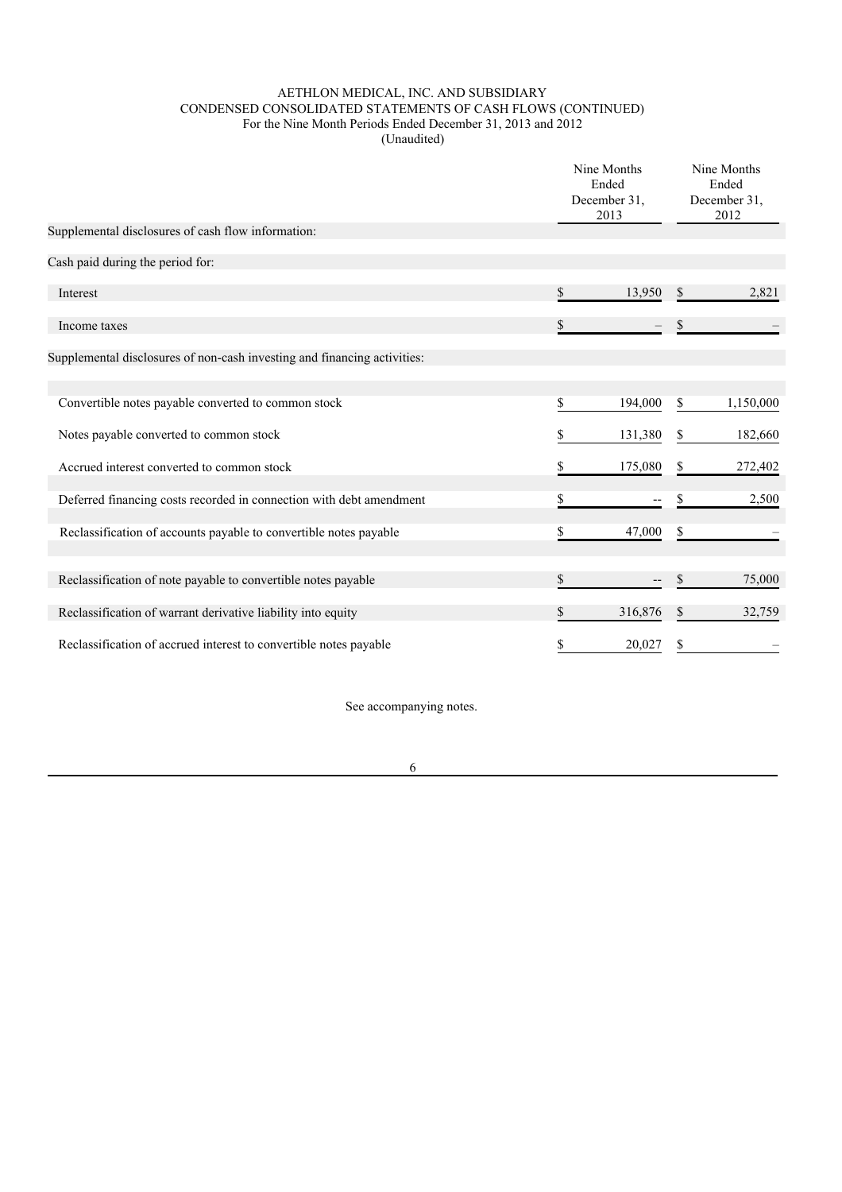AETHLON MEDICAL, INC. AND SUBSIDIARY
CONDENSED CONSOLIDATED STATEMENTS OF CASH FLOWS (CONTINUED)
For the Nine Month Periods Ended December 31, 2013 and 2012
(Unaudited)

| | Nine Months Ended December 31, 2013 | Nine Months Ended December 31, 2012 |
|---|---|---|
| Supplemental disclosures of cash flow information: | | |
| Cash paid during the period for: | | |
| Interest | $ 13,950 | $ 2,821 |
| Income taxes | $ – | $ – |
| Supplemental disclosures of non-cash investing and financing activities: | | |
| Convertible notes payable converted to common stock | $ 194,000 | $ 1,150,000 |
| Notes payable converted to common stock | $ 131,380 | $ 182,660 |
| Accrued interest converted to common stock | $ 175,080 | $ 272,402 |
| Deferred financing costs recorded in connection with debt amendment | $ -- | $ 2,500 |
| Reclassification of accounts payable to convertible notes payable | $ 47,000 | $ – |
| Reclassification of note payable to convertible notes payable | $ -- | $ 75,000 |
| Reclassification of warrant derivative liability into equity | $ 316,876 | $ 32,759 |
| Reclassification of accrued interest to convertible notes payable | $ 20,027 | $ – |

See accompanying notes.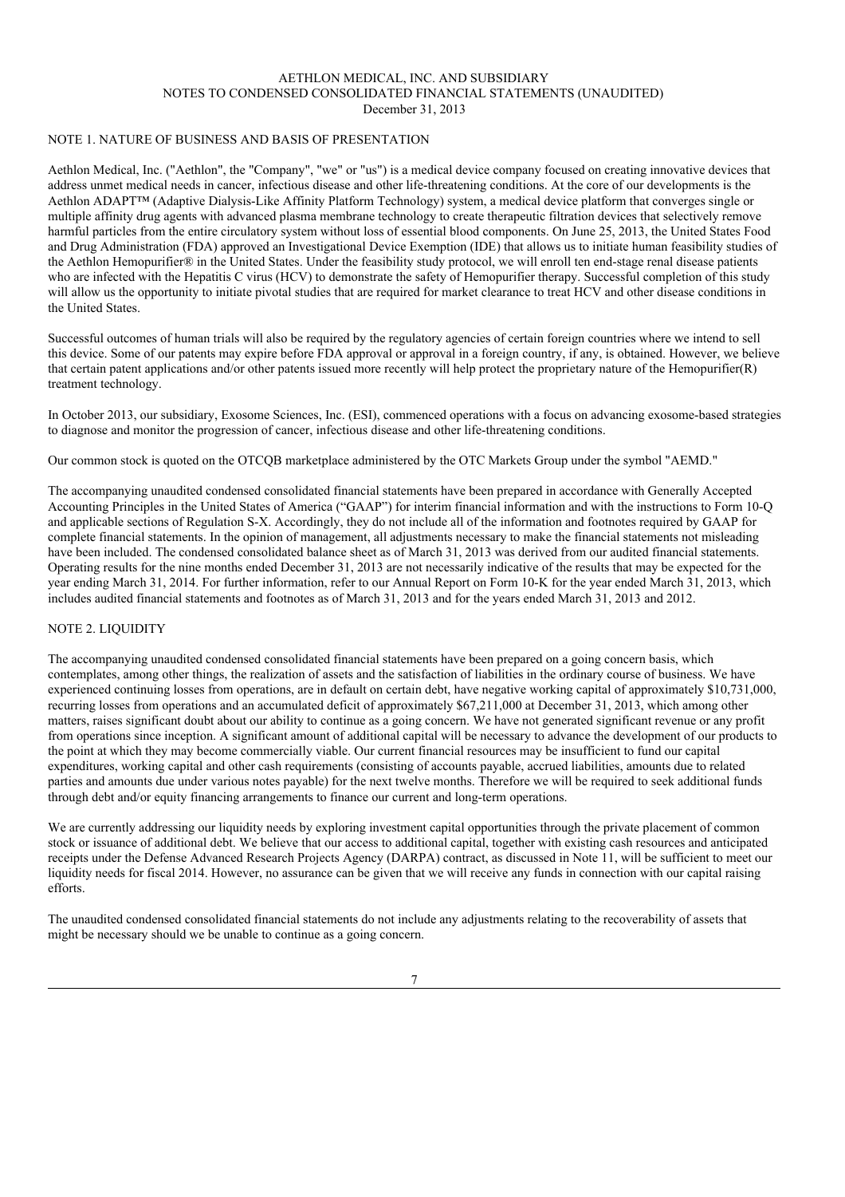AETHLON MEDICAL, INC. AND SUBSIDIARY
NOTES TO CONDENSED CONSOLIDATED FINANCIAL STATEMENTS (UNAUDITED)
December 31, 2013

## NOTE 1. NATURE OF BUSINESS AND BASIS OF PRESENTATION

Aethlon Medical, Inc. ("Aethlon", the "Company", "we" or "us") is a medical device company focused on creating innovative devices that address unmet medical needs in cancer, infectious disease and other life-threatening conditions. At the core of our developments is the Aethlon ADAPT™ (Adaptive Dialysis-Like Affinity Platform Technology) system, a medical device platform that converges single or multiple affinity drug agents with advanced plasma membrane technology to create therapeutic filtration devices that selectively remove harmful particles from the entire circulatory system without loss of essential blood components. On June 25, 2013, the United States Food and Drug Administration (FDA) approved an Investigational Device Exemption (IDE) that allows us to initiate human feasibility studies of the Aethlon Hemopurifier® in the United States. Under the feasibility study protocol, we will enroll ten end-stage renal disease patients who are infected with the Hepatitis C virus (HCV) to demonstrate the safety of Hemopurifier therapy. Successful completion of this study will allow us the opportunity to initiate pivotal studies that are required for market clearance to treat HCV and other disease conditions in the United States.

Successful outcomes of human trials will also be required by the regulatory agencies of certain foreign countries where we intend to sell this device. Some of our patents may expire before FDA approval or approval in a foreign country, if any, is obtained. However, we believe that certain patent applications and/or other patents issued more recently will help protect the proprietary nature of the Hemopurifier(R) treatment technology.

In October 2013, our subsidiary, Exosome Sciences, Inc. (ESI), commenced operations with a focus on advancing exosome-based strategies to diagnose and monitor the progression of cancer, infectious disease and other life-threatening conditions.

Our common stock is quoted on the OTCQB marketplace administered by the OTC Markets Group under the symbol "AEMD."

The accompanying unaudited condensed consolidated financial statements have been prepared in accordance with Generally Accepted Accounting Principles in the United States of America ("GAAP") for interim financial information and with the instructions to Form 10-Q and applicable sections of Regulation S-X. Accordingly, they do not include all of the information and footnotes required by GAAP for complete financial statements. In the opinion of management, all adjustments necessary to make the financial statements not misleading have been included. The condensed consolidated balance sheet as of March 31, 2013 was derived from our audited financial statements. Operating results for the nine months ended December 31, 2013 are not necessarily indicative of the results that may be expected for the year ending March 31, 2014. For further information, refer to our Annual Report on Form 10-K for the year ended March 31, 2013, which includes audited financial statements and footnotes as of March 31, 2013 and for the years ended March 31, 2013 and 2012.

## NOTE 2. LIQUIDITY

The accompanying unaudited condensed consolidated financial statements have been prepared on a going concern basis, which contemplates, among other things, the realization of assets and the satisfaction of liabilities in the ordinary course of business. We have experienced continuing losses from operations, are in default on certain debt, have negative working capital of approximately $10,731,000, recurring losses from operations and an accumulated deficit of approximately $67,211,000 at December 31, 2013, which among other matters, raises significant doubt about our ability to continue as a going concern. We have not generated significant revenue or any profit from operations since inception. A significant amount of additional capital will be necessary to advance the development of our products to the point at which they may become commercially viable. Our current financial resources may be insufficient to fund our capital expenditures, working capital and other cash requirements (consisting of accounts payable, accrued liabilities, amounts due to related parties and amounts due under various notes payable) for the next twelve months. Therefore we will be required to seek additional funds through debt and/or equity financing arrangements to finance our current and long-term operations.

We are currently addressing our liquidity needs by exploring investment capital opportunities through the private placement of common stock or issuance of additional debt. We believe that our access to additional capital, together with existing cash resources and anticipated receipts under the Defense Advanced Research Projects Agency (DARPA) contract, as discussed in Note 11, will be sufficient to meet our liquidity needs for fiscal 2014. However, no assurance can be given that we will receive any funds in connection with our capital raising efforts.

The unaudited condensed consolidated financial statements do not include any adjustments relating to the recoverability of assets that might be necessary should we be unable to continue as a going concern.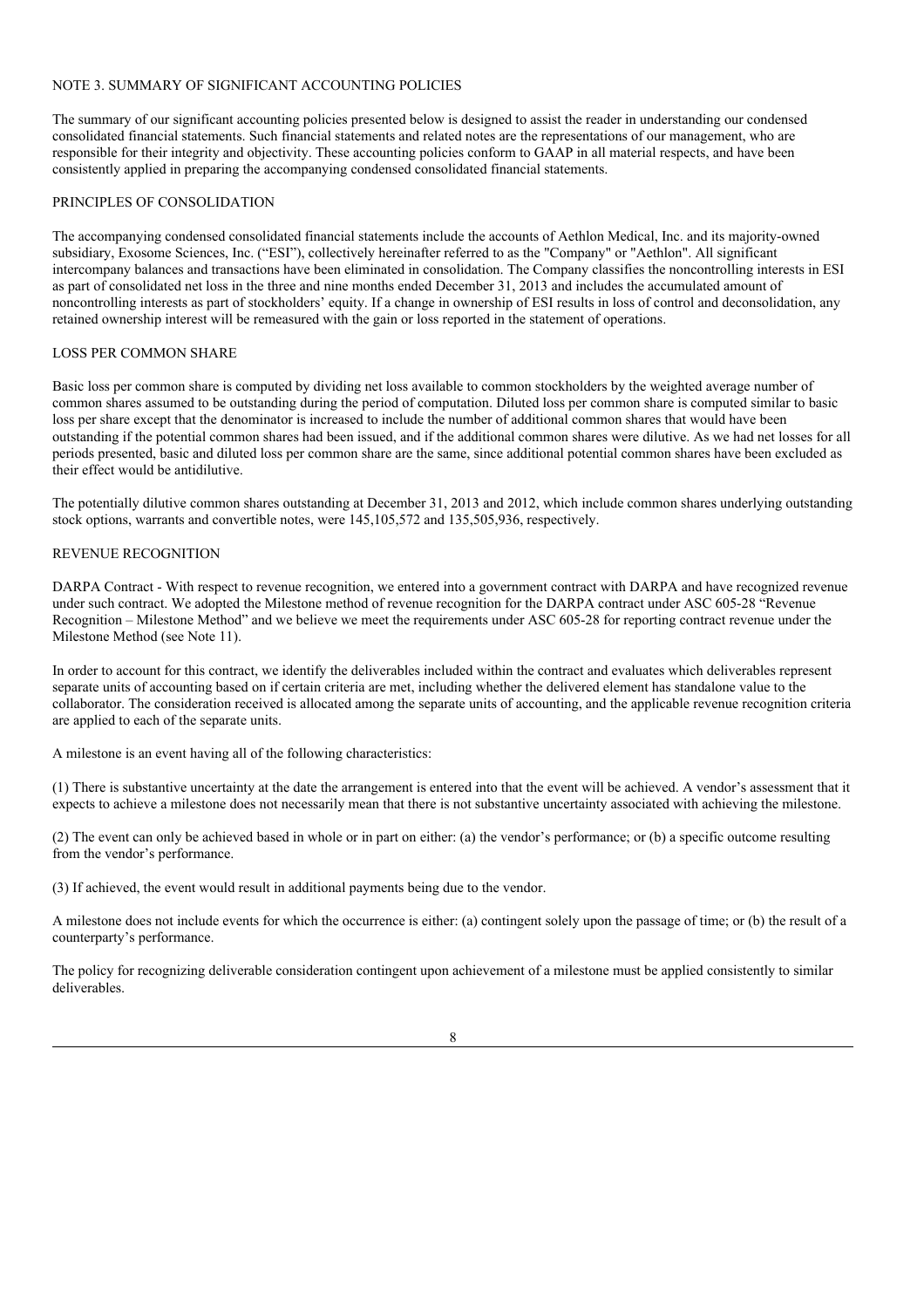## NOTE 3. SUMMARY OF SIGNIFICANT ACCOUNTING POLICIES

The summary of our significant accounting policies presented below is designed to assist the reader in understanding our condensed consolidated financial statements. Such financial statements and related notes are the representations of our management, who are responsible for their integrity and objectivity. These accounting policies conform to GAAP in all material respects, and have been consistently applied in preparing the accompanying condensed consolidated financial statements.

### PRINCIPLES OF CONSOLIDATION

The accompanying condensed consolidated financial statements include the accounts of Aethlon Medical, Inc. and its majority-owned subsidiary, Exosome Sciences, Inc. ("ESI"), collectively hereinafter referred to as the "Company" or "Aethlon". All significant intercompany balances and transactions have been eliminated in consolidation. The Company classifies the noncontrolling interests in ESI as part of consolidated net loss in the three and nine months ended December 31, 2013 and includes the accumulated amount of noncontrolling interests as part of stockholders' equity. If a change in ownership of ESI results in loss of control and deconsolidation, any retained ownership interest will be remeasured with the gain or loss reported in the statement of operations.

### LOSS PER COMMON SHARE

Basic loss per common share is computed by dividing net loss available to common stockholders by the weighted average number of common shares assumed to be outstanding during the period of computation. Diluted loss per common share is computed similar to basic loss per share except that the denominator is increased to include the number of additional common shares that would have been outstanding if the potential common shares had been issued, and if the additional common shares were dilutive. As we had net losses for all periods presented, basic and diluted loss per common share are the same, since additional potential common shares have been excluded as their effect would be antidilutive.

The potentially dilutive common shares outstanding at December 31, 2013 and 2012, which include common shares underlying outstanding stock options, warrants and convertible notes, were 145,105,572 and 135,505,936, respectively.

### REVENUE RECOGNITION

DARPA Contract - With respect to revenue recognition, we entered into a government contract with DARPA and have recognized revenue under such contract. We adopted the Milestone method of revenue recognition for the DARPA contract under ASC 605-28 "Revenue Recognition – Milestone Method" and we believe we meet the requirements under ASC 605-28 for reporting contract revenue under the Milestone Method (see Note 11).

In order to account for this contract, we identify the deliverables included within the contract and evaluates which deliverables represent separate units of accounting based on if certain criteria are met, including whether the delivered element has standalone value to the collaborator. The consideration received is allocated among the separate units of accounting, and the applicable revenue recognition criteria are applied to each of the separate units.

A milestone is an event having all of the following characteristics:

(1) There is substantive uncertainty at the date the arrangement is entered into that the event will be achieved. A vendor's assessment that it expects to achieve a milestone does not necessarily mean that there is not substantive uncertainty associated with achieving the milestone.

(2) The event can only be achieved based in whole or in part on either: (a) the vendor's performance; or (b) a specific outcome resulting from the vendor's performance.

(3) If achieved, the event would result in additional payments being due to the vendor.

A milestone does not include events for which the occurrence is either: (a) contingent solely upon the passage of time; or (b) the result of a counterparty's performance.

The policy for recognizing deliverable consideration contingent upon achievement of a milestone must be applied consistently to similar deliverables.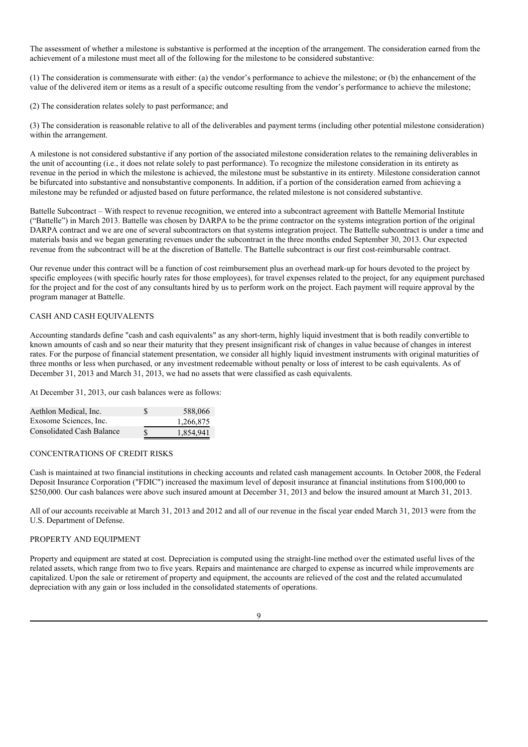The assessment of whether a milestone is substantive is performed at the inception of the arrangement. The consideration earned from the achievement of a milestone must meet all of the following for the milestone to be considered substantive:

(1) The consideration is commensurate with either: (a) the vendor's performance to achieve the milestone; or (b) the enhancement of the value of the delivered item or items as a result of a specific outcome resulting from the vendor's performance to achieve the milestone;

(2) The consideration relates solely to past performance; and

(3) The consideration is reasonable relative to all of the deliverables and payment terms (including other potential milestone consideration) within the arrangement.

A milestone is not considered substantive if any portion of the associated milestone consideration relates to the remaining deliverables in the unit of accounting (i.e., it does not relate solely to past performance). To recognize the milestone consideration in its entirety as revenue in the period in which the milestone is achieved, the milestone must be substantive in its entirety. Milestone consideration cannot be bifurcated into substantive and nonsubstantive components. In addition, if a portion of the consideration earned from achieving a milestone may be refunded or adjusted based on future performance, the related milestone is not considered substantive.

Battelle Subcontract – With respect to revenue recognition, we entered into a subcontract agreement with Battelle Memorial Institute ("Battelle") in March 2013. Battelle was chosen by DARPA to be the prime contractor on the systems integration portion of the original DARPA contract and we are one of several subcontractors on that systems integration project. The Battelle subcontract is under a time and materials basis and we began generating revenues under the subcontract in the three months ended September 30, 2013. Our expected revenue from the subcontract will be at the discretion of Battelle. The Battelle subcontract is our first cost-reimbursable contract.

Our revenue under this contract will be a function of cost reimbursement plus an overhead mark-up for hours devoted to the project by specific employees (with specific hourly rates for those employees), for travel expenses related to the project, for any equipment purchased for the project and for the cost of any consultants hired by us to perform work on the project. Each payment will require approval by the program manager at Battelle.

## CASH AND CASH EQUIVALENTS

Accounting standards define "cash and cash equivalents" as any short-term, highly liquid investment that is both readily convertible to known amounts of cash and so near their maturity that they present insignificant risk of changes in value because of changes in interest rates. For the purpose of financial statement presentation, we consider all highly liquid investment instruments with original maturities of three months or less when purchased, or any investment redeemable without penalty or loss of interest to be cash equivalents. As of December 31, 2013 and March 31, 2013, we had no assets that were classified as cash equivalents.

At December 31, 2013, our cash balances were as follows:

| | | |
|---|---|---|
| Aethlon Medical, Inc. | $ | 588,066 |
| Exosome Sciences, Inc. | | 1,266,875 |
| Consolidated Cash Balance | $ | 1,854,941 |

## CONCENTRATIONS OF CREDIT RISKS

Cash is maintained at two financial institutions in checking accounts and related cash management accounts. In October 2008, the Federal Deposit Insurance Corporation ("FDIC") increased the maximum level of deposit insurance at financial institutions from $100,000 to $250,000. Our cash balances were above such insured amount at December 31, 2013 and below the insured amount at March 31, 2013.

All of our accounts receivable at March 31, 2013 and 2012 and all of our revenue in the fiscal year ended March 31, 2013 were from the U.S. Department of Defense.

## PROPERTY AND EQUIPMENT

Property and equipment are stated at cost. Depreciation is computed using the straight-line method over the estimated useful lives of the related assets, which range from two to five years. Repairs and maintenance are charged to expense as incurred while improvements are capitalized. Upon the sale or retirement of property and equipment, the accounts are relieved of the cost and the related accumulated depreciation with any gain or loss included in the consolidated statements of operations.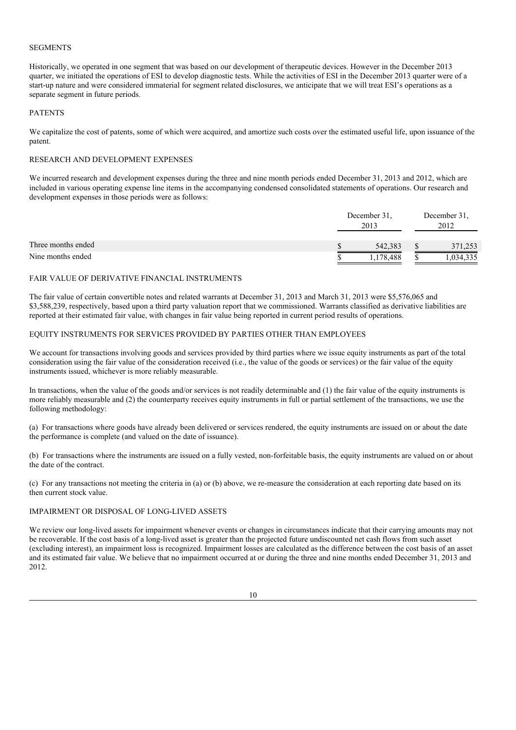## SEGMENTS

Historically, we operated in one segment that was based on our development of therapeutic devices. However in the December 2013 quarter, we initiated the operations of ESI to develop diagnostic tests. While the activities of ESI in the December 2013 quarter were of a start-up nature and were considered immaterial for segment related disclosures, we anticipate that we will treat ESI's operations as a separate segment in future periods.

## PATENTS

We capitalize the cost of patents, some of which were acquired, and amortize such costs over the estimated useful life, upon issuance of the patent.

## RESEARCH AND DEVELOPMENT EXPENSES

We incurred research and development expenses during the three and nine month periods ended December 31, 2013 and 2012, which are included in various operating expense line items in the accompanying condensed consolidated statements of operations. Our research and development expenses in those periods were as follows:

| | December 31, 2013 | December 31, 2012 |
|---|---|---|
| Three months ended | $ 542,383 | $ 371,253 |
| Nine months ended | $ 1,178,488 | $ 1,034,335 |

## FAIR VALUE OF DERIVATIVE FINANCIAL INSTRUMENTS

The fair value of certain convertible notes and related warrants at December 31, 2013 and March 31, 2013 were $5,576,065 and $3,588,239, respectively, based upon a third party valuation report that we commissioned. Warrants classified as derivative liabilities are reported at their estimated fair value, with changes in fair value being reported in current period results of operations.

## EQUITY INSTRUMENTS FOR SERVICES PROVIDED BY PARTIES OTHER THAN EMPLOYEES

We account for transactions involving goods and services provided by third parties where we issue equity instruments as part of the total consideration using the fair value of the consideration received (i.e., the value of the goods or services) or the fair value of the equity instruments issued, whichever is more reliably measurable.

In transactions, when the value of the goods and/or services is not readily determinable and (1) the fair value of the equity instruments is more reliably measurable and (2) the counterparty receives equity instruments in full or partial settlement of the transactions, we use the following methodology:

(a) For transactions where goods have already been delivered or services rendered, the equity instruments are issued on or about the date the performance is complete (and valued on the date of issuance).

(b) For transactions where the instruments are issued on a fully vested, non-forfeitable basis, the equity instruments are valued on or about the date of the contract.

(c) For any transactions not meeting the criteria in (a) or (b) above, we re-measure the consideration at each reporting date based on its then current stock value.

## IMPAIRMENT OR DISPOSAL OF LONG-LIVED ASSETS

We review our long-lived assets for impairment whenever events or changes in circumstances indicate that their carrying amounts may not be recoverable. If the cost basis of a long-lived asset is greater than the projected future undiscounted net cash flows from such asset (excluding interest), an impairment loss is recognized. Impairment losses are calculated as the difference between the cost basis of an asset and its estimated fair value. We believe that no impairment occurred at or during the three and nine months ended December 31, 2013 and 2012.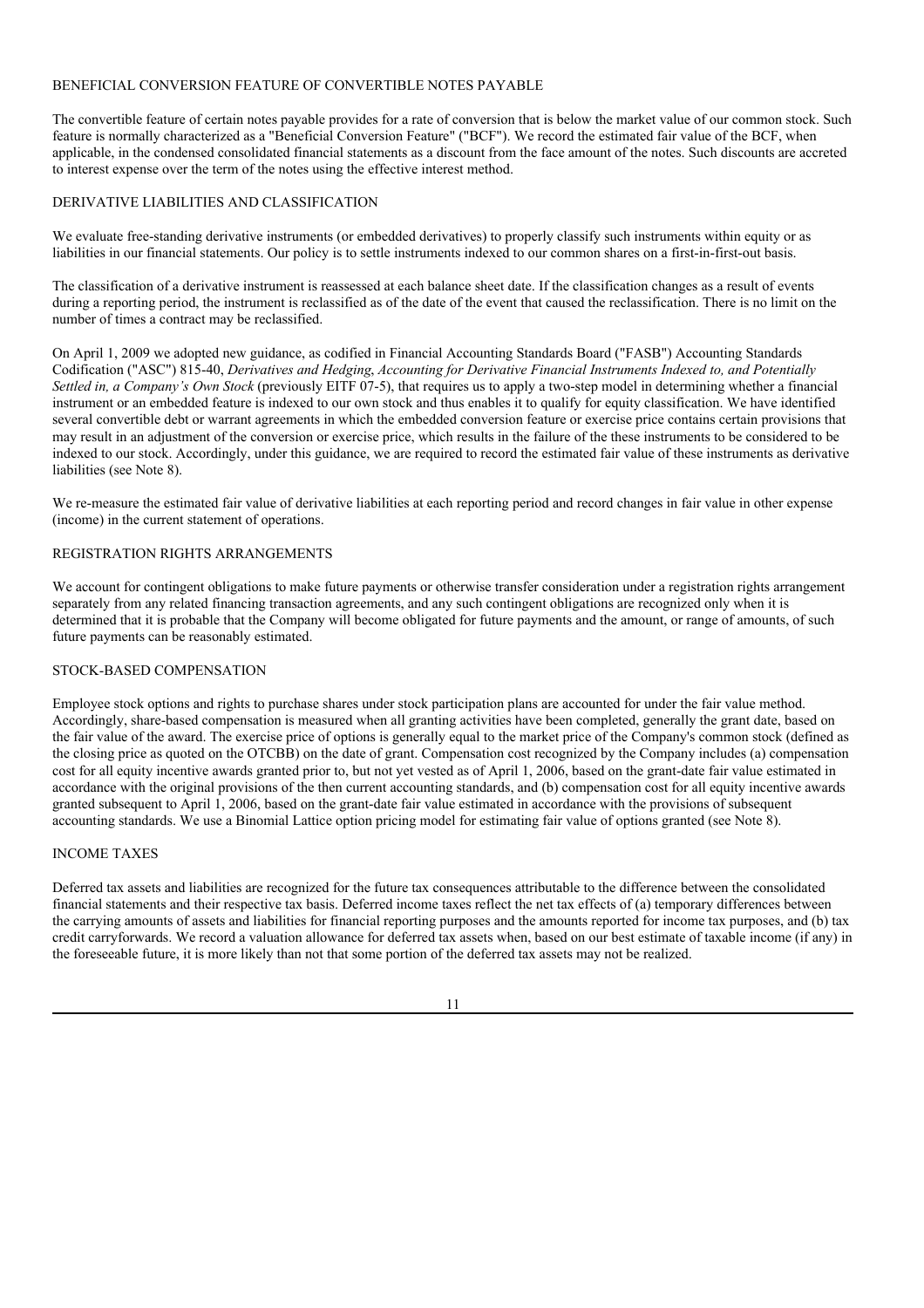### BENEFICIAL CONVERSION FEATURE OF CONVERTIBLE NOTES PAYABLE

The convertible feature of certain notes payable provides for a rate of conversion that is below the market value of our common stock. Such feature is normally characterized as a "Beneficial Conversion Feature" ("BCF"). We record the estimated fair value of the BCF, when applicable, in the condensed consolidated financial statements as a discount from the face amount of the notes. Such discounts are accreted to interest expense over the term of the notes using the effective interest method.

### DERIVATIVE LIABILITIES AND CLASSIFICATION

We evaluate free-standing derivative instruments (or embedded derivatives) to properly classify such instruments within equity or as liabilities in our financial statements. Our policy is to settle instruments indexed to our common shares on a first-in-first-out basis.

The classification of a derivative instrument is reassessed at each balance sheet date. If the classification changes as a result of events during a reporting period, the instrument is reclassified as of the date of the event that caused the reclassification. There is no limit on the number of times a contract may be reclassified.

On April 1, 2009 we adopted new guidance, as codified in Financial Accounting Standards Board ("FASB") Accounting Standards Codification ("ASC") 815-40, *Derivatives and Hedging*, *Accounting for Derivative Financial Instruments Indexed to, and Potentially Settled in, a Company's Own Stock* (previously EITF 07-5), that requires us to apply a two-step model in determining whether a financial instrument or an embedded feature is indexed to our own stock and thus enables it to qualify for equity classification. We have identified several convertible debt or warrant agreements in which the embedded conversion feature or exercise price contains certain provisions that may result in an adjustment of the conversion or exercise price, which results in the failure of the these instruments to be considered to be indexed to our stock. Accordingly, under this guidance, we are required to record the estimated fair value of these instruments as derivative liabilities (see Note 8).

We re-measure the estimated fair value of derivative liabilities at each reporting period and record changes in fair value in other expense (income) in the current statement of operations.

### REGISTRATION RIGHTS ARRANGEMENTS

We account for contingent obligations to make future payments or otherwise transfer consideration under a registration rights arrangement separately from any related financing transaction agreements, and any such contingent obligations are recognized only when it is determined that it is probable that the Company will become obligated for future payments and the amount, or range of amounts, of such future payments can be reasonably estimated.

### STOCK-BASED COMPENSATION

Employee stock options and rights to purchase shares under stock participation plans are accounted for under the fair value method. Accordingly, share-based compensation is measured when all granting activities have been completed, generally the grant date, based on the fair value of the award. The exercise price of options is generally equal to the market price of the Company's common stock (defined as the closing price as quoted on the OTCBB) on the date of grant. Compensation cost recognized by the Company includes (a) compensation cost for all equity incentive awards granted prior to, but not yet vested as of April 1, 2006, based on the grant-date fair value estimated in accordance with the original provisions of the then current accounting standards, and (b) compensation cost for all equity incentive awards granted subsequent to April 1, 2006, based on the grant-date fair value estimated in accordance with the provisions of subsequent accounting standards. We use a Binomial Lattice option pricing model for estimating fair value of options granted (see Note 8).

### INCOME TAXES

Deferred tax assets and liabilities are recognized for the future tax consequences attributable to the difference between the consolidated financial statements and their respective tax basis. Deferred income taxes reflect the net tax effects of (a) temporary differences between the carrying amounts of assets and liabilities for financial reporting purposes and the amounts reported for income tax purposes, and (b) tax credit carryforwards. We record a valuation allowance for deferred tax assets when, based on our best estimate of taxable income (if any) in the foreseeable future, it is more likely than not that some portion of the deferred tax assets may not be realized.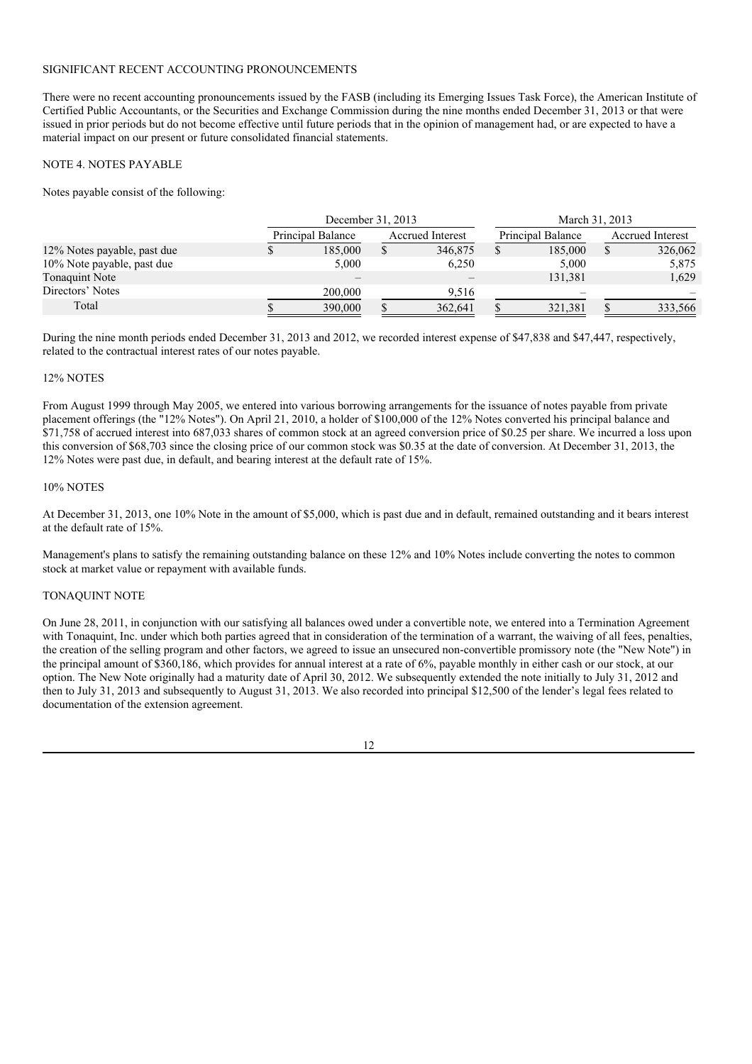SIGNIFICANT RECENT ACCOUNTING PRONOUNCEMENTS

There were no recent accounting pronouncements issued by the FASB (including its Emerging Issues Task Force), the American Institute of Certified Public Accountants, or the Securities and Exchange Commission during the nine months ended December 31, 2013 or that were issued in prior periods but do not become effective until future periods that in the opinion of management had, or are expected to have a material impact on our present or future consolidated financial statements.

NOTE 4. NOTES PAYABLE

Notes payable consist of the following:

| | December 31, 2013 | | March 31, 2013 | |
|---|---|---|---|---|
| | Principal Balance | Accrued Interest | Principal Balance | Accrued Interest |
| 12% Notes payable, past due | $ 185,000 | $ 346,875 | $ 185,000 | $ 326,062 |
| 10% Note payable, past due | 5,000 | 6,250 | 5,000 | 5,875 |
| Tonaquint Note | – | – | 131,381 | 1,629 |
| Directors' Notes | 200,000 | 9,516 | – | – |
| Total | $ 390,000 | $ 362,641 | $ 321,381 | $ 333,566 |

During the nine month periods ended December 31, 2013 and 2012, we recorded interest expense of $47,838 and $47,447, respectively, related to the contractual interest rates of our notes payable.

12% NOTES

From August 1999 through May 2005, we entered into various borrowing arrangements for the issuance of notes payable from private placement offerings (the "12% Notes"). On April 21, 2010, a holder of $100,000 of the 12% Notes converted his principal balance and $71,758 of accrued interest into 687,033 shares of common stock at an agreed conversion price of $0.25 per share. We incurred a loss upon this conversion of $68,703 since the closing price of our common stock was $0.35 at the date of conversion. At December 31, 2013, the 12% Notes were past due, in default, and bearing interest at the default rate of 15%.

10% NOTES

At December 31, 2013, one 10% Note in the amount of $5,000, which is past due and in default, remained outstanding and it bears interest at the default rate of 15%.

Management's plans to satisfy the remaining outstanding balance on these 12% and 10% Notes include converting the notes to common stock at market value or repayment with available funds.

TONAQUINT NOTE

On June 28, 2011, in conjunction with our satisfying all balances owed under a convertible note, we entered into a Termination Agreement with Tonaquint, Inc. under which both parties agreed that in consideration of the termination of a warrant, the waiving of all fees, penalties, the creation of the selling program and other factors, we agreed to issue an unsecured non-convertible promissory note (the "New Note") in the principal amount of $360,186, which provides for annual interest at a rate of 6%, payable monthly in either cash or our stock, at our option. The New Note originally had a maturity date of April 30, 2012. We subsequently extended the note initially to July 31, 2012 and then to July 31, 2013 and subsequently to August 31, 2013. We also recorded into principal $12,500 of the lender's legal fees related to documentation of the extension agreement.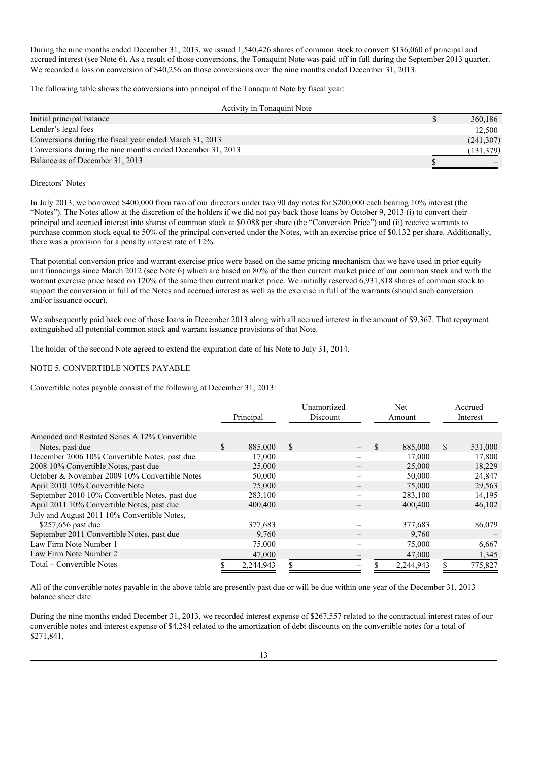During the nine months ended December 31, 2013, we issued 1,540,426 shares of common stock to convert $136,060 of principal and accrued interest (see Note 6). As a result of those conversions, the Tonaquint Note was paid off in full during the September 2013 quarter. We recorded a loss on conversion of $40,256 on those conversions over the nine months ended December 31, 2013.

The following table shows the conversions into principal of the Tonaquint Note by fiscal year:

| Activity in Tonaquint Note | |
|---|---|
| Initial principal balance | $ 360,186 |
| Lender's legal fees | 12,500 |
| Conversions during the fiscal year ended March 31, 2013 | (241,307) |
| Conversions during the nine months ended December 31, 2013 | (131,379) |
| Balance as of December 31, 2013 | $ – |

Directors' Notes

In July 2013, we borrowed $400,000 from two of our directors under two 90 day notes for $200,000 each bearing 10% interest (the "Notes"). The Notes allow at the discretion of the holders if we did not pay back those loans by October 9, 2013 (i) to convert their principal and accrued interest into shares of common stock at $0.088 per share (the "Conversion Price") and (ii) receive warrants to purchase common stock equal to 50% of the principal converted under the Notes, with an exercise price of $0.132 per share. Additionally, there was a provision for a penalty interest rate of 12%.

That potential conversion price and warrant exercise price were based on the same pricing mechanism that we have used in prior equity unit financings since March 2012 (see Note 6) which are based on 80% of the then current market price of our common stock and with the warrant exercise price based on 120% of the same then current market price. We initially reserved 6,931,818 shares of common stock to support the conversion in full of the Notes and accrued interest as well as the exercise in full of the warrants (should such conversion and/or issuance occur).

We subsequently paid back one of those loans in December 2013 along with all accrued interest in the amount of $9,367. That repayment extinguished all potential common stock and warrant issuance provisions of that Note.

The holder of the second Note agreed to extend the expiration date of his Note to July 31, 2014.

NOTE 5. CONVERTIBLE NOTES PAYABLE

Convertible notes payable consist of the following at December 31, 2013:

| | Principal | Unamortized Discount | Net Amount | Accrued Interest |
|---|---|---|---|---|
| Amended and Restated Series A 12% Convertible Notes, past due | $ 885,000 | $ – | $ 885,000 | $ 531,000 |
| December 2006 10% Convertible Notes, past due | 17,000 | – | 17,000 | 17,800 |
| 2008 10% Convertible Notes, past due | 25,000 | – | 25,000 | 18,229 |
| October & November 2009 10% Convertible Notes | 50,000 | – | 50,000 | 24,847 |
| April 2010 10% Convertible Note | 75,000 | – | 75,000 | 29,563 |
| September 2010 10% Convertible Notes, past due | 283,100 | – | 283,100 | 14,195 |
| April 2011 10% Convertible Notes, past due | 400,400 | – | 400,400 | 46,102 |
| July and August 2011 10% Convertible Notes, $257,656 past due | 377,683 | – | 377,683 | 86,079 |
| September 2011 Convertible Notes, past due | 9,760 | – | 9,760 | – |
| Law Firm Note Number 1 | 75,000 | – | 75,000 | 6,667 |
| Law Firm Note Number 2 | 47,000 | – | 47,000 | 1,345 |
| Total – Convertible Notes | $ 2,244,943 | $ – | $ 2,244,943 | $ 775,827 |

All of the convertible notes payable in the above table are presently past due or will be due within one year of the December 31, 2013 balance sheet date.

During the nine months ended December 31, 2013, we recorded interest expense of $267,557 related to the contractual interest rates of our convertible notes and interest expense of $4,284 related to the amortization of debt discounts on the convertible notes for a total of $271,841.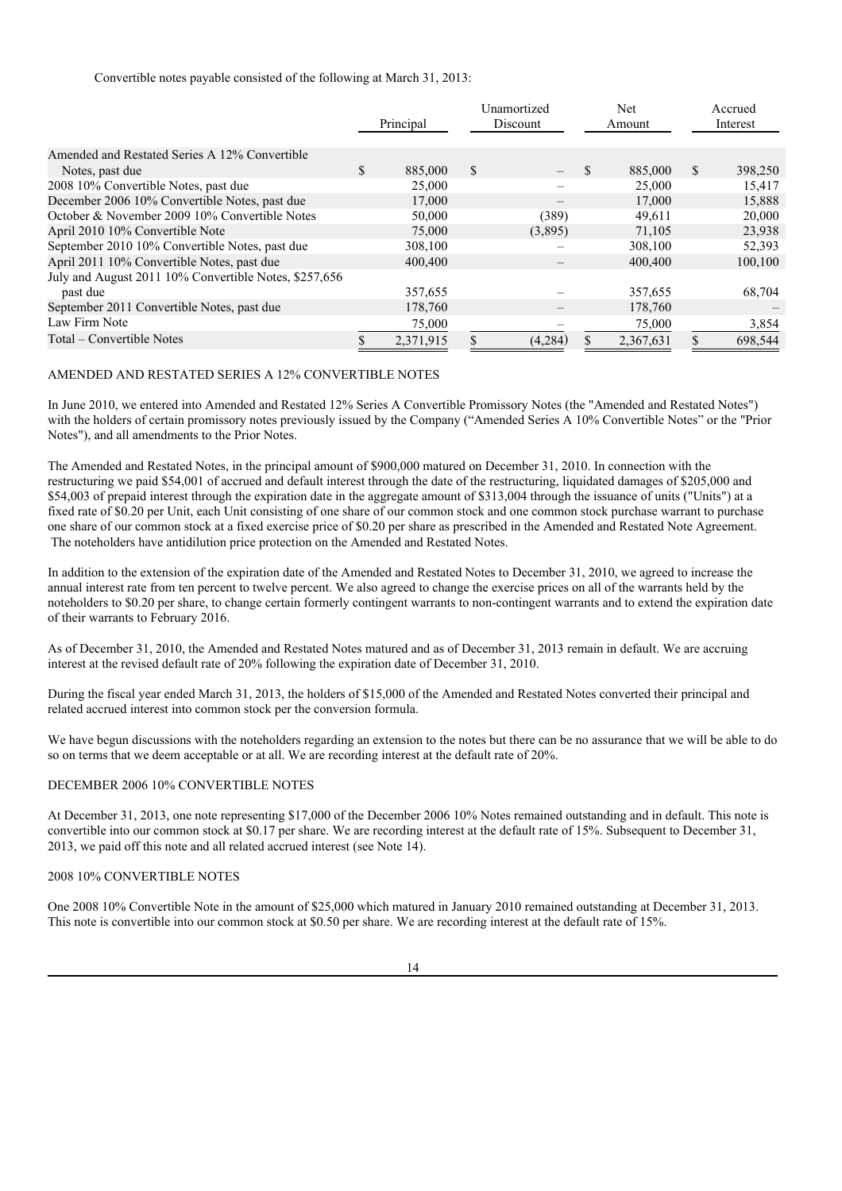Convertible notes payable consisted of the following at March 31, 2013:

| | Principal | Unamortized Discount | Net Amount | Accrued Interest |
|---|---|---|---|---|
| Amended and Restated Series A 12% Convertible Notes, past due | $ 885,000 | $ – | $ 885,000 | $ 398,250 |
| 2008 10% Convertible Notes, past due | 25,000 | – | 25,000 | 15,417 |
| December 2006 10% Convertible Notes, past due | 17,000 | – | 17,000 | 15,888 |
| October & November 2009 10% Convertible Notes | 50,000 | (389) | 49,611 | 20,000 |
| April 2010 10% Convertible Note | 75,000 | (3,895) | 71,105 | 23,938 |
| September 2010 10% Convertible Notes, past due | 308,100 | – | 308,100 | 52,393 |
| April 2011 10% Convertible Notes, past due | 400,400 | – | 400,400 | 100,100 |
| July and August 2011 10% Convertible Notes, $257,656 past due | 357,655 | – | 357,655 | 68,704 |
| September 2011 Convertible Notes, past due | 178,760 | – | 178,760 | – |
| Law Firm Note | 75,000 | – | 75,000 | 3,854 |
| Total – Convertible Notes | $ 2,371,915 | $ (4,284) | $ 2,367,631 | $ 698,544 |

AMENDED AND RESTATED SERIES A 12% CONVERTIBLE NOTES

In June 2010, we entered into Amended and Restated 12% Series A Convertible Promissory Notes (the "Amended and Restated Notes") with the holders of certain promissory notes previously issued by the Company ("Amended Series A 10% Convertible Notes" or the "Prior Notes"), and all amendments to the Prior Notes.

The Amended and Restated Notes, in the principal amount of $900,000 matured on December 31, 2010. In connection with the restructuring we paid $54,001 of accrued and default interest through the date of the restructuring, liquidated damages of $205,000 and $54,003 of prepaid interest through the expiration date in the aggregate amount of $313,004 through the issuance of units ("Units") at a fixed rate of $0.20 per Unit, each Unit consisting of one share of our common stock and one common stock purchase warrant to purchase one share of our common stock at a fixed exercise price of $0.20 per share as prescribed in the Amended and Restated Note Agreement. The noteholders have antidilution price protection on the Amended and Restated Notes.

In addition to the extension of the expiration date of the Amended and Restated Notes to December 31, 2010, we agreed to increase the annual interest rate from ten percent to twelve percent. We also agreed to change the exercise prices on all of the warrants held by the noteholders to $0.20 per share, to change certain formerly contingent warrants to non-contingent warrants and to extend the expiration date of their warrants to February 2016.

As of December 31, 2010, the Amended and Restated Notes matured and as of December 31, 2013 remain in default. We are accruing interest at the revised default rate of 20% following the expiration date of December 31, 2010.

During the fiscal year ended March 31, 2013, the holders of $15,000 of the Amended and Restated Notes converted their principal and related accrued interest into common stock per the conversion formula.

We have begun discussions with the noteholders regarding an extension to the notes but there can be no assurance that we will be able to do so on terms that we deem acceptable or at all. We are recording interest at the default rate of 20%.

DECEMBER 2006 10% CONVERTIBLE NOTES

At December 31, 2013, one note representing $17,000 of the December 2006 10% Notes remained outstanding and in default. This note is convertible into our common stock at $0.17 per share. We are recording interest at the default rate of 15%. Subsequent to December 31, 2013, we paid off this note and all related accrued interest (see Note 14).

2008 10% CONVERTIBLE NOTES

One 2008 10% Convertible Note in the amount of $25,000 which matured in January 2010 remained outstanding at December 31, 2013. This note is convertible into our common stock at $0.50 per share. We are recording interest at the default rate of 15%.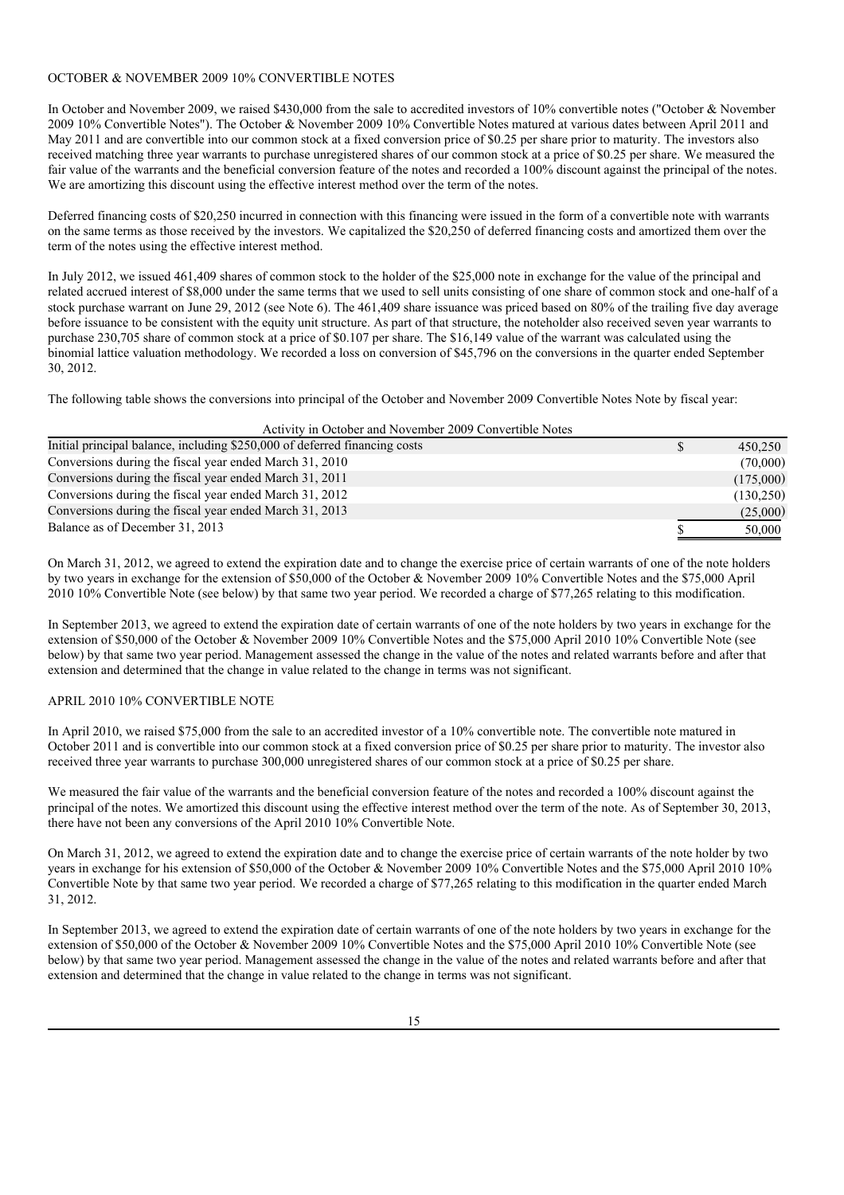OCTOBER & NOVEMBER 2009 10% CONVERTIBLE NOTES

In October and November 2009, we raised $430,000 from the sale to accredited investors of 10% convertible notes ("October & November 2009 10% Convertible Notes"). The October & November 2009 10% Convertible Notes matured at various dates between April 2011 and May 2011 and are convertible into our common stock at a fixed conversion price of $0.25 per share prior to maturity. The investors also received matching three year warrants to purchase unregistered shares of our common stock at a price of $0.25 per share. We measured the fair value of the warrants and the beneficial conversion feature of the notes and recorded a 100% discount against the principal of the notes. We are amortizing this discount using the effective interest method over the term of the notes.

Deferred financing costs of $20,250 incurred in connection with this financing were issued in the form of a convertible note with warrants on the same terms as those received by the investors. We capitalized the $20,250 of deferred financing costs and amortized them over the term of the notes using the effective interest method.

In July 2012, we issued 461,409 shares of common stock to the holder of the $25,000 note in exchange for the value of the principal and related accrued interest of $8,000 under the same terms that we used to sell units consisting of one share of common stock and one-half of a stock purchase warrant on June 29, 2012 (see Note 6). The 461,409 share issuance was priced based on 80% of the trailing five day average before issuance to be consistent with the equity unit structure. As part of that structure, the noteholder also received seven year warrants to purchase 230,705 share of common stock at a price of $0.107 per share. The $16,149 value of the warrant was calculated using the binomial lattice valuation methodology. We recorded a loss on conversion of $45,796 on the conversions in the quarter ended September 30, 2012.

The following table shows the conversions into principal of the October and November 2009 Convertible Notes Note by fiscal year:

| Activity in October and November 2009 Convertible Notes | |
|---|---|
| Initial principal balance, including $250,000 of deferred financing costs | $ 450,250 |
| Conversions during the fiscal year ended March 31, 2010 | (70,000) |
| Conversions during the fiscal year ended March 31, 2011 | (175,000) |
| Conversions during the fiscal year ended March 31, 2012 | (130,250) |
| Conversions during the fiscal year ended March 31, 2013 | (25,000) |
| Balance as of December 31, 2013 | $ 50,000 |

On March 31, 2012, we agreed to extend the expiration date and to change the exercise price of certain warrants of one of the note holders by two years in exchange for the extension of $50,000 of the October & November 2009 10% Convertible Notes and the $75,000 April 2010 10% Convertible Note (see below) by that same two year period. We recorded a charge of $77,265 relating to this modification.

In September 2013, we agreed to extend the expiration date of certain warrants of one of the note holders by two years in exchange for the extension of $50,000 of the October & November 2009 10% Convertible Notes and the $75,000 April 2010 10% Convertible Note (see below) by that same two year period. Management assessed the change in the value of the notes and related warrants before and after that extension and determined that the change in value related to the change in terms was not significant.

APRIL 2010 10% CONVERTIBLE NOTE

In April 2010, we raised $75,000 from the sale to an accredited investor of a 10% convertible note. The convertible note matured in October 2011 and is convertible into our common stock at a fixed conversion price of $0.25 per share prior to maturity. The investor also received three year warrants to purchase 300,000 unregistered shares of our common stock at a price of $0.25 per share.

We measured the fair value of the warrants and the beneficial conversion feature of the notes and recorded a 100% discount against the principal of the notes. We amortized this discount using the effective interest method over the term of the note. As of September 30, 2013, there have not been any conversions of the April 2010 10% Convertible Note.

On March 31, 2012, we agreed to extend the expiration date and to change the exercise price of certain warrants of the note holder by two years in exchange for his extension of $50,000 of the October & November 2009 10% Convertible Notes and the $75,000 April 2010 10% Convertible Note by that same two year period. We recorded a charge of $77,265 relating to this modification in the quarter ended March 31, 2012.

In September 2013, we agreed to extend the expiration date of certain warrants of one of the note holders by two years in exchange for the extension of $50,000 of the October & November 2009 10% Convertible Notes and the $75,000 April 2010 10% Convertible Note (see below) by that same two year period. Management assessed the change in the value of the notes and related warrants before and after that extension and determined that the change in value related to the change in terms was not significant.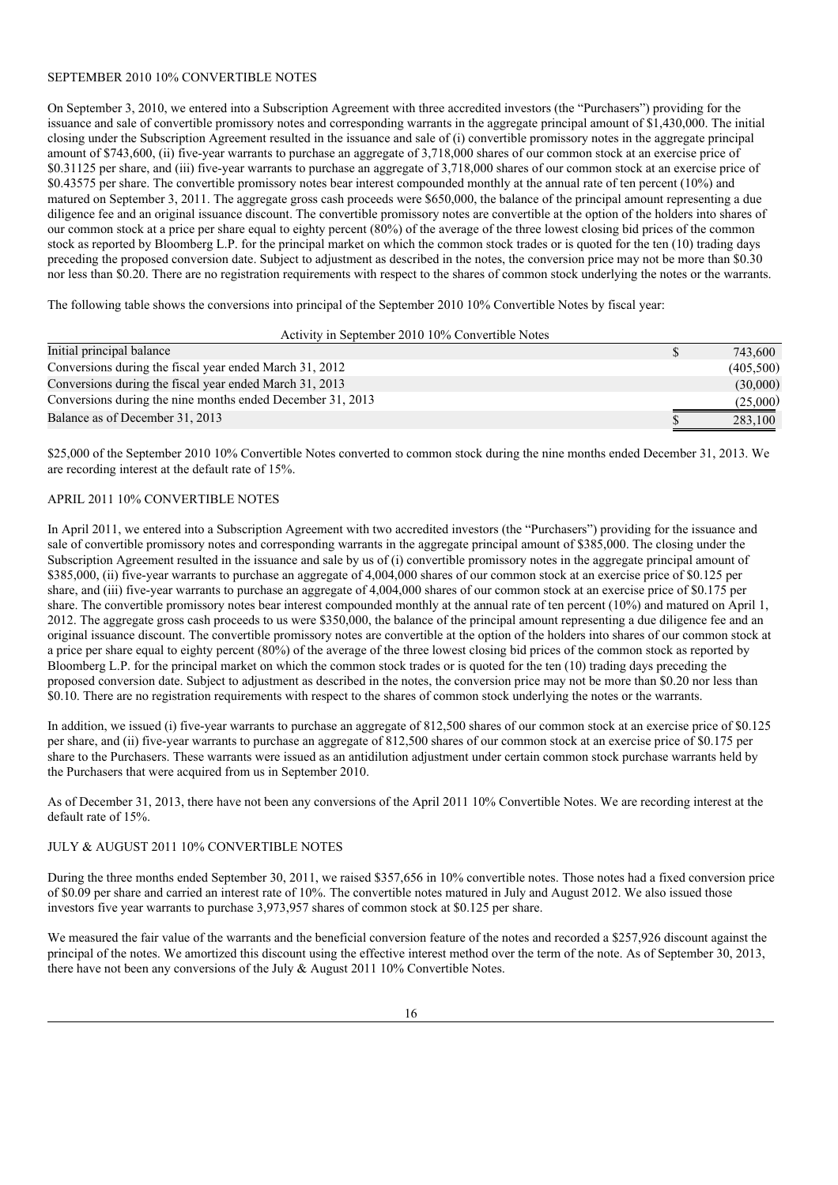### SEPTEMBER 2010 10% CONVERTIBLE NOTES

On September 3, 2010, we entered into a Subscription Agreement with three accredited investors (the "Purchasers") providing for the issuance and sale of convertible promissory notes and corresponding warrants in the aggregate principal amount of $1,430,000. The initial closing under the Subscription Agreement resulted in the issuance and sale of (i) convertible promissory notes in the aggregate principal amount of $743,600, (ii) five-year warrants to purchase an aggregate of 3,718,000 shares of our common stock at an exercise price of $0.31125 per share, and (iii) five-year warrants to purchase an aggregate of 3,718,000 shares of our common stock at an exercise price of $0.43575 per share. The convertible promissory notes bear interest compounded monthly at the annual rate of ten percent (10%) and matured on September 3, 2011. The aggregate gross cash proceeds were $650,000, the balance of the principal amount representing a due diligence fee and an original issuance discount. The convertible promissory notes are convertible at the option of the holders into shares of our common stock at a price per share equal to eighty percent (80%) of the average of the three lowest closing bid prices of the common stock as reported by Bloomberg L.P. for the principal market on which the common stock trades or is quoted for the ten (10) trading days preceding the proposed conversion date. Subject to adjustment as described in the notes, the conversion price may not be more than $0.30 nor less than $0.20. There are no registration requirements with respect to the shares of common stock underlying the notes or the warrants.

The following table shows the conversions into principal of the September 2010 10% Convertible Notes by fiscal year:

| Activity in September 2010 10% Convertible Notes | | |
|---|---|---|
| Initial principal balance | $ | 743,600 |
| Conversions during the fiscal year ended March 31, 2012 | | (405,500) |
| Conversions during the fiscal year ended March 31, 2013 | | (30,000) |
| Conversions during the nine months ended December 31, 2013 | | (25,000) |
| Balance as of December 31, 2013 | $ | 283,100 |

$25,000 of the September 2010 10% Convertible Notes converted to common stock during the nine months ended December 31, 2013. We are recording interest at the default rate of 15%.

### APRIL 2011 10% CONVERTIBLE NOTES

In April 2011, we entered into a Subscription Agreement with two accredited investors (the "Purchasers") providing for the issuance and sale of convertible promissory notes and corresponding warrants in the aggregate principal amount of $385,000. The closing under the Subscription Agreement resulted in the issuance and sale by us of (i) convertible promissory notes in the aggregate principal amount of $385,000, (ii) five-year warrants to purchase an aggregate of 4,004,000 shares of our common stock at an exercise price of $0.125 per share, and (iii) five-year warrants to purchase an aggregate of 4,004,000 shares of our common stock at an exercise price of $0.175 per share. The convertible promissory notes bear interest compounded monthly at the annual rate of ten percent (10%) and matured on April 1, 2012. The aggregate gross cash proceeds to us were $350,000, the balance of the principal amount representing a due diligence fee and an original issuance discount. The convertible promissory notes are convertible at the option of the holders into shares of our common stock at a price per share equal to eighty percent (80%) of the average of the three lowest closing bid prices of the common stock as reported by Bloomberg L.P. for the principal market on which the common stock trades or is quoted for the ten (10) trading days preceding the proposed conversion date. Subject to adjustment as described in the notes, the conversion price may not be more than $0.20 nor less than $0.10. There are no registration requirements with respect to the shares of common stock underlying the notes or the warrants.

In addition, we issued (i) five-year warrants to purchase an aggregate of 812,500 shares of our common stock at an exercise price of $0.125 per share, and (ii) five-year warrants to purchase an aggregate of 812,500 shares of our common stock at an exercise price of $0.175 per share to the Purchasers. These warrants were issued as an antidilution adjustment under certain common stock purchase warrants held by the Purchasers that were acquired from us in September 2010.

As of December 31, 2013, there have not been any conversions of the April 2011 10% Convertible Notes. We are recording interest at the default rate of 15%.

### JULY & AUGUST 2011 10% CONVERTIBLE NOTES

During the three months ended September 30, 2011, we raised $357,656 in 10% convertible notes. Those notes had a fixed conversion price of $0.09 per share and carried an interest rate of 10%. The convertible notes matured in July and August 2012. We also issued those investors five year warrants to purchase 3,973,957 shares of common stock at $0.125 per share.

We measured the fair value of the warrants and the beneficial conversion feature of the notes and recorded a $257,926 discount against the principal of the notes. We amortized this discount using the effective interest method over the term of the note. As of September 30, 2013, there have not been any conversions of the July & August 2011 10% Convertible Notes.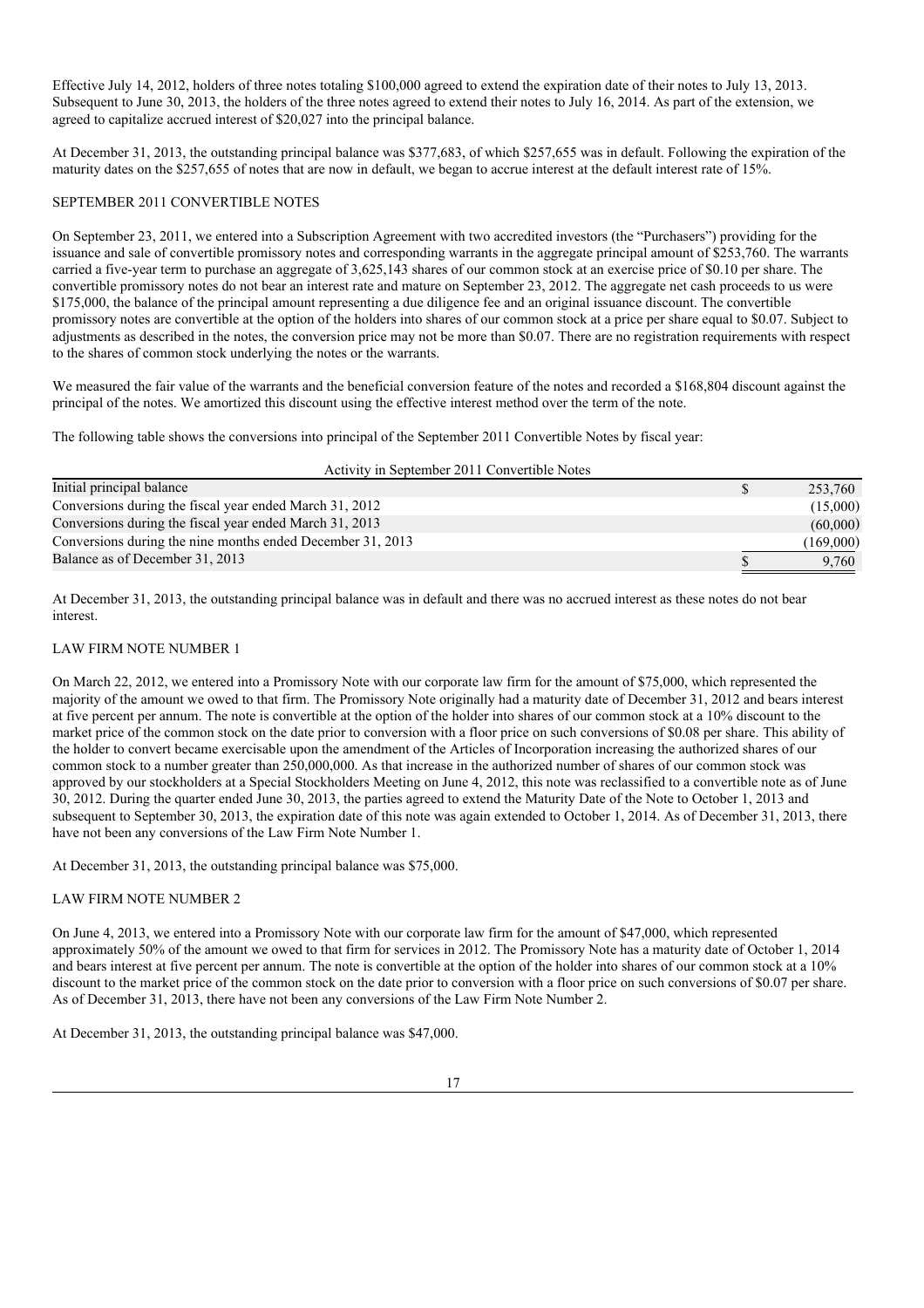Effective July 14, 2012, holders of three notes totaling $100,000 agreed to extend the expiration date of their notes to July 13, 2013. Subsequent to June 30, 2013, the holders of the three notes agreed to extend their notes to July 16, 2014. As part of the extension, we agreed to capitalize accrued interest of $20,027 into the principal balance.

At December 31, 2013, the outstanding principal balance was $377,683, of which $257,655 was in default. Following the expiration of the maturity dates on the $257,655 of notes that are now in default, we began to accrue interest at the default interest rate of 15%.

## SEPTEMBER 2011 CONVERTIBLE NOTES

On September 23, 2011, we entered into a Subscription Agreement with two accredited investors (the "Purchasers") providing for the issuance and sale of convertible promissory notes and corresponding warrants in the aggregate principal amount of $253,760. The warrants carried a five-year term to purchase an aggregate of 3,625,143 shares of our common stock at an exercise price of $0.10 per share. The convertible promissory notes do not bear an interest rate and mature on September 23, 2012. The aggregate net cash proceeds to us were $175,000, the balance of the principal amount representing a due diligence fee and an original issuance discount. The convertible promissory notes are convertible at the option of the holders into shares of our common stock at a price per share equal to $0.07. Subject to adjustments as described in the notes, the conversion price may not be more than $0.07. There are no registration requirements with respect to the shares of common stock underlying the notes or the warrants.

We measured the fair value of the warrants and the beneficial conversion feature of the notes and recorded a $168,804 discount against the principal of the notes. We amortized this discount using the effective interest method over the term of the note.

The following table shows the conversions into principal of the September 2011 Convertible Notes by fiscal year:

| Activity in September 2011 Convertible Notes | |
|---|---|
| Initial principal balance | $ 253,760 |
| Conversions during the fiscal year ended March 31, 2012 | (15,000) |
| Conversions during the fiscal year ended March 31, 2013 | (60,000) |
| Conversions during the nine months ended December 31, 2013 | (169,000) |
| Balance as of December 31, 2013 | $ 9,760 |

At December 31, 2013, the outstanding principal balance was in default and there was no accrued interest as these notes do not bear interest.

## LAW FIRM NOTE NUMBER 1

On March 22, 2012, we entered into a Promissory Note with our corporate law firm for the amount of $75,000, which represented the majority of the amount we owed to that firm. The Promissory Note originally had a maturity date of December 31, 2012 and bears interest at five percent per annum. The note is convertible at the option of the holder into shares of our common stock at a 10% discount to the market price of the common stock on the date prior to conversion with a floor price on such conversions of $0.08 per share. This ability of the holder to convert became exercisable upon the amendment of the Articles of Incorporation increasing the authorized shares of our common stock to a number greater than 250,000,000. As that increase in the authorized number of shares of our common stock was approved by our stockholders at a Special Stockholders Meeting on June 4, 2012, this note was reclassified to a convertible note as of June 30, 2012. During the quarter ended June 30, 2013, the parties agreed to extend the Maturity Date of the Note to October 1, 2013 and subsequent to September 30, 2013, the expiration date of this note was again extended to October 1, 2014. As of December 31, 2013, there have not been any conversions of the Law Firm Note Number 1.

At December 31, 2013, the outstanding principal balance was $75,000.

## LAW FIRM NOTE NUMBER 2

On June 4, 2013, we entered into a Promissory Note with our corporate law firm for the amount of $47,000, which represented approximately 50% of the amount we owed to that firm for services in 2012. The Promissory Note has a maturity date of October 1, 2014 and bears interest at five percent per annum. The note is convertible at the option of the holder into shares of our common stock at a 10% discount to the market price of the common stock on the date prior to conversion with a floor price on such conversions of $0.07 per share. As of December 31, 2013, there have not been any conversions of the Law Firm Note Number 2.

At December 31, 2013, the outstanding principal balance was $47,000.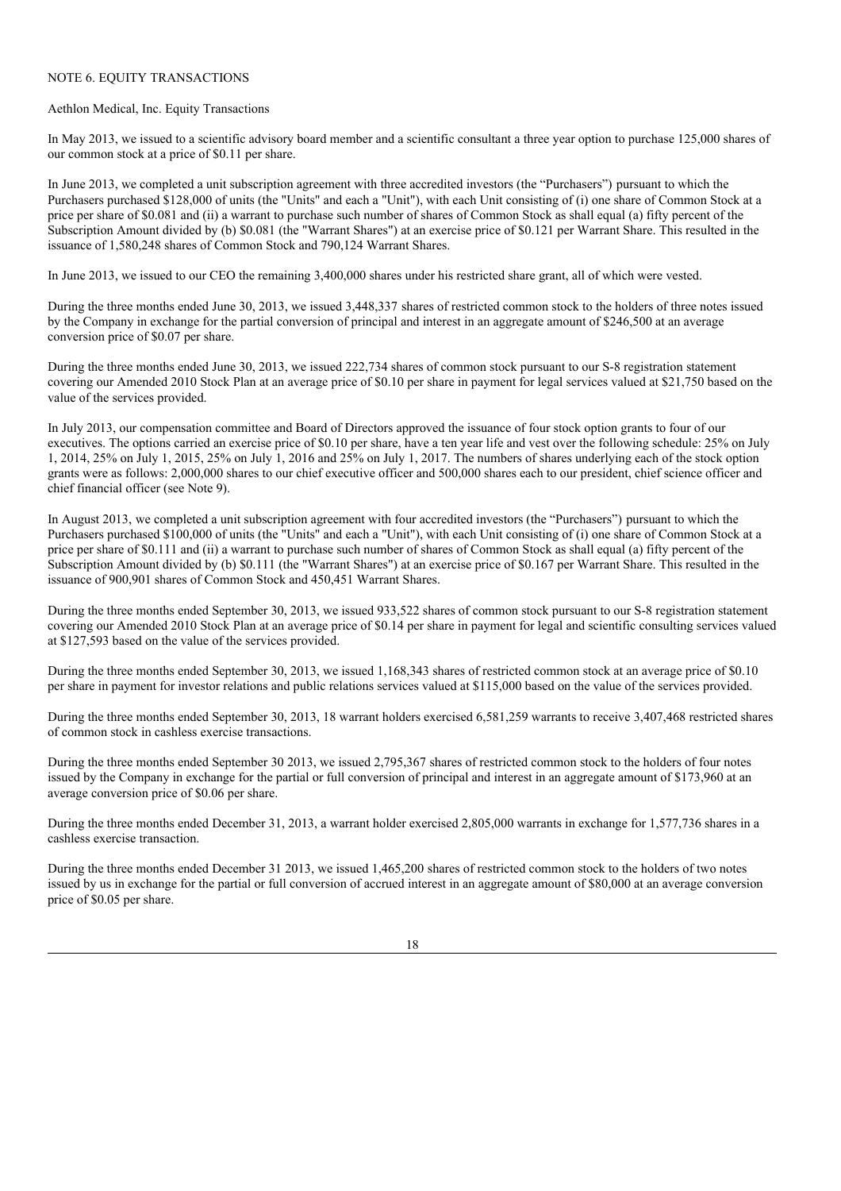NOTE 6. EQUITY TRANSACTIONS

Aethlon Medical, Inc. Equity Transactions

In May 2013, we issued to a scientific advisory board member and a scientific consultant a three year option to purchase 125,000 shares of our common stock at a price of $0.11 per share.

In June 2013, we completed a unit subscription agreement with three accredited investors (the "Purchasers") pursuant to which the Purchasers purchased $128,000 of units (the "Units" and each a "Unit"), with each Unit consisting of (i) one share of Common Stock at a price per share of $0.081 and (ii) a warrant to purchase such number of shares of Common Stock as shall equal (a) fifty percent of the Subscription Amount divided by (b) $0.081 (the "Warrant Shares") at an exercise price of $0.121 per Warrant Share. This resulted in the issuance of 1,580,248 shares of Common Stock and 790,124 Warrant Shares.

In June 2013, we issued to our CEO the remaining 3,400,000 shares under his restricted share grant, all of which were vested.

During the three months ended June 30, 2013, we issued 3,448,337 shares of restricted common stock to the holders of three notes issued by the Company in exchange for the partial conversion of principal and interest in an aggregate amount of $246,500 at an average conversion price of $0.07 per share.

During the three months ended June 30, 2013, we issued 222,734 shares of common stock pursuant to our S-8 registration statement covering our Amended 2010 Stock Plan at an average price of $0.10 per share in payment for legal services valued at $21,750 based on the value of the services provided.

In July 2013, our compensation committee and Board of Directors approved the issuance of four stock option grants to four of our executives. The options carried an exercise price of $0.10 per share, have a ten year life and vest over the following schedule: 25% on July 1, 2014, 25% on July 1, 2015, 25% on July 1, 2016 and 25% on July 1, 2017. The numbers of shares underlying each of the stock option grants were as follows: 2,000,000 shares to our chief executive officer and 500,000 shares each to our president, chief science officer and chief financial officer (see Note 9).

In August 2013, we completed a unit subscription agreement with four accredited investors (the "Purchasers") pursuant to which the Purchasers purchased $100,000 of units (the "Units" and each a "Unit"), with each Unit consisting of (i) one share of Common Stock at a price per share of $0.111 and (ii) a warrant to purchase such number of shares of Common Stock as shall equal (a) fifty percent of the Subscription Amount divided by (b) $0.111 (the "Warrant Shares") at an exercise price of $0.167 per Warrant Share. This resulted in the issuance of 900,901 shares of Common Stock and 450,451 Warrant Shares.

During the three months ended September 30, 2013, we issued 933,522 shares of common stock pursuant to our S-8 registration statement covering our Amended 2010 Stock Plan at an average price of $0.14 per share in payment for legal and scientific consulting services valued at $127,593 based on the value of the services provided.

During the three months ended September 30, 2013, we issued 1,168,343 shares of restricted common stock at an average price of $0.10 per share in payment for investor relations and public relations services valued at $115,000 based on the value of the services provided.

During the three months ended September 30, 2013, 18 warrant holders exercised 6,581,259 warrants to receive 3,407,468 restricted shares of common stock in cashless exercise transactions.

During the three months ended September 30 2013, we issued 2,795,367 shares of restricted common stock to the holders of four notes issued by the Company in exchange for the partial or full conversion of principal and interest in an aggregate amount of $173,960 at an average conversion price of $0.06 per share.

During the three months ended December 31, 2013, a warrant holder exercised 2,805,000 warrants in exchange for 1,577,736 shares in a cashless exercise transaction.

During the three months ended December 31 2013, we issued 1,465,200 shares of restricted common stock to the holders of two notes issued by us in exchange for the partial or full conversion of accrued interest in an aggregate amount of $80,000 at an average conversion price of $0.05 per share.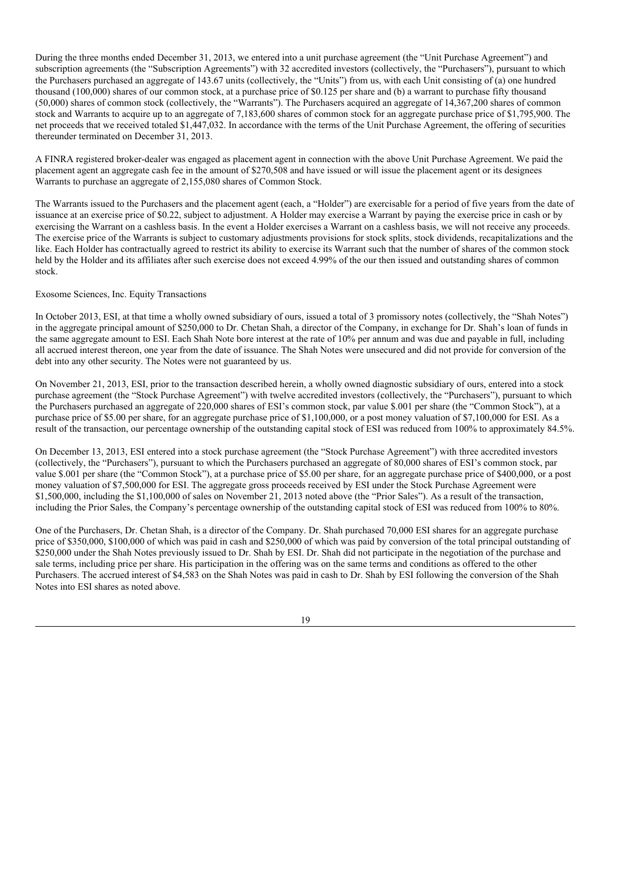During the three months ended December 31, 2013, we entered into a unit purchase agreement (the "Unit Purchase Agreement") and subscription agreements (the "Subscription Agreements") with 32 accredited investors (collectively, the "Purchasers"), pursuant to which the Purchasers purchased an aggregate of 143.67 units (collectively, the "Units") from us, with each Unit consisting of (a) one hundred thousand (100,000) shares of our common stock, at a purchase price of $0.125 per share and (b) a warrant to purchase fifty thousand (50,000) shares of common stock (collectively, the "Warrants"). The Purchasers acquired an aggregate of 14,367,200 shares of common stock and Warrants to acquire up to an aggregate of 7,183,600 shares of common stock for an aggregate purchase price of $1,795,900. The net proceeds that we received totaled $1,447,032. In accordance with the terms of the Unit Purchase Agreement, the offering of securities thereunder terminated on December 31, 2013.

A FINRA registered broker-dealer was engaged as placement agent in connection with the above Unit Purchase Agreement. We paid the placement agent an aggregate cash fee in the amount of $270,508 and have issued or will issue the placement agent or its designees Warrants to purchase an aggregate of 2,155,080 shares of Common Stock.

The Warrants issued to the Purchasers and the placement agent (each, a "Holder") are exercisable for a period of five years from the date of issuance at an exercise price of $0.22, subject to adjustment. A Holder may exercise a Warrant by paying the exercise price in cash or by exercising the Warrant on a cashless basis. In the event a Holder exercises a Warrant on a cashless basis, we will not receive any proceeds. The exercise price of the Warrants is subject to customary adjustments provisions for stock splits, stock dividends, recapitalizations and the like. Each Holder has contractually agreed to restrict its ability to exercise its Warrant such that the number of shares of the common stock held by the Holder and its affiliates after such exercise does not exceed 4.99% of the our then issued and outstanding shares of common stock.

Exosome Sciences, Inc. Equity Transactions

In October 2013, ESI, at that time a wholly owned subsidiary of ours, issued a total of 3 promissory notes (collectively, the "Shah Notes") in the aggregate principal amount of $250,000 to Dr. Chetan Shah, a director of the Company, in exchange for Dr. Shah's loan of funds in the same aggregate amount to ESI. Each Shah Note bore interest at the rate of 10% per annum and was due and payable in full, including all accrued interest thereon, one year from the date of issuance. The Shah Notes were unsecured and did not provide for conversion of the debt into any other security. The Notes were not guaranteed by us.

On November 21, 2013, ESI, prior to the transaction described herein, a wholly owned diagnostic subsidiary of ours, entered into a stock purchase agreement (the "Stock Purchase Agreement") with twelve accredited investors (collectively, the "Purchasers"), pursuant to which the Purchasers purchased an aggregate of 220,000 shares of ESI's common stock, par value $.001 per share (the "Common Stock"), at a purchase price of $5.00 per share, for an aggregate purchase price of $1,100,000, or a post money valuation of $7,100,000 for ESI. As a result of the transaction, our percentage ownership of the outstanding capital stock of ESI was reduced from 100% to approximately 84.5%.

On December 13, 2013, ESI entered into a stock purchase agreement (the "Stock Purchase Agreement") with three accredited investors (collectively, the "Purchasers"), pursuant to which the Purchasers purchased an aggregate of 80,000 shares of ESI's common stock, par value $.001 per share (the "Common Stock"), at a purchase price of $5.00 per share, for an aggregate purchase price of $400,000, or a post money valuation of $7,500,000 for ESI. The aggregate gross proceeds received by ESI under the Stock Purchase Agreement were $1,500,000, including the $1,100,000 of sales on November 21, 2013 noted above (the "Prior Sales"). As a result of the transaction, including the Prior Sales, the Company's percentage ownership of the outstanding capital stock of ESI was reduced from 100% to 80%.

One of the Purchasers, Dr. Chetan Shah, is a director of the Company. Dr. Shah purchased 70,000 ESI shares for an aggregate purchase price of $350,000, $100,000 of which was paid in cash and $250,000 of which was paid by conversion of the total principal outstanding of $250,000 under the Shah Notes previously issued to Dr. Shah by ESI. Dr. Shah did not participate in the negotiation of the purchase and sale terms, including price per share. His participation in the offering was on the same terms and conditions as offered to the other Purchasers. The accrued interest of $4,583 on the Shah Notes was paid in cash to Dr. Shah by ESI following the conversion of the Shah Notes into ESI shares as noted above.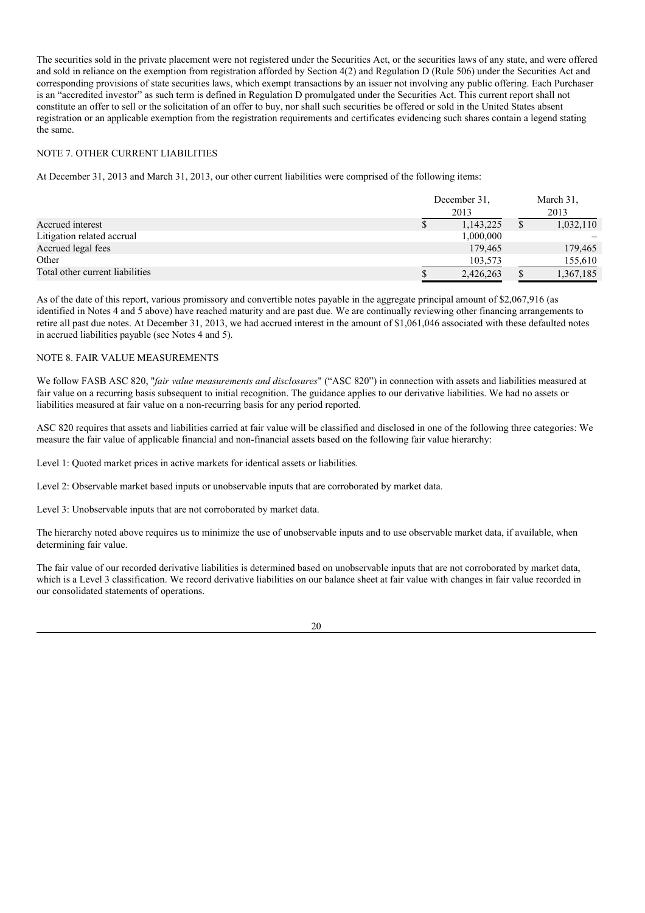The securities sold in the private placement were not registered under the Securities Act, or the securities laws of any state, and were offered and sold in reliance on the exemption from registration afforded by Section 4(2) and Regulation D (Rule 506) under the Securities Act and corresponding provisions of state securities laws, which exempt transactions by an issuer not involving any public offering. Each Purchaser is an "accredited investor" as such term is defined in Regulation D promulgated under the Securities Act. This current report shall not constitute an offer to sell or the solicitation of an offer to buy, nor shall such securities be offered or sold in the United States absent registration or an applicable exemption from the registration requirements and certificates evidencing such shares contain a legend stating the same.

## NOTE 7. OTHER CURRENT LIABILITIES

At December 31, 2013 and March 31, 2013, our other current liabilities were comprised of the following items:

| | December 31, 2013 | March 31, 2013 |
|---|---|---|
| Accrued interest | $ 1,143,225 | $ 1,032,110 |
| Litigation related accrual | 1,000,000 | – |
| Accrued legal fees | 179,465 | 179,465 |
| Other | 103,573 | 155,610 |
| Total other current liabilities | $ 2,426,263 | $ 1,367,185 |

As of the date of this report, various promissory and convertible notes payable in the aggregate principal amount of $2,067,916 (as identified in Notes 4 and 5 above) have reached maturity and are past due. We are continually reviewing other financing arrangements to retire all past due notes. At December 31, 2013, we had accrued interest in the amount of $1,061,046 associated with these defaulted notes in accrued liabilities payable (see Notes 4 and 5).

## NOTE 8. FAIR VALUE MEASUREMENTS

We follow FASB ASC 820, "*fair value measurements and disclosures*" ("ASC 820") in connection with assets and liabilities measured at fair value on a recurring basis subsequent to initial recognition. The guidance applies to our derivative liabilities. We had no assets or liabilities measured at fair value on a non-recurring basis for any period reported.

ASC 820 requires that assets and liabilities carried at fair value will be classified and disclosed in one of the following three categories: We measure the fair value of applicable financial and non-financial assets based on the following fair value hierarchy:

Level 1: Quoted market prices in active markets for identical assets or liabilities.

Level 2: Observable market based inputs or unobservable inputs that are corroborated by market data.

Level 3: Unobservable inputs that are not corroborated by market data.

The hierarchy noted above requires us to minimize the use of unobservable inputs and to use observable market data, if available, when determining fair value.

The fair value of our recorded derivative liabilities is determined based on unobservable inputs that are not corroborated by market data, which is a Level 3 classification. We record derivative liabilities on our balance sheet at fair value with changes in fair value recorded in our consolidated statements of operations.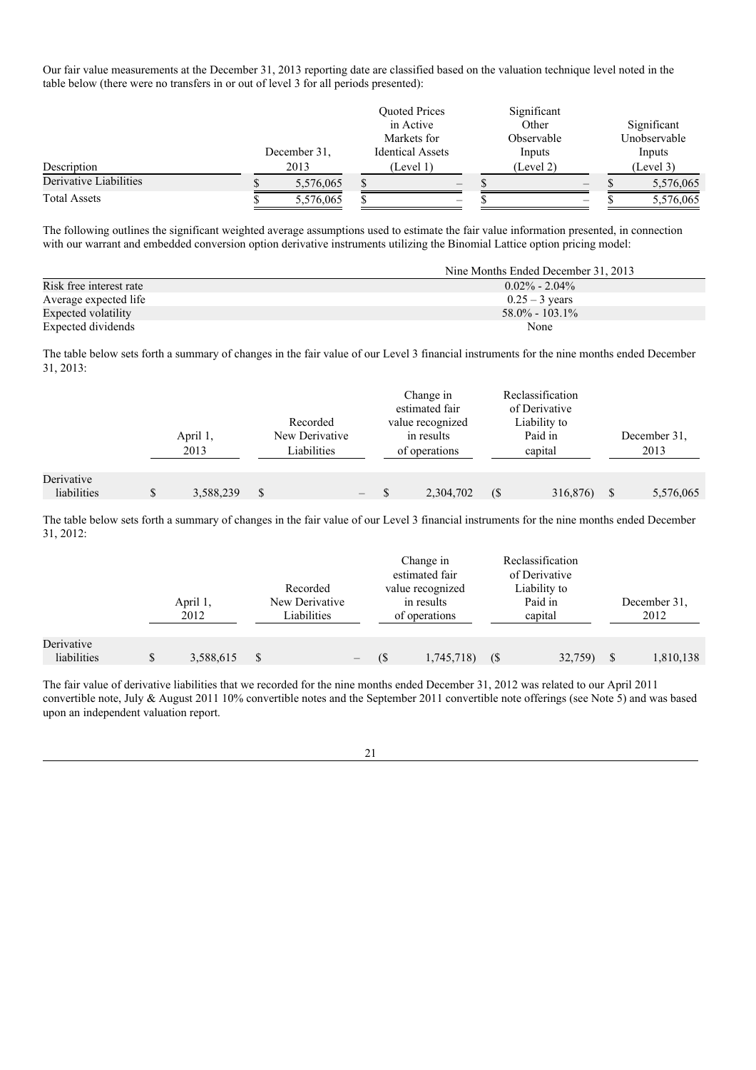Our fair value measurements at the December 31, 2013 reporting date are classified based on the valuation technique level noted in the table below (there were no transfers in or out of level 3 for all periods presented):

| Description | December 31, 2013 | Quoted Prices in Active Markets for Identical Assets (Level 1) | Significant Other Observable Inputs (Level 2) | Significant Unobservable Inputs (Level 3) |
|---|---|---|---|---|
| Derivative Liabilities | $ 5,576,065 | $ – | $ – | $ 5,576,065 |
| Total Assets | $ 5,576,065 | $ – | $ – | $ 5,576,065 |

The following outlines the significant weighted average assumptions used to estimate the fair value information presented, in connection with our warrant and embedded conversion option derivative instruments utilizing the Binomial Lattice option pricing model:

| | Nine Months Ended December 31, 2013 |
|---|---|
| Risk free interest rate | 0.02% - 2.04% |
| Average expected life | 0.25 – 3 years |
| Expected volatility | 58.0% - 103.1% |
| Expected dividends | None |

The table below sets forth a summary of changes in the fair value of our Level 3 financial instruments for the nine months ended December 31, 2013:

| | April 1, 2013 | Recorded New Derivative Liabilities | Change in estimated fair value recognized in results of operations | Reclassification of Derivative Liability to Paid in capital | December 31, 2013 |
|---|---|---|---|---|---|
| Derivative liabilities | $ 3,588,239 | $ – | $ 2,304,702 | ($ 316,876) | $ 5,576,065 |

The table below sets forth a summary of changes in the fair value of our Level 3 financial instruments for the nine months ended December 31, 2012:

| | April 1, 2012 | Recorded New Derivative Liabilities | Change in estimated fair value recognized in results of operations | Reclassification of Derivative Liability to Paid in capital | December 31, 2012 |
|---|---|---|---|---|---|
| Derivative liabilities | $ 3,588,615 | $ – | ($ 1,745,718) | ($ 32,759) | $ 1,810,138 |

The fair value of derivative liabilities that we recorded for the nine months ended December 31, 2012 was related to our April 2011 convertible note, July & August 2011 10% convertible notes and the September 2011 convertible note offerings (see Note 5) and was based upon an independent valuation report.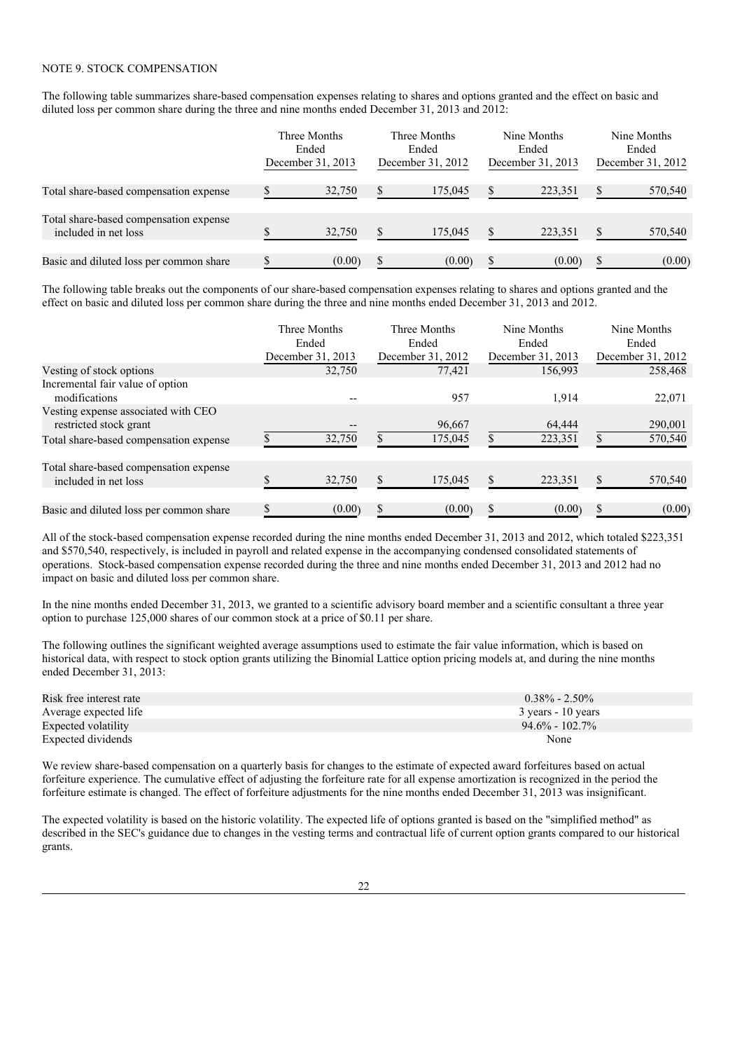NOTE 9. STOCK COMPENSATION

The following table summarizes share-based compensation expenses relating to shares and options granted and the effect on basic and diluted loss per common share during the three and nine months ended December 31, 2013 and 2012:

| | Three Months Ended December 31, 2013 | Three Months Ended December 31, 2012 | Nine Months Ended December 31, 2013 | Nine Months Ended December 31, 2012 |
|---|---|---|---|---|
| Total share-based compensation expense | $ 32,750 | $ 175,045 | $ 223,351 | $ 570,540 |
| Total share-based compensation expense included in net loss | $ 32,750 | $ 175,045 | $ 223,351 | $ 570,540 |
| Basic and diluted loss per common share | $ (0.00) | $ (0.00) | $ (0.00) | $ (0.00) |

The following table breaks out the components of our share-based compensation expenses relating to shares and options granted and the effect on basic and diluted loss per common share during the three and nine months ended December 31, 2013 and 2012.

| | Three Months Ended December 31, 2013 | Three Months Ended December 31, 2012 | Nine Months Ended December 31, 2013 | Nine Months Ended December 31, 2012 |
|---|---|---|---|---|
| Vesting of stock options | 32,750 | 77,421 | 156,993 | 258,468 |
| Incremental fair value of option modifications | -- | 957 | 1,914 | 22,071 |
| Vesting expense associated with CEO restricted stock grant | -- | 96,667 | 64,444 | 290,001 |
| Total share-based compensation expense | $ 32,750 | $ 175,045 | $ 223,351 | $ 570,540 |
| Total share-based compensation expense included in net loss | $ 32,750 | $ 175,045 | $ 223,351 | $ 570,540 |
| Basic and diluted loss per common share | $ (0.00) | $ (0.00) | $ (0.00) | $ (0.00) |

All of the stock-based compensation expense recorded during the nine months ended December 31, 2013 and 2012, which totaled $223,351 and $570,540, respectively, is included in payroll and related expense in the accompanying condensed consolidated statements of operations. Stock-based compensation expense recorded during the three and nine months ended December 31, 2013 and 2012 had no impact on basic and diluted loss per common share.

In the nine months ended December 31, 2013, we granted to a scientific advisory board member and a scientific consultant a three year option to purchase 125,000 shares of our common stock at a price of $0.11 per share.

The following outlines the significant weighted average assumptions used to estimate the fair value information, which is based on historical data, with respect to stock option grants utilizing the Binomial Lattice option pricing models at, and during the nine months ended December 31, 2013:

| | |
|---|---|
| Risk free interest rate | 0.38% - 2.50% |
| Average expected life | 3 years - 10 years |
| Expected volatility | 94.6% - 102.7% |
| Expected dividends | None |

We review share-based compensation on a quarterly basis for changes to the estimate of expected award forfeitures based on actual forfeiture experience. The cumulative effect of adjusting the forfeiture rate for all expense amortization is recognized in the period the forfeiture estimate is changed. The effect of forfeiture adjustments for the nine months ended December 31, 2013 was insignificant.

The expected volatility is based on the historic volatility. The expected life of options granted is based on the "simplified method" as described in the SEC's guidance due to changes in the vesting terms and contractual life of current option grants compared to our historical grants.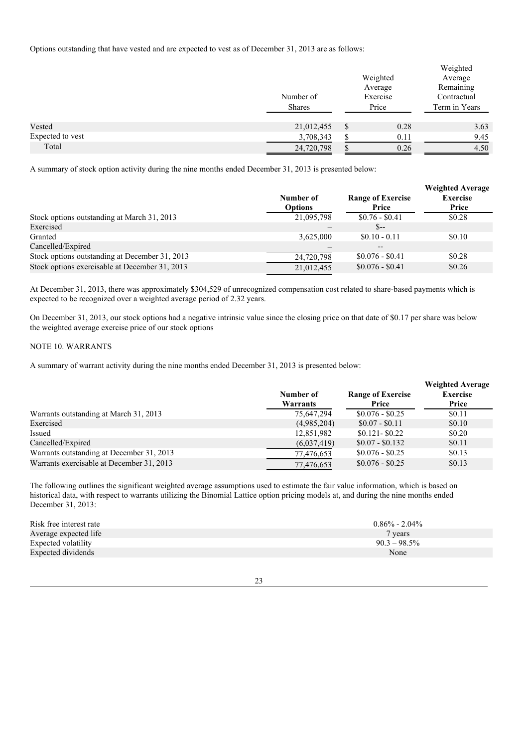Options outstanding that have vested and are expected to vest as of December 31, 2013 are as follows:

| | Number of Shares | Weighted Average Exercise Price | Weighted Average Remaining Contractual Term in Years |
|---|---|---|---|
| Vested | 21,012,455 | $ 0.28 | 3.63 |
| Expected to vest | 3,708,343 | $ 0.11 | 9.45 |
| Total | 24,720,798 | $ 0.26 | 4.50 |

A summary of stock option activity during the nine months ended December 31, 2013 is presented below:

| | **Number of Options** | **Range of Exercise Price** | **Weighted Average Exercise Price** |
|---|---|---|---|
| Stock options outstanding at March 31, 2013 | 21,095,798 | $0.76 - $0.41 | $0.28 |
| Exercised | – | $-- | |
| Granted | 3,625,000 | $0.10 - 0.11 | $0.10 |
| Cancelled/Expired | – | -- | |
| Stock options outstanding at December 31, 2013 | 24,720,798 | $0.076 - $0.41 | $0.28 |
| Stock options exercisable at December 31, 2013 | 21,012,455 | $0.076 - $0.41 | $0.26 |

At December 31, 2013, there was approximately $304,529 of unrecognized compensation cost related to share-based payments which is expected to be recognized over a weighted average period of 2.32 years.

On December 31, 2013, our stock options had a negative intrinsic value since the closing price on that date of $0.17 per share was below the weighted average exercise price of our stock options

NOTE 10. WARRANTS

A summary of warrant activity during the nine months ended December 31, 2013 is presented below:

| | **Number of Warrants** | **Range of Exercise Price** | **Weighted Average Exercise Price** |
|---|---|---|---|
| Warrants outstanding at March 31, 2013 | 75,647,294 | $0.076 - $0.25 | $0.11 |
| Exercised | (4,985,204) | $0.07 - $0.11 | $0.10 |
| Issued | 12,851,982 | $0.121- $0.22 | $0.20 |
| Cancelled/Expired | (6,037,419) | $0.07 - $0.132 | $0.11 |
| Warrants outstanding at December 31, 2013 | 77,476,653 | $0.076 - $0.25 | $0.13 |
| Warrants exercisable at December 31, 2013 | 77,476,653 | $0.076 - $0.25 | $0.13 |

The following outlines the significant weighted average assumptions used to estimate the fair value information, which is based on historical data, with respect to warrants utilizing the Binomial Lattice option pricing models at, and during the nine months ended December 31, 2013:

| | |
|---|---|
| Risk free interest rate | 0.86% - 2.04% |
| Average expected life | 7 years |
| Expected volatility | 90.3 – 98.5% |
| Expected dividends | None |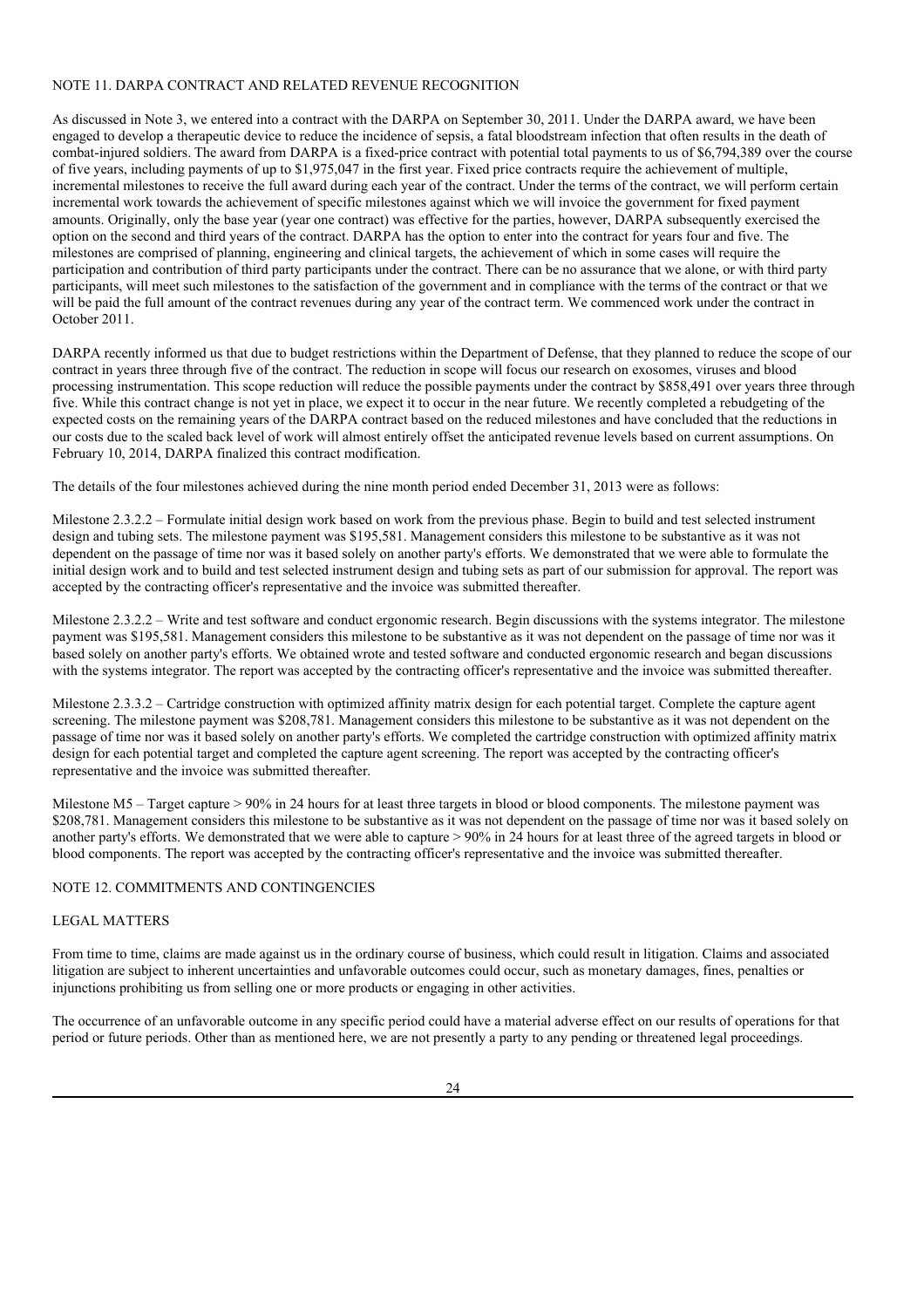NOTE 11. DARPA CONTRACT AND RELATED REVENUE RECOGNITION

As discussed in Note 3, we entered into a contract with the DARPA on September 30, 2011. Under the DARPA award, we have been engaged to develop a therapeutic device to reduce the incidence of sepsis, a fatal bloodstream infection that often results in the death of combat-injured soldiers. The award from DARPA is a fixed-price contract with potential total payments to us of $6,794,389 over the course of five years, including payments of up to $1,975,047 in the first year. Fixed price contracts require the achievement of multiple, incremental milestones to receive the full award during each year of the contract. Under the terms of the contract, we will perform certain incremental work towards the achievement of specific milestones against which we will invoice the government for fixed payment amounts. Originally, only the base year (year one contract) was effective for the parties, however, DARPA subsequently exercised the option on the second and third years of the contract. DARPA has the option to enter into the contract for years four and five. The milestones are comprised of planning, engineering and clinical targets, the achievement of which in some cases will require the participation and contribution of third party participants under the contract. There can be no assurance that we alone, or with third party participants, will meet such milestones to the satisfaction of the government and in compliance with the terms of the contract or that we will be paid the full amount of the contract revenues during any year of the contract term. We commenced work under the contract in October 2011.

DARPA recently informed us that due to budget restrictions within the Department of Defense, that they planned to reduce the scope of our contract in years three through five of the contract. The reduction in scope will focus our research on exosomes, viruses and blood processing instrumentation. This scope reduction will reduce the possible payments under the contract by $858,491 over years three through five. While this contract change is not yet in place, we expect it to occur in the near future. We recently completed a rebudgeting of the expected costs on the remaining years of the DARPA contract based on the reduced milestones and have concluded that the reductions in our costs due to the scaled back level of work will almost entirely offset the anticipated revenue levels based on current assumptions. On February 10, 2014, DARPA finalized this contract modification.

The details of the four milestones achieved during the nine month period ended December 31, 2013 were as follows:

Milestone 2.3.2.2 – Formulate initial design work based on work from the previous phase. Begin to build and test selected instrument design and tubing sets. The milestone payment was $195,581. Management considers this milestone to be substantive as it was not dependent on the passage of time nor was it based solely on another party's efforts. We demonstrated that we were able to formulate the initial design work and to build and test selected instrument design and tubing sets as part of our submission for approval. The report was accepted by the contracting officer's representative and the invoice was submitted thereafter.

Milestone 2.3.2.2 – Write and test software and conduct ergonomic research. Begin discussions with the systems integrator. The milestone payment was $195,581. Management considers this milestone to be substantive as it was not dependent on the passage of time nor was it based solely on another party's efforts. We obtained wrote and tested software and conducted ergonomic research and began discussions with the systems integrator. The report was accepted by the contracting officer's representative and the invoice was submitted thereafter.

Milestone 2.3.3.2 – Cartridge construction with optimized affinity matrix design for each potential target. Complete the capture agent screening. The milestone payment was $208,781. Management considers this milestone to be substantive as it was not dependent on the passage of time nor was it based solely on another party's efforts. We completed the cartridge construction with optimized affinity matrix design for each potential target and completed the capture agent screening. The report was accepted by the contracting officer's representative and the invoice was submitted thereafter.

Milestone M5 – Target capture > 90% in 24 hours for at least three targets in blood or blood components. The milestone payment was $208,781. Management considers this milestone to be substantive as it was not dependent on the passage of time nor was it based solely on another party's efforts. We demonstrated that we were able to capture > 90% in 24 hours for at least three of the agreed targets in blood or blood components. The report was accepted by the contracting officer's representative and the invoice was submitted thereafter.

NOTE 12. COMMITMENTS AND CONTINGENCIES

LEGAL MATTERS

From time to time, claims are made against us in the ordinary course of business, which could result in litigation. Claims and associated litigation are subject to inherent uncertainties and unfavorable outcomes could occur, such as monetary damages, fines, penalties or injunctions prohibiting us from selling one or more products or engaging in other activities.

The occurrence of an unfavorable outcome in any specific period could have a material adverse effect on our results of operations for that period or future periods. Other than as mentioned here, we are not presently a party to any pending or threatened legal proceedings.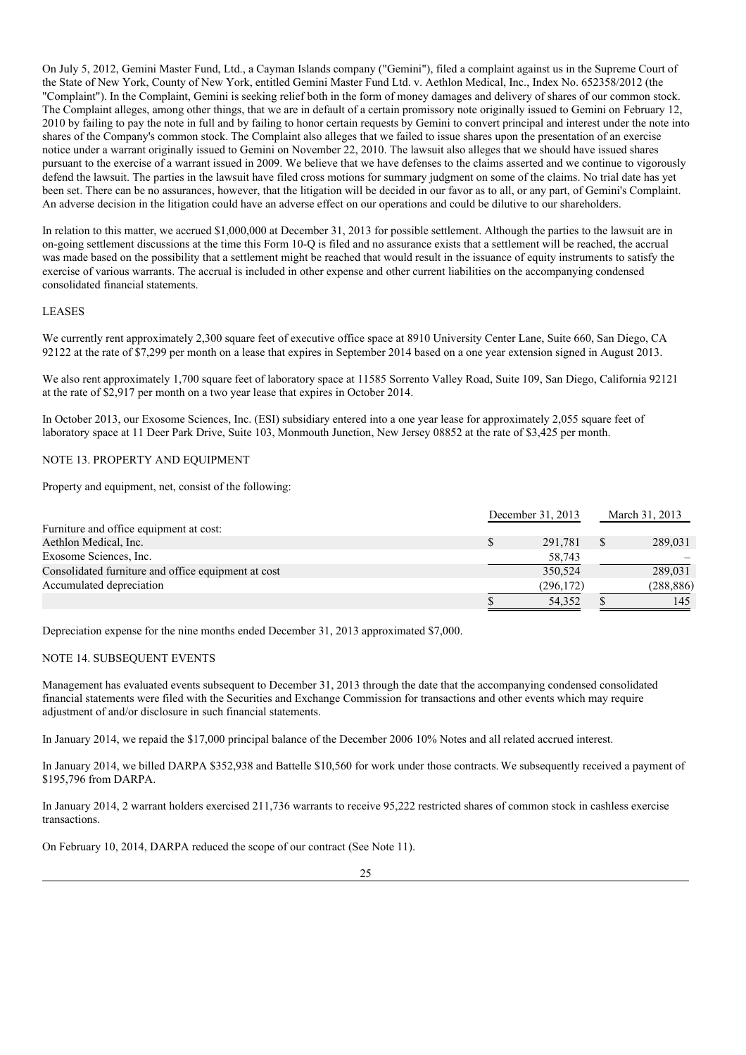On July 5, 2012, Gemini Master Fund, Ltd., a Cayman Islands company ("Gemini"), filed a complaint against us in the Supreme Court of the State of New York, County of New York, entitled Gemini Master Fund Ltd. v. Aethlon Medical, Inc., Index No. 652358/2012 (the "Complaint"). In the Complaint, Gemini is seeking relief both in the form of money damages and delivery of shares of our common stock. The Complaint alleges, among other things, that we are in default of a certain promissory note originally issued to Gemini on February 12, 2010 by failing to pay the note in full and by failing to honor certain requests by Gemini to convert principal and interest under the note into shares of the Company's common stock. The Complaint also alleges that we failed to issue shares upon the presentation of an exercise notice under a warrant originally issued to Gemini on November 22, 2010. The lawsuit also alleges that we should have issued shares pursuant to the exercise of a warrant issued in 2009. We believe that we have defenses to the claims asserted and we continue to vigorously defend the lawsuit. The parties in the lawsuit have filed cross motions for summary judgment on some of the claims. No trial date has yet been set. There can be no assurances, however, that the litigation will be decided in our favor as to all, or any part, of Gemini's Complaint. An adverse decision in the litigation could have an adverse effect on our operations and could be dilutive to our shareholders.

In relation to this matter, we accrued $1,000,000 at December 31, 2013 for possible settlement. Although the parties to the lawsuit are in on-going settlement discussions at the time this Form 10-Q is filed and no assurance exists that a settlement will be reached, the accrual was made based on the possibility that a settlement might be reached that would result in the issuance of equity instruments to satisfy the exercise of various warrants. The accrual is included in other expense and other current liabilities on the accompanying condensed consolidated financial statements.

LEASES

We currently rent approximately 2,300 square feet of executive office space at 8910 University Center Lane, Suite 660, San Diego, CA 92122 at the rate of $7,299 per month on a lease that expires in September 2014 based on a one year extension signed in August 2013.

We also rent approximately 1,700 square feet of laboratory space at 11585 Sorrento Valley Road, Suite 109, San Diego, California 92121 at the rate of $2,917 per month on a two year lease that expires in October 2014.

In October 2013, our Exosome Sciences, Inc. (ESI) subsidiary entered into a one year lease for approximately 2,055 square feet of laboratory space at 11 Deer Park Drive, Suite 103, Monmouth Junction, New Jersey 08852 at the rate of $3,425 per month.

NOTE 13. PROPERTY AND EQUIPMENT

Property and equipment, net, consist of the following:

| | December 31, 2013 | March 31, 2013 |
|---|---|---|
| Furniture and office equipment at cost: | | |
| Aethlon Medical, Inc. | $ 291,781 | $ 289,031 |
| Exosome Sciences, Inc. | 58,743 | – |
| Consolidated furniture and office equipment at cost | 350,524 | 289,031 |
| Accumulated depreciation | (296,172) | (288,886) |
| | $ 54,352 | $ 145 |

Depreciation expense for the nine months ended December 31, 2013 approximated $7,000.

NOTE 14. SUBSEQUENT EVENTS

Management has evaluated events subsequent to December 31, 2013 through the date that the accompanying condensed consolidated financial statements were filed with the Securities and Exchange Commission for transactions and other events which may require adjustment of and/or disclosure in such financial statements.

In January 2014, we repaid the $17,000 principal balance of the December 2006 10% Notes and all related accrued interest.

In January 2014, we billed DARPA $352,938 and Battelle $10,560 for work under those contracts. We subsequently received a payment of $195,796 from DARPA.

In January 2014, 2 warrant holders exercised 211,736 warrants to receive 95,222 restricted shares of common stock in cashless exercise transactions.

On February 10, 2014, DARPA reduced the scope of our contract (See Note 11).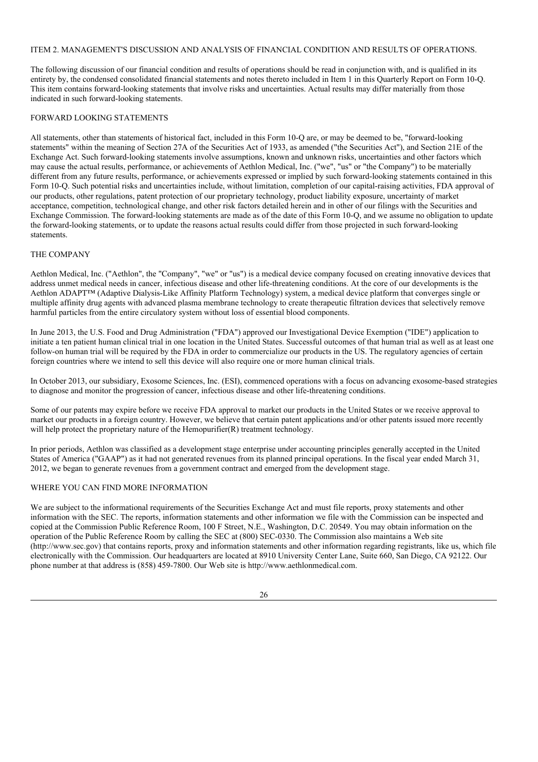ITEM 2. MANAGEMENT'S DISCUSSION AND ANALYSIS OF FINANCIAL CONDITION AND RESULTS OF OPERATIONS.

The following discussion of our financial condition and results of operations should be read in conjunction with, and is qualified in its entirety by, the condensed consolidated financial statements and notes thereto included in Item 1 in this Quarterly Report on Form 10-Q. This item contains forward-looking statements that involve risks and uncertainties. Actual results may differ materially from those indicated in such forward-looking statements.

## FORWARD LOOKING STATEMENTS

All statements, other than statements of historical fact, included in this Form 10-Q are, or may be deemed to be, "forward-looking statements" within the meaning of Section 27A of the Securities Act of 1933, as amended ("the Securities Act"), and Section 21E of the Exchange Act. Such forward-looking statements involve assumptions, known and unknown risks, uncertainties and other factors which may cause the actual results, performance, or achievements of Aethlon Medical, Inc. ("we", "us" or "the Company") to be materially different from any future results, performance, or achievements expressed or implied by such forward-looking statements contained in this Form 10-Q. Such potential risks and uncertainties include, without limitation, completion of our capital-raising activities, FDA approval of our products, other regulations, patent protection of our proprietary technology, product liability exposure, uncertainty of market acceptance, competition, technological change, and other risk factors detailed herein and in other of our filings with the Securities and Exchange Commission. The forward-looking statements are made as of the date of this Form 10-Q, and we assume no obligation to update the forward-looking statements, or to update the reasons actual results could differ from those projected in such forward-looking statements.

## THE COMPANY

Aethlon Medical, Inc. ("Aethlon", the "Company", "we" or "us") is a medical device company focused on creating innovative devices that address unmet medical needs in cancer, infectious disease and other life-threatening conditions. At the core of our developments is the Aethlon ADAPT™ (Adaptive Dialysis-Like Affinity Platform Technology) system, a medical device platform that converges single or multiple affinity drug agents with advanced plasma membrane technology to create therapeutic filtration devices that selectively remove harmful particles from the entire circulatory system without loss of essential blood components.

In June 2013, the U.S. Food and Drug Administration ("FDA") approved our Investigational Device Exemption ("IDE") application to initiate a ten patient human clinical trial in one location in the United States. Successful outcomes of that human trial as well as at least one follow-on human trial will be required by the FDA in order to commercialize our products in the US. The regulatory agencies of certain foreign countries where we intend to sell this device will also require one or more human clinical trials.

In October 2013, our subsidiary, Exosome Sciences, Inc. (ESI), commenced operations with a focus on advancing exosome-based strategies to diagnose and monitor the progression of cancer, infectious disease and other life-threatening conditions.

Some of our patents may expire before we receive FDA approval to market our products in the United States or we receive approval to market our products in a foreign country. However, we believe that certain patent applications and/or other patents issued more recently will help protect the proprietary nature of the Hemopurifier(R) treatment technology.

In prior periods, Aethlon was classified as a development stage enterprise under accounting principles generally accepted in the United States of America ("GAAP") as it had not generated revenues from its planned principal operations. In the fiscal year ended March 31, 2012, we began to generate revenues from a government contract and emerged from the development stage.

## WHERE YOU CAN FIND MORE INFORMATION

We are subject to the informational requirements of the Securities Exchange Act and must file reports, proxy statements and other information with the SEC. The reports, information statements and other information we file with the Commission can be inspected and copied at the Commission Public Reference Room, 100 F Street, N.E., Washington, D.C. 20549. You may obtain information on the operation of the Public Reference Room by calling the SEC at (800) SEC-0330. The Commission also maintains a Web site (http://www.sec.gov) that contains reports, proxy and information statements and other information regarding registrants, like us, which file electronically with the Commission. Our headquarters are located at 8910 University Center Lane, Suite 660, San Diego, CA 92122. Our phone number at that address is (858) 459-7800. Our Web site is http://www.aethlonmedical.com.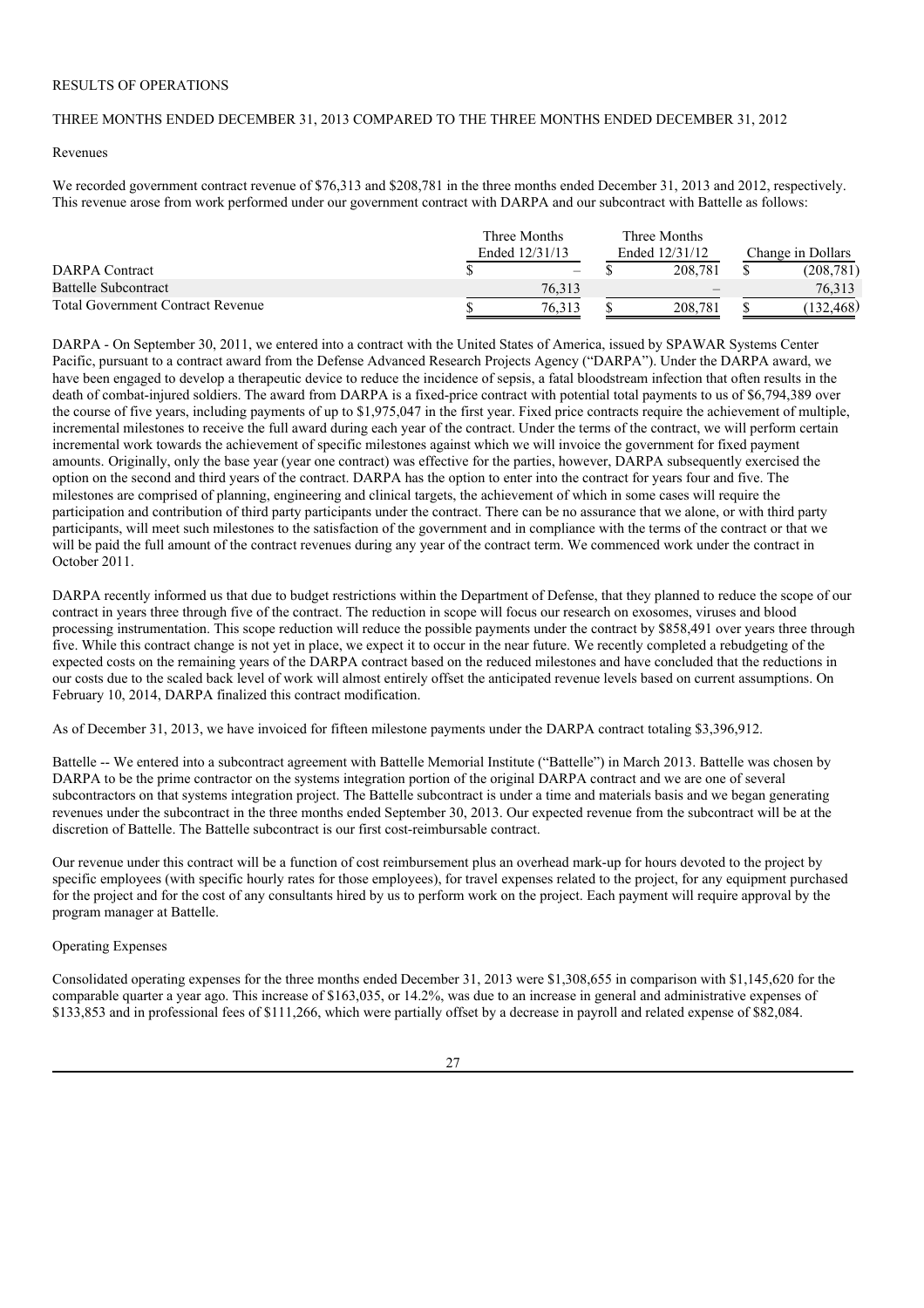RESULTS OF OPERATIONS

THREE MONTHS ENDED DECEMBER 31, 2013 COMPARED TO THE THREE MONTHS ENDED DECEMBER 31, 2012

Revenues

We recorded government contract revenue of $76,313 and $208,781 in the three months ended December 31, 2013 and 2012, respectively. This revenue arose from work performed under our government contract with DARPA and our subcontract with Battelle as follows:

| | Three Months Ended 12/31/13 | Three Months Ended 12/31/12 | Change in Dollars |
|---|---|---|---|
| DARPA Contract | $ – | $ 208,781 | $ (208,781) |
| Battelle Subcontract | 76,313 | – | 76,313 |
| Total Government Contract Revenue | $ 76,313 | $ 208,781 | $ (132,468) |

DARPA - On September 30, 2011, we entered into a contract with the United States of America, issued by SPAWAR Systems Center Pacific, pursuant to a contract award from the Defense Advanced Research Projects Agency ("DARPA"). Under the DARPA award, we have been engaged to develop a therapeutic device to reduce the incidence of sepsis, a fatal bloodstream infection that often results in the death of combat-injured soldiers. The award from DARPA is a fixed-price contract with potential total payments to us of $6,794,389 over the course of five years, including payments of up to $1,975,047 in the first year. Fixed price contracts require the achievement of multiple, incremental milestones to receive the full award during each year of the contract. Under the terms of the contract, we will perform certain incremental work towards the achievement of specific milestones against which we will invoice the government for fixed payment amounts. Originally, only the base year (year one contract) was effective for the parties, however, DARPA subsequently exercised the option on the second and third years of the contract. DARPA has the option to enter into the contract for years four and five. The milestones are comprised of planning, engineering and clinical targets, the achievement of which in some cases will require the participation and contribution of third party participants under the contract. There can be no assurance that we alone, or with third party participants, will meet such milestones to the satisfaction of the government and in compliance with the terms of the contract or that we will be paid the full amount of the contract revenues during any year of the contract term. We commenced work under the contract in October 2011.

DARPA recently informed us that due to budget restrictions within the Department of Defense, that they planned to reduce the scope of our contract in years three through five of the contract. The reduction in scope will focus our research on exosomes, viruses and blood processing instrumentation. This scope reduction will reduce the possible payments under the contract by $858,491 over years three through five. While this contract change is not yet in place, we expect it to occur in the near future. We recently completed a rebudgeting of the expected costs on the remaining years of the DARPA contract based on the reduced milestones and have concluded that the reductions in our costs due to the scaled back level of work will almost entirely offset the anticipated revenue levels based on current assumptions. On February 10, 2014, DARPA finalized this contract modification.

As of December 31, 2013, we have invoiced for fifteen milestone payments under the DARPA contract totaling $3,396,912.

Battelle -- We entered into a subcontract agreement with Battelle Memorial Institute ("Battelle") in March 2013. Battelle was chosen by DARPA to be the prime contractor on the systems integration portion of the original DARPA contract and we are one of several subcontractors on that systems integration project. The Battelle subcontract is under a time and materials basis and we began generating revenues under the subcontract in the three months ended September 30, 2013. Our expected revenue from the subcontract will be at the discretion of Battelle. The Battelle subcontract is our first cost-reimbursable contract.

Our revenue under this contract will be a function of cost reimbursement plus an overhead mark-up for hours devoted to the project by specific employees (with specific hourly rates for those employees), for travel expenses related to the project, for any equipment purchased for the project and for the cost of any consultants hired by us to perform work on the project. Each payment will require approval by the program manager at Battelle.

Operating Expenses

Consolidated operating expenses for the three months ended December 31, 2013 were $1,308,655 in comparison with $1,145,620 for the comparable quarter a year ago. This increase of $163,035, or 14.2%, was due to an increase in general and administrative expenses of $133,853 and in professional fees of $111,266, which were partially offset by a decrease in payroll and related expense of $82,084.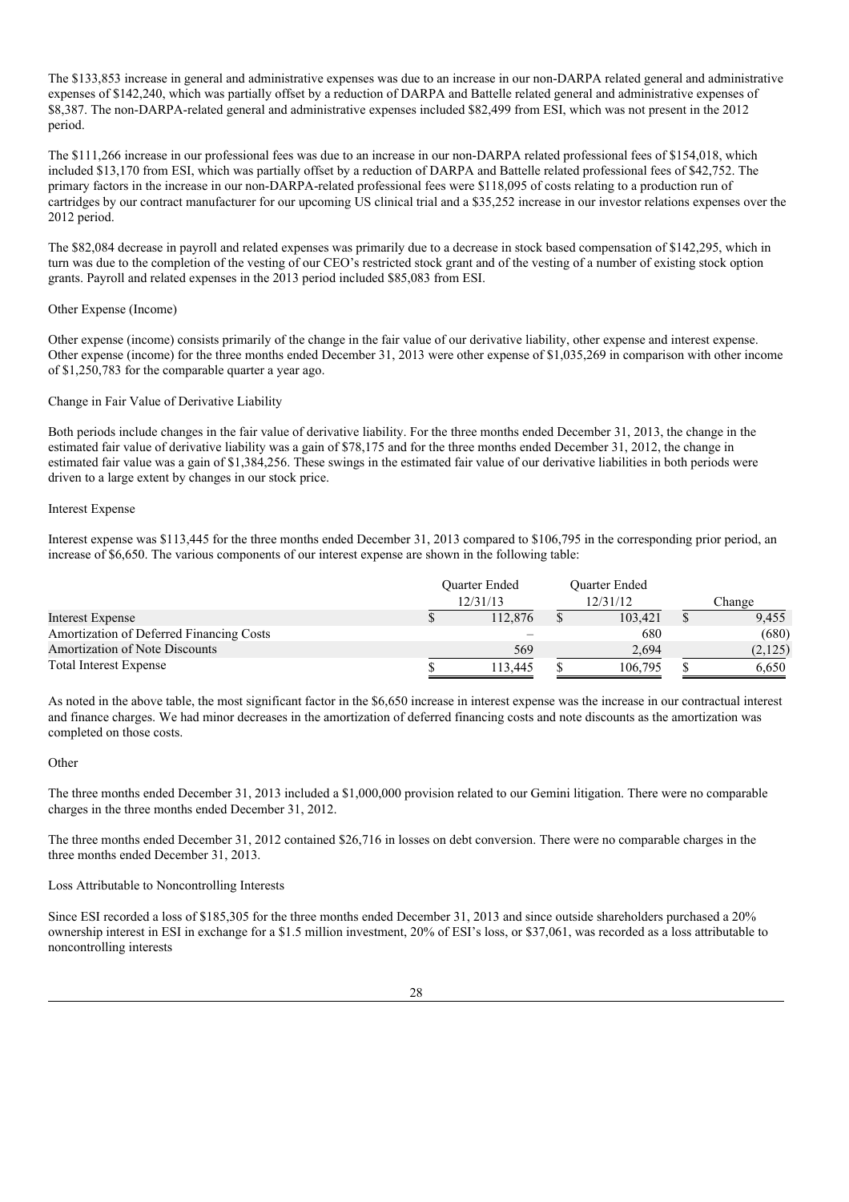The $133,853 increase in general and administrative expenses was due to an increase in our non-DARPA related general and administrative expenses of $142,240, which was partially offset by a reduction of DARPA and Battelle related general and administrative expenses of $8,387. The non-DARPA-related general and administrative expenses included $82,499 from ESI, which was not present in the 2012 period.

The $111,266 increase in our professional fees was due to an increase in our non-DARPA related professional fees of $154,018, which included $13,170 from ESI, which was partially offset by a reduction of DARPA and Battelle related professional fees of $42,752. The primary factors in the increase in our non-DARPA-related professional fees were $118,095 of costs relating to a production run of cartridges by our contract manufacturer for our upcoming US clinical trial and a $35,252 increase in our investor relations expenses over the 2012 period.

The $82,084 decrease in payroll and related expenses was primarily due to a decrease in stock based compensation of $142,295, which in turn was due to the completion of the vesting of our CEO's restricted stock grant and of the vesting of a number of existing stock option grants. Payroll and related expenses in the 2013 period included $85,083 from ESI.

Other Expense (Income)

Other expense (income) consists primarily of the change in the fair value of our derivative liability, other expense and interest expense. Other expense (income) for the three months ended December 31, 2013 were other expense of $1,035,269 in comparison with other income of $1,250,783 for the comparable quarter a year ago.

Change in Fair Value of Derivative Liability

Both periods include changes in the fair value of derivative liability. For the three months ended December 31, 2013, the change in the estimated fair value of derivative liability was a gain of $78,175 and for the three months ended December 31, 2012, the change in estimated fair value was a gain of $1,384,256. These swings in the estimated fair value of our derivative liabilities in both periods were driven to a large extent by changes in our stock price.

Interest Expense

Interest expense was $113,445 for the three months ended December 31, 2013 compared to $106,795 in the corresponding prior period, an increase of $6,650. The various components of our interest expense are shown in the following table:

| | Quarter Ended 12/31/13 | Quarter Ended 12/31/12 | Change |
|---|---|---|---|
| Interest Expense | $ 112,876 | $ 103,421 | $ 9,455 |
| Amortization of Deferred Financing Costs | – | 680 | (680) |
| Amortization of Note Discounts | 569 | 2,694 | (2,125) |
| Total Interest Expense | $ 113,445 | $ 106,795 | $ 6,650 |

As noted in the above table, the most significant factor in the $6,650 increase in interest expense was the increase in our contractual interest and finance charges. We had minor decreases in the amortization of deferred financing costs and note discounts as the amortization was completed on those costs.

Other

The three months ended December 31, 2013 included a $1,000,000 provision related to our Gemini litigation. There were no comparable charges in the three months ended December 31, 2012.

The three months ended December 31, 2012 contained $26,716 in losses on debt conversion. There were no comparable charges in the three months ended December 31, 2013.

Loss Attributable to Noncontrolling Interests

Since ESI recorded a loss of $185,305 for the three months ended December 31, 2013 and since outside shareholders purchased a 20% ownership interest in ESI in exchange for a $1.5 million investment, 20% of ESI's loss, or $37,061, was recorded as a loss attributable to noncontrolling interests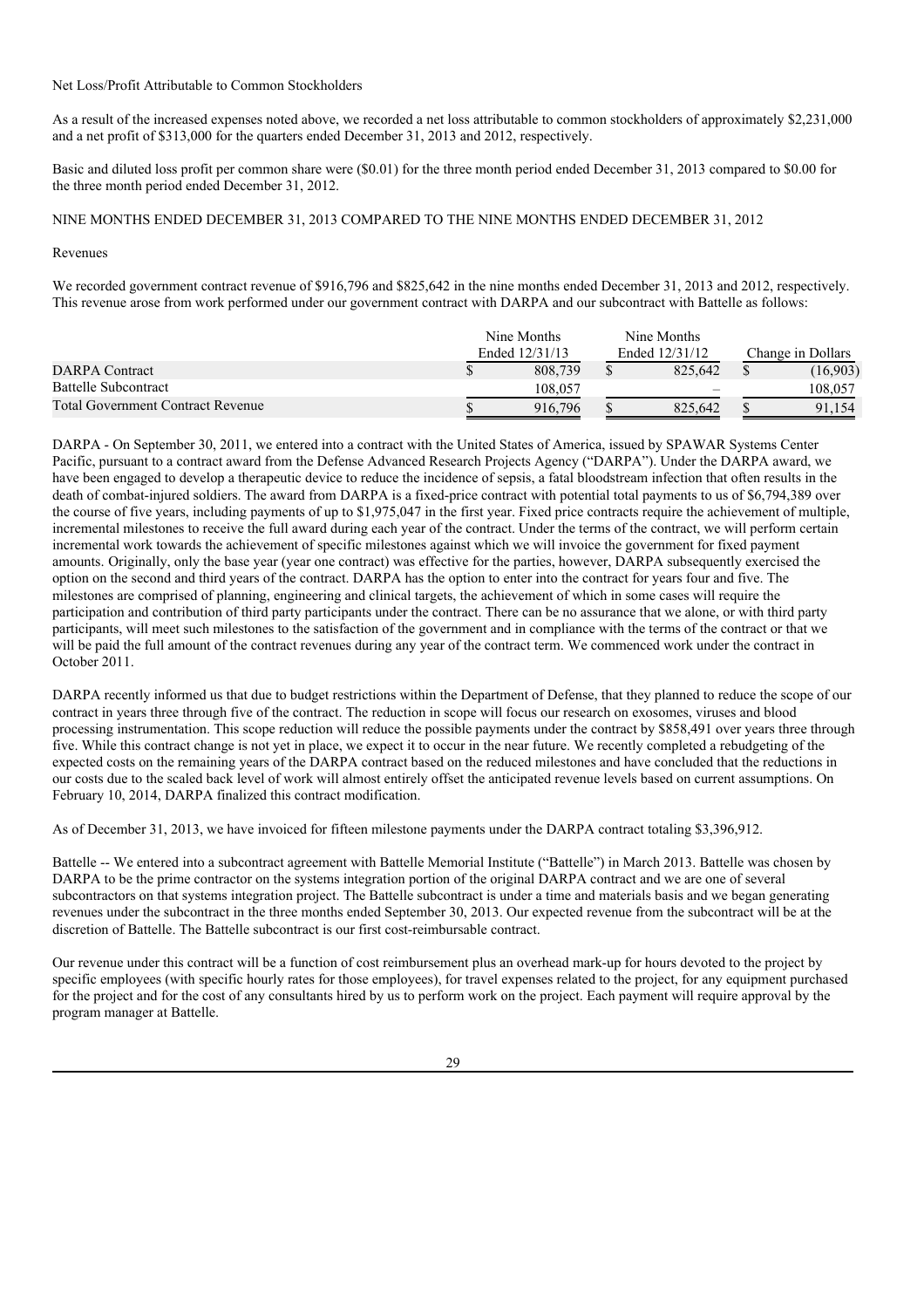Net Loss/Profit Attributable to Common Stockholders

As a result of the increased expenses noted above, we recorded a net loss attributable to common stockholders of approximately $2,231,000 and a net profit of $313,000 for the quarters ended December 31, 2013 and 2012, respectively.

Basic and diluted loss profit per common share were ($0.01) for the three month period ended December 31, 2013 compared to $0.00 for the three month period ended December 31, 2012.

NINE MONTHS ENDED DECEMBER 31, 2013 COMPARED TO THE NINE MONTHS ENDED DECEMBER 31, 2012

Revenues

We recorded government contract revenue of $916,796 and $825,642 in the nine months ended December 31, 2013 and 2012, respectively. This revenue arose from work performed under our government contract with DARPA and our subcontract with Battelle as follows:

| | Nine Months Ended 12/31/13 | Nine Months Ended 12/31/12 | Change in Dollars |
|---|---|---|---|
| DARPA Contract | $ 808,739 | $ 825,642 | $ (16,903) |
| Battelle Subcontract | 108,057 | – | 108,057 |
| Total Government Contract Revenue | $ 916,796 | $ 825,642 | $ 91,154 |

DARPA - On September 30, 2011, we entered into a contract with the United States of America, issued by SPAWAR Systems Center Pacific, pursuant to a contract award from the Defense Advanced Research Projects Agency ("DARPA"). Under the DARPA award, we have been engaged to develop a therapeutic device to reduce the incidence of sepsis, a fatal bloodstream infection that often results in the death of combat-injured soldiers. The award from DARPA is a fixed-price contract with potential total payments to us of $6,794,389 over the course of five years, including payments of up to $1,975,047 in the first year. Fixed price contracts require the achievement of multiple, incremental milestones to receive the full award during each year of the contract. Under the terms of the contract, we will perform certain incremental work towards the achievement of specific milestones against which we will invoice the government for fixed payment amounts. Originally, only the base year (year one contract) was effective for the parties, however, DARPA subsequently exercised the option on the second and third years of the contract. DARPA has the option to enter into the contract for years four and five. The milestones are comprised of planning, engineering and clinical targets, the achievement of which in some cases will require the participation and contribution of third party participants under the contract. There can be no assurance that we alone, or with third party participants, will meet such milestones to the satisfaction of the government and in compliance with the terms of the contract or that we will be paid the full amount of the contract revenues during any year of the contract term. We commenced work under the contract in October 2011.

DARPA recently informed us that due to budget restrictions within the Department of Defense, that they planned to reduce the scope of our contract in years three through five of the contract. The reduction in scope will focus our research on exosomes, viruses and blood processing instrumentation. This scope reduction will reduce the possible payments under the contract by $858,491 over years three through five. While this contract change is not yet in place, we expect it to occur in the near future. We recently completed a rebudgeting of the expected costs on the remaining years of the DARPA contract based on the reduced milestones and have concluded that the reductions in our costs due to the scaled back level of work will almost entirely offset the anticipated revenue levels based on current assumptions. On February 10, 2014, DARPA finalized this contract modification.

As of December 31, 2013, we have invoiced for fifteen milestone payments under the DARPA contract totaling $3,396,912.

Battelle -- We entered into a subcontract agreement with Battelle Memorial Institute ("Battelle") in March 2013. Battelle was chosen by DARPA to be the prime contractor on the systems integration portion of the original DARPA contract and we are one of several subcontractors on that systems integration project. The Battelle subcontract is under a time and materials basis and we began generating revenues under the subcontract in the three months ended September 30, 2013. Our expected revenue from the subcontract will be at the discretion of Battelle. The Battelle subcontract is our first cost-reimbursable contract.

Our revenue under this contract will be a function of cost reimbursement plus an overhead mark-up for hours devoted to the project by specific employees (with specific hourly rates for those employees), for travel expenses related to the project, for any equipment purchased for the project and for the cost of any consultants hired by us to perform work on the project. Each payment will require approval by the program manager at Battelle.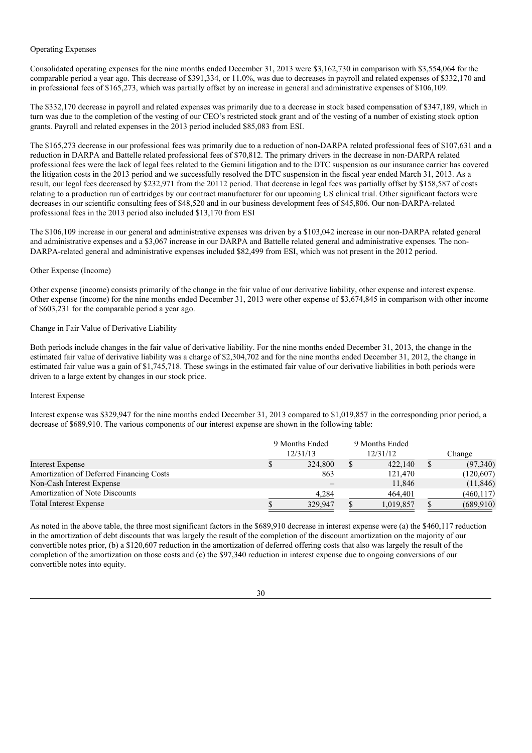Operating Expenses

Consolidated operating expenses for the nine months ended December 31, 2013 were $3,162,730 in comparison with $3,554,064 for the comparable period a year ago. This decrease of $391,334, or 11.0%, was due to decreases in payroll and related expenses of $332,170 and in professional fees of $165,273, which was partially offset by an increase in general and administrative expenses of $106,109.

The $332,170 decrease in payroll and related expenses was primarily due to a decrease in stock based compensation of $347,189, which in turn was due to the completion of the vesting of our CEO's restricted stock grant and of the vesting of a number of existing stock option grants. Payroll and related expenses in the 2013 period included $85,083 from ESI.

The $165,273 decrease in our professional fees was primarily due to a reduction of non-DARPA related professional fees of $107,631 and a reduction in DARPA and Battelle related professional fees of $70,812. The primary drivers in the decrease in non-DARPA related professional fees were the lack of legal fees related to the Gemini litigation and to the DTC suspension as our insurance carrier has covered the litigation costs in the 2013 period and we successfully resolved the DTC suspension in the fiscal year ended March 31, 2013. As a result, our legal fees decreased by $232,971 from the 20112 period. That decrease in legal fees was partially offset by $158,587 of costs relating to a production run of cartridges by our contract manufacturer for our upcoming US clinical trial. Other significant factors were decreases in our scientific consulting fees of $48,520 and in our business development fees of $45,806. Our non-DARPA-related professional fees in the 2013 period also included $13,170 from ESI

The $106,109 increase in our general and administrative expenses was driven by a $103,042 increase in our non-DARPA related general and administrative expenses and a $3,067 increase in our DARPA and Battelle related general and administrative expenses. The non-DARPA-related general and administrative expenses included $82,499 from ESI, which was not present in the 2012 period.

Other Expense (Income)

Other expense (income) consists primarily of the change in the fair value of our derivative liability, other expense and interest expense. Other expense (income) for the nine months ended December 31, 2013 were other expense of $3,674,845 in comparison with other income of $603,231 for the comparable period a year ago.

Change in Fair Value of Derivative Liability

Both periods include changes in the fair value of derivative liability. For the nine months ended December 31, 2013, the change in the estimated fair value of derivative liability was a charge of $2,304,702 and for the nine months ended December 31, 2012, the change in estimated fair value was a gain of $1,745,718. These swings in the estimated fair value of our derivative liabilities in both periods were driven to a large extent by changes in our stock price.

Interest Expense

Interest expense was $329,947 for the nine months ended December 31, 2013 compared to $1,019,857 in the corresponding prior period, a decrease of $689,910. The various components of our interest expense are shown in the following table:

| | 9 Months Ended 12/31/13 | 9 Months Ended 12/31/12 | Change |
|---|---|---|---|
| Interest Expense | $ 324,800 | $ 422,140 | $ (97,340) |
| Amortization of Deferred Financing Costs | 863 | 121,470 | (120,607) |
| Non-Cash Interest Expense | – | 11,846 | (11,846) |
| Amortization of Note Discounts | 4,284 | 464,401 | (460,117) |
| Total Interest Expense | $ 329,947 | $ 1,019,857 | $ (689,910) |

As noted in the above table, the three most significant factors in the $689,910 decrease in interest expense were (a) the $460,117 reduction in the amortization of debt discounts that was largely the result of the completion of the discount amortization on the majority of our convertible notes prior, (b) a $120,607 reduction in the amortization of deferred offering costs that also was largely the result of the completion of the amortization on those costs and (c) the $97,340 reduction in interest expense due to ongoing conversions of our convertible notes into equity.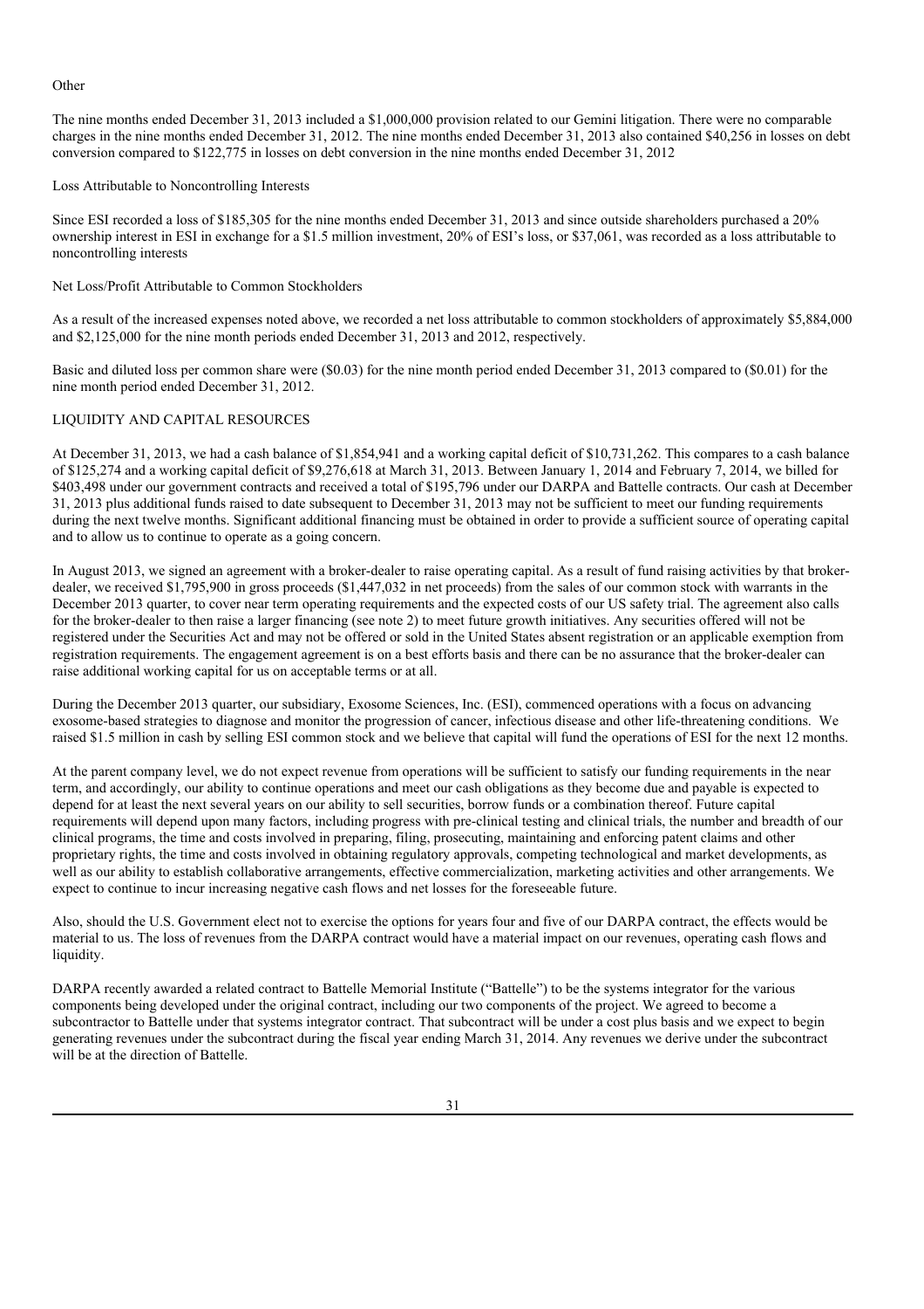Other

The nine months ended December 31, 2013 included a $1,000,000 provision related to our Gemini litigation. There were no comparable charges in the nine months ended December 31, 2012. The nine months ended December 31, 2013 also contained $40,256 in losses on debt conversion compared to $122,775 in losses on debt conversion in the nine months ended December 31, 2012

Loss Attributable to Noncontrolling Interests

Since ESI recorded a loss of $185,305 for the nine months ended December 31, 2013 and since outside shareholders purchased a 20% ownership interest in ESI in exchange for a $1.5 million investment, 20% of ESI's loss, or $37,061, was recorded as a loss attributable to noncontrolling interests

Net Loss/Profit Attributable to Common Stockholders

As a result of the increased expenses noted above, we recorded a net loss attributable to common stockholders of approximately $5,884,000 and $2,125,000 for the nine month periods ended December 31, 2013 and 2012, respectively.

Basic and diluted loss per common share were ($0.03) for the nine month period ended December 31, 2013 compared to ($0.01) for the nine month period ended December 31, 2012.

LIQUIDITY AND CAPITAL RESOURCES

At December 31, 2013, we had a cash balance of $1,854,941 and a working capital deficit of $10,731,262. This compares to a cash balance of $125,274 and a working capital deficit of $9,276,618 at March 31, 2013. Between January 1, 2014 and February 7, 2014, we billed for $403,498 under our government contracts and received a total of $195,796 under our DARPA and Battelle contracts. Our cash at December 31, 2013 plus additional funds raised to date subsequent to December 31, 2013 may not be sufficient to meet our funding requirements during the next twelve months. Significant additional financing must be obtained in order to provide a sufficient source of operating capital and to allow us to continue to operate as a going concern.

In August 2013, we signed an agreement with a broker-dealer to raise operating capital. As a result of fund raising activities by that broker-dealer, we received $1,795,900 in gross proceeds ($1,447,032 in net proceeds) from the sales of our common stock with warrants in the December 2013 quarter, to cover near term operating requirements and the expected costs of our US safety trial. The agreement also calls for the broker-dealer to then raise a larger financing (see note 2) to meet future growth initiatives. Any securities offered will not be registered under the Securities Act and may not be offered or sold in the United States absent registration or an applicable exemption from registration requirements. The engagement agreement is on a best efforts basis and there can be no assurance that the broker-dealer can raise additional working capital for us on acceptable terms or at all.

During the December 2013 quarter, our subsidiary, Exosome Sciences, Inc. (ESI), commenced operations with a focus on advancing exosome-based strategies to diagnose and monitor the progression of cancer, infectious disease and other life-threatening conditions. We raised $1.5 million in cash by selling ESI common stock and we believe that capital will fund the operations of ESI for the next 12 months.

At the parent company level, we do not expect revenue from operations will be sufficient to satisfy our funding requirements in the near term, and accordingly, our ability to continue operations and meet our cash obligations as they become due and payable is expected to depend for at least the next several years on our ability to sell securities, borrow funds or a combination thereof. Future capital requirements will depend upon many factors, including progress with pre-clinical testing and clinical trials, the number and breadth of our clinical programs, the time and costs involved in preparing, filing, prosecuting, maintaining and enforcing patent claims and other proprietary rights, the time and costs involved in obtaining regulatory approvals, competing technological and market developments, as well as our ability to establish collaborative arrangements, effective commercialization, marketing activities and other arrangements. We expect to continue to incur increasing negative cash flows and net losses for the foreseeable future.

Also, should the U.S. Government elect not to exercise the options for years four and five of our DARPA contract, the effects would be material to us. The loss of revenues from the DARPA contract would have a material impact on our revenues, operating cash flows and liquidity.

DARPA recently awarded a related contract to Battelle Memorial Institute ("Battelle") to be the systems integrator for the various components being developed under the original contract, including our two components of the project. We agreed to become a subcontractor to Battelle under that systems integrator contract. That subcontract will be under a cost plus basis and we expect to begin generating revenues under the subcontract during the fiscal year ending March 31, 2014. Any revenues we derive under the subcontract will be at the direction of Battelle.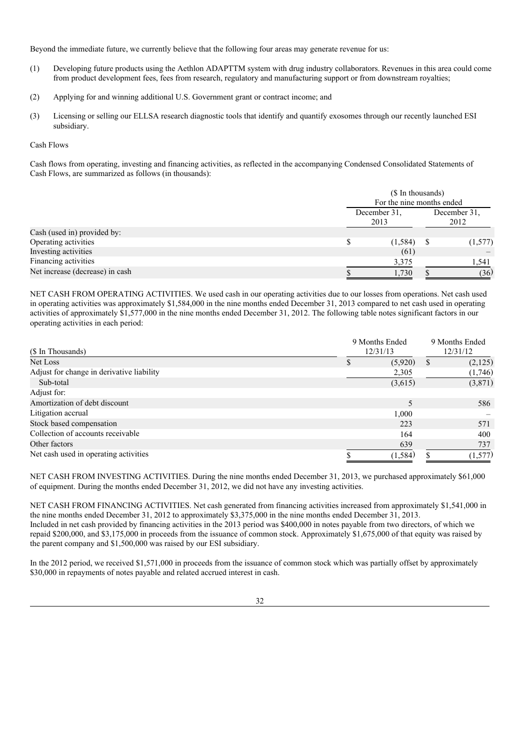Beyond the immediate future, we currently believe that the following four areas may generate revenue for us:

(1) Developing future products using the Aethlon ADAPTTM system with drug industry collaborators. Revenues in this area could come from product development fees, fees from research, regulatory and manufacturing support or from downstream royalties;

(2) Applying for and winning additional U.S. Government grant or contract income; and

(3) Licensing or selling our ELLSA research diagnostic tools that identify and quantify exosomes through our recently launched ESI subsidiary.

Cash Flows

Cash flows from operating, investing and financing activities, as reflected in the accompanying Condensed Consolidated Statements of Cash Flows, are summarized as follows (in thousands):

| | ($ In thousands) For the nine months ended | |
|---|---|---|
| | December 31, 2013 | December 31, 2012 |
| Cash (used in) provided by: | | |
| Operating activities | $ (1,584) | $ (1,577) |
| Investing activities | (61) | – |
| Financing activities | 3,375 | 1,541 |
| Net increase (decrease) in cash | $ 1,730 | $ (36) |

NET CASH FROM OPERATING ACTIVITIES. We used cash in our operating activities due to our losses from operations. Net cash used in operating activities was approximately $1,584,000 in the nine months ended December 31, 2013 compared to net cash used in operating activities of approximately $1,577,000 in the nine months ended December 31, 2012. The following table notes significant factors in our operating activities in each period:

| ($ In Thousands) | 9 Months Ended 12/31/13 | 9 Months Ended 12/31/12 |
|---|---|---|
| Net Loss | $ (5,920) | $ (2,125) |
| Adjust for change in derivative liability | 2,305 | (1,746) |
| Sub-total | (3,615) | (3,871) |
| Adjust for: | | |
| Amortization of debt discount | 5 | 586 |
| Litigation accrual | 1,000 | – |
| Stock based compensation | 223 | 571 |
| Collection of accounts receivable | 164 | 400 |
| Other factors | 639 | 737 |
| Net cash used in operating activities | $ (1,584) | $ (1,577) |

NET CASH FROM INVESTING ACTIVITIES. During the nine months ended December 31, 2013, we purchased approximately $61,000 of equipment. During the months ended December 31, 2012, we did not have any investing activities.

NET CASH FROM FINANCING ACTIVITIES. Net cash generated from financing activities increased from approximately $1,541,000 in the nine months ended December 31, 2012 to approximately $3,375,000 in the nine months ended December 31, 2013. Included in net cash provided by financing activities in the 2013 period was $400,000 in notes payable from two directors, of which we repaid $200,000, and $3,175,000 in proceeds from the issuance of common stock. Approximately $1,675,000 of that equity was raised by the parent company and $1,500,000 was raised by our ESI subsidiary.

In the 2012 period, we received $1,571,000 in proceeds from the issuance of common stock which was partially offset by approximately $30,000 in repayments of notes payable and related accrued interest in cash.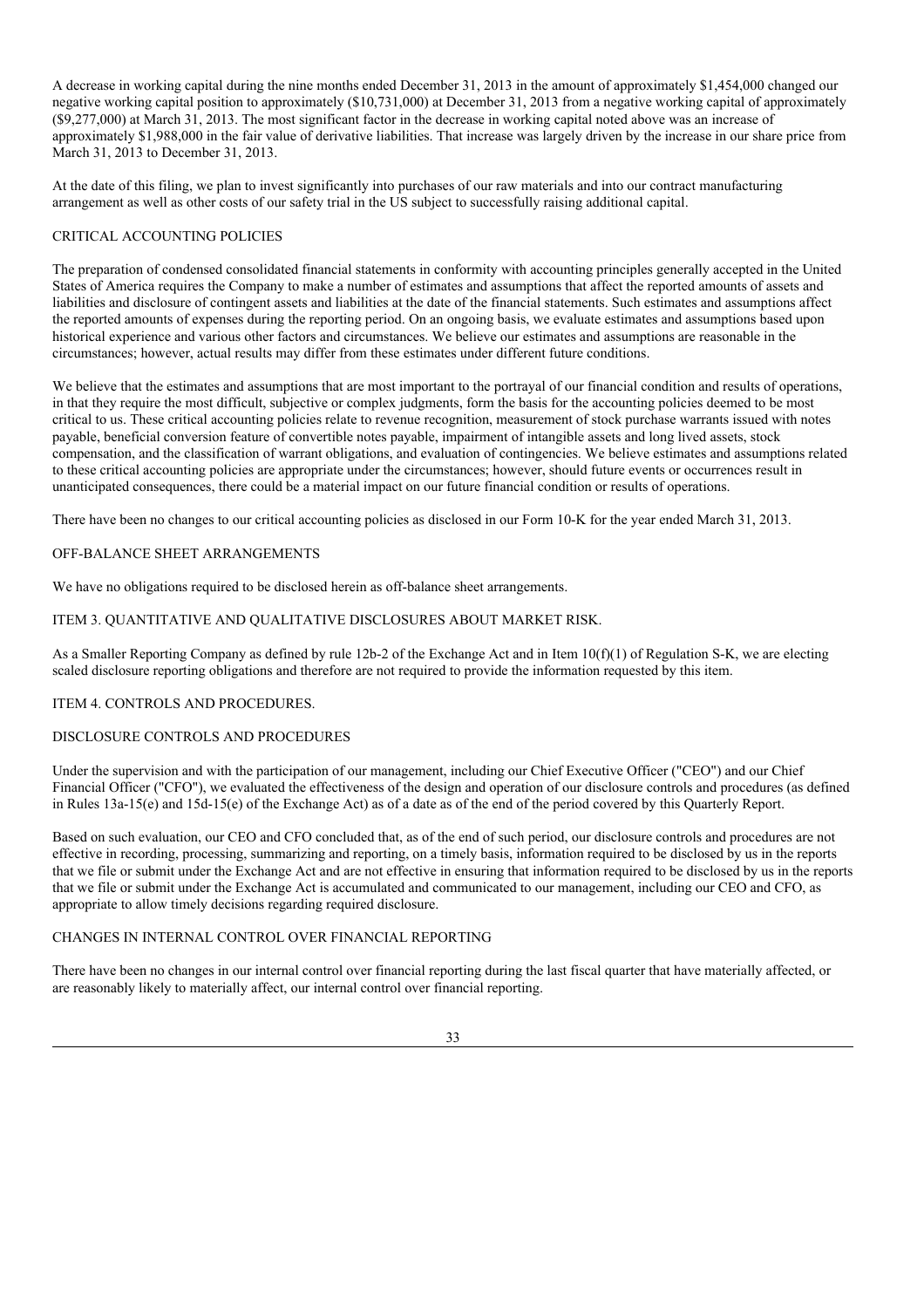A decrease in working capital during the nine months ended December 31, 2013 in the amount of approximately $1,454,000 changed our negative working capital position to approximately ($10,731,000) at December 31, 2013 from a negative working capital of approximately ($9,277,000) at March 31, 2013. The most significant factor in the decrease in working capital noted above was an increase of approximately $1,988,000 in the fair value of derivative liabilities. That increase was largely driven by the increase in our share price from March 31, 2013 to December 31, 2013.

At the date of this filing, we plan to invest significantly into purchases of our raw materials and into our contract manufacturing arrangement as well as other costs of our safety trial in the US subject to successfully raising additional capital.

## CRITICAL ACCOUNTING POLICIES

The preparation of condensed consolidated financial statements in conformity with accounting principles generally accepted in the United States of America requires the Company to make a number of estimates and assumptions that affect the reported amounts of assets and liabilities and disclosure of contingent assets and liabilities at the date of the financial statements. Such estimates and assumptions affect the reported amounts of expenses during the reporting period. On an ongoing basis, we evaluate estimates and assumptions based upon historical experience and various other factors and circumstances. We believe our estimates and assumptions are reasonable in the circumstances; however, actual results may differ from these estimates under different future conditions.

We believe that the estimates and assumptions that are most important to the portrayal of our financial condition and results of operations, in that they require the most difficult, subjective or complex judgments, form the basis for the accounting policies deemed to be most critical to us. These critical accounting policies relate to revenue recognition, measurement of stock purchase warrants issued with notes payable, beneficial conversion feature of convertible notes payable, impairment of intangible assets and long lived assets, stock compensation, and the classification of warrant obligations, and evaluation of contingencies. We believe estimates and assumptions related to these critical accounting policies are appropriate under the circumstances; however, should future events or occurrences result in unanticipated consequences, there could be a material impact on our future financial condition or results of operations.

There have been no changes to our critical accounting policies as disclosed in our Form 10-K for the year ended March 31, 2013.

## OFF-BALANCE SHEET ARRANGEMENTS

We have no obligations required to be disclosed herein as off-balance sheet arrangements.

## ITEM 3. QUANTITATIVE AND QUALITATIVE DISCLOSURES ABOUT MARKET RISK.

As a Smaller Reporting Company as defined by rule 12b-2 of the Exchange Act and in Item 10(f)(1) of Regulation S-K, we are electing scaled disclosure reporting obligations and therefore are not required to provide the information requested by this item.

## ITEM 4. CONTROLS AND PROCEDURES.

## DISCLOSURE CONTROLS AND PROCEDURES

Under the supervision and with the participation of our management, including our Chief Executive Officer ("CEO") and our Chief Financial Officer ("CFO"), we evaluated the effectiveness of the design and operation of our disclosure controls and procedures (as defined in Rules 13a-15(e) and 15d-15(e) of the Exchange Act) as of a date as of the end of the period covered by this Quarterly Report.

Based on such evaluation, our CEO and CFO concluded that, as of the end of such period, our disclosure controls and procedures are not effective in recording, processing, summarizing and reporting, on a timely basis, information required to be disclosed by us in the reports that we file or submit under the Exchange Act and are not effective in ensuring that information required to be disclosed by us in the reports that we file or submit under the Exchange Act is accumulated and communicated to our management, including our CEO and CFO, as appropriate to allow timely decisions regarding required disclosure.

## CHANGES IN INTERNAL CONTROL OVER FINANCIAL REPORTING

There have been no changes in our internal control over financial reporting during the last fiscal quarter that have materially affected, or are reasonably likely to materially affect, our internal control over financial reporting.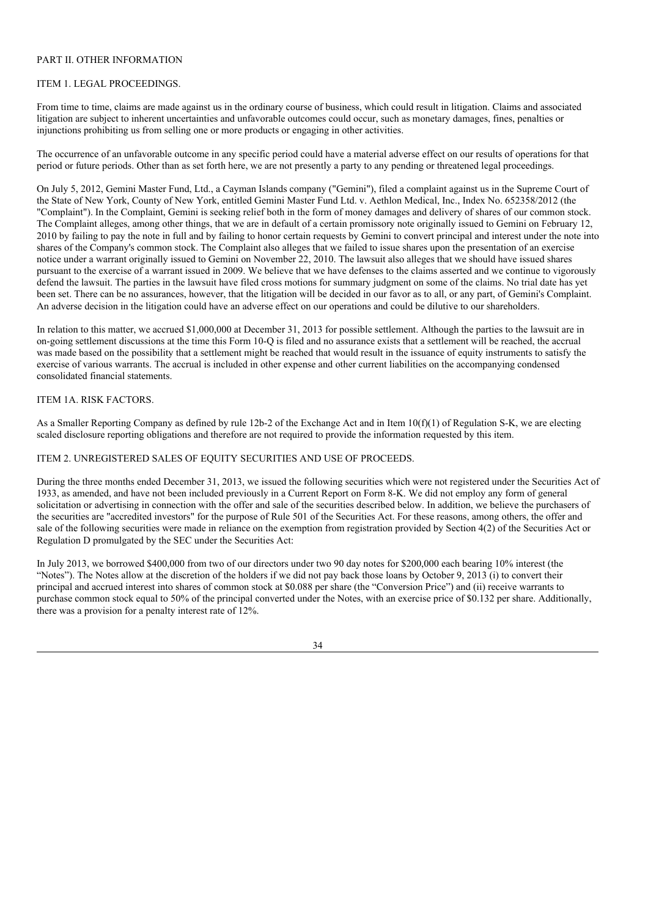## PART II. OTHER INFORMATION

### ITEM 1. LEGAL PROCEEDINGS.

From time to time, claims are made against us in the ordinary course of business, which could result in litigation. Claims and associated litigation are subject to inherent uncertainties and unfavorable outcomes could occur, such as monetary damages, fines, penalties or injunctions prohibiting us from selling one or more products or engaging in other activities.

The occurrence of an unfavorable outcome in any specific period could have a material adverse effect on our results of operations for that period or future periods. Other than as set forth here, we are not presently a party to any pending or threatened legal proceedings.

On July 5, 2012, Gemini Master Fund, Ltd., a Cayman Islands company ("Gemini"), filed a complaint against us in the Supreme Court of the State of New York, County of New York, entitled Gemini Master Fund Ltd. v. Aethlon Medical, Inc., Index No. 652358/2012 (the "Complaint"). In the Complaint, Gemini is seeking relief both in the form of money damages and delivery of shares of our common stock. The Complaint alleges, among other things, that we are in default of a certain promissory note originally issued to Gemini on February 12, 2010 by failing to pay the note in full and by failing to honor certain requests by Gemini to convert principal and interest under the note into shares of the Company's common stock. The Complaint also alleges that we failed to issue shares upon the presentation of an exercise notice under a warrant originally issued to Gemini on November 22, 2010. The lawsuit also alleges that we should have issued shares pursuant to the exercise of a warrant issued in 2009. We believe that we have defenses to the claims asserted and we continue to vigorously defend the lawsuit. The parties in the lawsuit have filed cross motions for summary judgment on some of the claims. No trial date has yet been set. There can be no assurances, however, that the litigation will be decided in our favor as to all, or any part, of Gemini's Complaint. An adverse decision in the litigation could have an adverse effect on our operations and could be dilutive to our shareholders.

In relation to this matter, we accrued $1,000,000 at December 31, 2013 for possible settlement. Although the parties to the lawsuit are in on-going settlement discussions at the time this Form 10-Q is filed and no assurance exists that a settlement will be reached, the accrual was made based on the possibility that a settlement might be reached that would result in the issuance of equity instruments to satisfy the exercise of various warrants. The accrual is included in other expense and other current liabilities on the accompanying condensed consolidated financial statements.

### ITEM 1A. RISK FACTORS.

As a Smaller Reporting Company as defined by rule 12b-2 of the Exchange Act and in Item 10(f)(1) of Regulation S-K, we are electing scaled disclosure reporting obligations and therefore are not required to provide the information requested by this item.

### ITEM 2. UNREGISTERED SALES OF EQUITY SECURITIES AND USE OF PROCEEDS.

During the three months ended December 31, 2013, we issued the following securities which were not registered under the Securities Act of 1933, as amended, and have not been included previously in a Current Report on Form 8-K. We did not employ any form of general solicitation or advertising in connection with the offer and sale of the securities described below. In addition, we believe the purchasers of the securities are "accredited investors" for the purpose of Rule 501 of the Securities Act. For these reasons, among others, the offer and sale of the following securities were made in reliance on the exemption from registration provided by Section 4(2) of the Securities Act or Regulation D promulgated by the SEC under the Securities Act:

In July 2013, we borrowed $400,000 from two of our directors under two 90 day notes for $200,000 each bearing 10% interest (the "Notes"). The Notes allow at the discretion of the holders if we did not pay back those loans by October 9, 2013 (i) to convert their principal and accrued interest into shares of common stock at $0.088 per share (the "Conversion Price") and (ii) receive warrants to purchase common stock equal to 50% of the principal converted under the Notes, with an exercise price of $0.132 per share. Additionally, there was a provision for a penalty interest rate of 12%.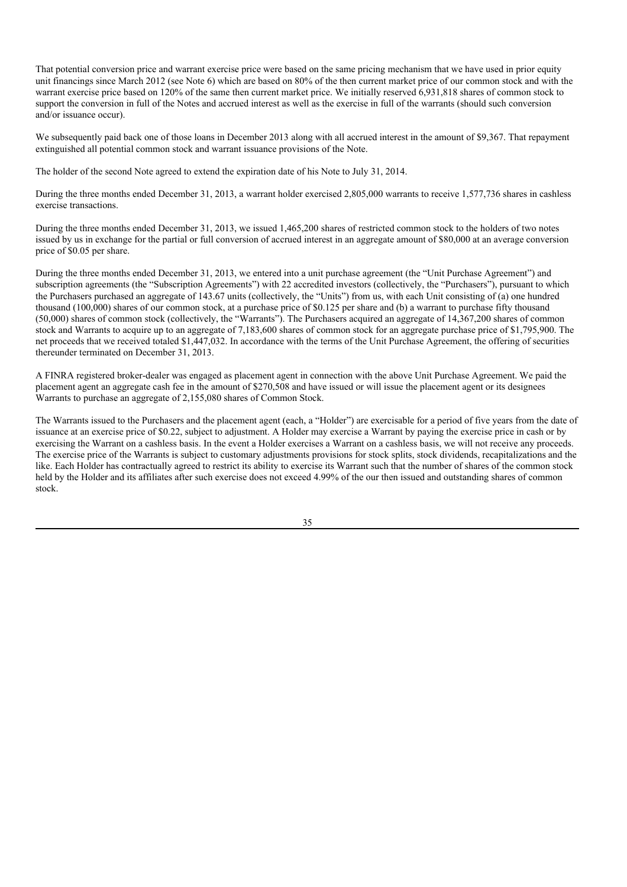That potential conversion price and warrant exercise price were based on the same pricing mechanism that we have used in prior equity unit financings since March 2012 (see Note 6) which are based on 80% of the then current market price of our common stock and with the warrant exercise price based on 120% of the same then current market price. We initially reserved 6,931,818 shares of common stock to support the conversion in full of the Notes and accrued interest as well as the exercise in full of the warrants (should such conversion and/or issuance occur).

We subsequently paid back one of those loans in December 2013 along with all accrued interest in the amount of $9,367. That repayment extinguished all potential common stock and warrant issuance provisions of the Note.

The holder of the second Note agreed to extend the expiration date of his Note to July 31, 2014.

During the three months ended December 31, 2013, a warrant holder exercised 2,805,000 warrants to receive 1,577,736 shares in cashless exercise transactions.

During the three months ended December 31, 2013, we issued 1,465,200 shares of restricted common stock to the holders of two notes issued by us in exchange for the partial or full conversion of accrued interest in an aggregate amount of $80,000 at an average conversion price of $0.05 per share.

During the three months ended December 31, 2013, we entered into a unit purchase agreement (the "Unit Purchase Agreement") and subscription agreements (the "Subscription Agreements") with 22 accredited investors (collectively, the "Purchasers"), pursuant to which the Purchasers purchased an aggregate of 143.67 units (collectively, the "Units") from us, with each Unit consisting of (a) one hundred thousand (100,000) shares of our common stock, at a purchase price of $0.125 per share and (b) a warrant to purchase fifty thousand (50,000) shares of common stock (collectively, the "Warrants"). The Purchasers acquired an aggregate of 14,367,200 shares of common stock and Warrants to acquire up to an aggregate of 7,183,600 shares of common stock for an aggregate purchase price of $1,795,900. The net proceeds that we received totaled $1,447,032. In accordance with the terms of the Unit Purchase Agreement, the offering of securities thereunder terminated on December 31, 2013.

A FINRA registered broker-dealer was engaged as placement agent in connection with the above Unit Purchase Agreement. We paid the placement agent an aggregate cash fee in the amount of $270,508 and have issued or will issue the placement agent or its designees Warrants to purchase an aggregate of 2,155,080 shares of Common Stock.

The Warrants issued to the Purchasers and the placement agent (each, a "Holder") are exercisable for a period of five years from the date of issuance at an exercise price of $0.22, subject to adjustment. A Holder may exercise a Warrant by paying the exercise price in cash or by exercising the Warrant on a cashless basis. In the event a Holder exercises a Warrant on a cashless basis, we will not receive any proceeds. The exercise price of the Warrants is subject to customary adjustments provisions for stock splits, stock dividends, recapitalizations and the like. Each Holder has contractually agreed to restrict its ability to exercise its Warrant such that the number of shares of the common stock held by the Holder and its affiliates after such exercise does not exceed 4.99% of the our then issued and outstanding shares of common stock.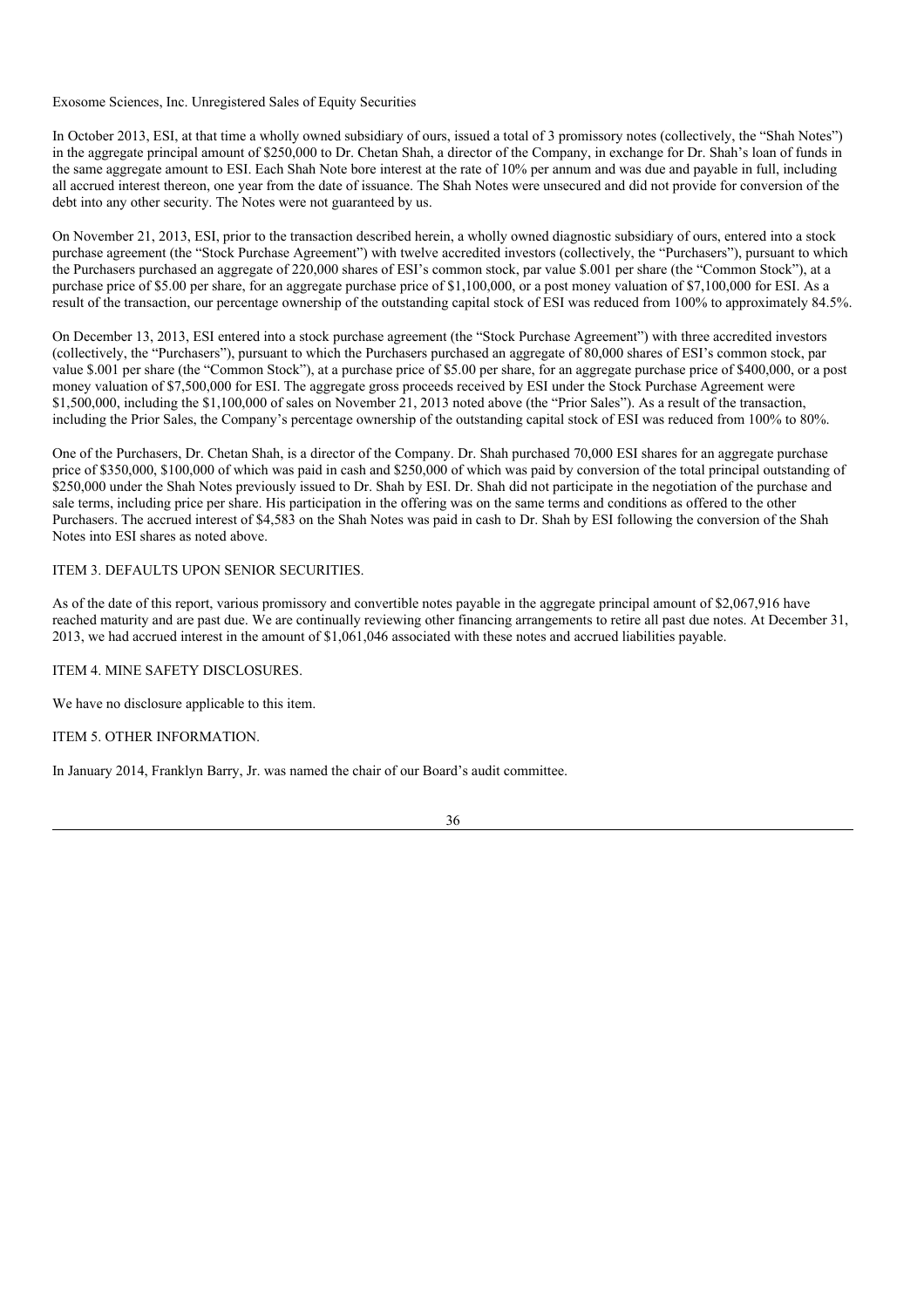Exosome Sciences, Inc. Unregistered Sales of Equity Securities

In October 2013, ESI, at that time a wholly owned subsidiary of ours, issued a total of 3 promissory notes (collectively, the "Shah Notes") in the aggregate principal amount of $250,000 to Dr. Chetan Shah, a director of the Company, in exchange for Dr. Shah's loan of funds in the same aggregate amount to ESI. Each Shah Note bore interest at the rate of 10% per annum and was due and payable in full, including all accrued interest thereon, one year from the date of issuance. The Shah Notes were unsecured and did not provide for conversion of the debt into any other security. The Notes were not guaranteed by us.

On November 21, 2013, ESI, prior to the transaction described herein, a wholly owned diagnostic subsidiary of ours, entered into a stock purchase agreement (the "Stock Purchase Agreement") with twelve accredited investors (collectively, the "Purchasers"), pursuant to which the Purchasers purchased an aggregate of 220,000 shares of ESI's common stock, par value $.001 per share (the "Common Stock"), at a purchase price of $5.00 per share, for an aggregate purchase price of $1,100,000, or a post money valuation of $7,100,000 for ESI. As a result of the transaction, our percentage ownership of the outstanding capital stock of ESI was reduced from 100% to approximately 84.5%.

On December 13, 2013, ESI entered into a stock purchase agreement (the "Stock Purchase Agreement") with three accredited investors (collectively, the "Purchasers"), pursuant to which the Purchasers purchased an aggregate of 80,000 shares of ESI's common stock, par value $.001 per share (the "Common Stock"), at a purchase price of $5.00 per share, for an aggregate purchase price of $400,000, or a post money valuation of $7,500,000 for ESI. The aggregate gross proceeds received by ESI under the Stock Purchase Agreement were $1,500,000, including the $1,100,000 of sales on November 21, 2013 noted above (the "Prior Sales"). As a result of the transaction, including the Prior Sales, the Company's percentage ownership of the outstanding capital stock of ESI was reduced from 100% to 80%.

One of the Purchasers, Dr. Chetan Shah, is a director of the Company. Dr. Shah purchased 70,000 ESI shares for an aggregate purchase price of $350,000, $100,000 of which was paid in cash and $250,000 of which was paid by conversion of the total principal outstanding of $250,000 under the Shah Notes previously issued to Dr. Shah by ESI. Dr. Shah did not participate in the negotiation of the purchase and sale terms, including price per share. His participation in the offering was on the same terms and conditions as offered to the other Purchasers. The accrued interest of $4,583 on the Shah Notes was paid in cash to Dr. Shah by ESI following the conversion of the Shah Notes into ESI shares as noted above.

## ITEM 3. DEFAULTS UPON SENIOR SECURITIES.

As of the date of this report, various promissory and convertible notes payable in the aggregate principal amount of $2,067,916 have reached maturity and are past due. We are continually reviewing other financing arrangements to retire all past due notes. At December 31, 2013, we had accrued interest in the amount of $1,061,046 associated with these notes and accrued liabilities payable.

## ITEM 4. MINE SAFETY DISCLOSURES.

We have no disclosure applicable to this item.

## ITEM 5. OTHER INFORMATION.

In January 2014, Franklyn Barry, Jr. was named the chair of our Board's audit committee.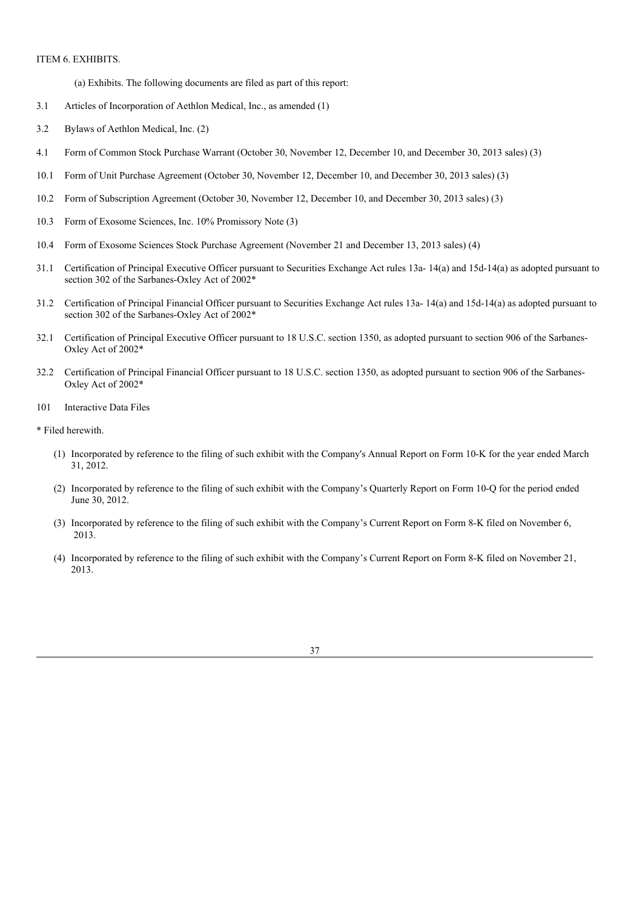ITEM 6. EXHIBITS.

(a) Exhibits. The following documents are filed as part of this report:

3.1 Articles of Incorporation of Aethlon Medical, Inc., as amended (1)

3.2 Bylaws of Aethlon Medical, Inc. (2)

4.1 Form of Common Stock Purchase Warrant (October 30, November 12, December 10, and December 30, 2013 sales) (3)

10.1 Form of Unit Purchase Agreement (October 30, November 12, December 10, and December 30, 2013 sales) (3)

10.2 Form of Subscription Agreement (October 30, November 12, December 10, and December 30, 2013 sales) (3)

10.3 Form of Exosome Sciences, Inc. 10% Promissory Note (3)

10.4 Form of Exosome Sciences Stock Purchase Agreement (November 21 and December 13, 2013 sales) (4)

31.1 Certification of Principal Executive Officer pursuant to Securities Exchange Act rules 13a- 14(a) and 15d-14(a) as adopted pursuant to section 302 of the Sarbanes-Oxley Act of 2002*

31.2 Certification of Principal Financial Officer pursuant to Securities Exchange Act rules 13a- 14(a) and 15d-14(a) as adopted pursuant to section 302 of the Sarbanes-Oxley Act of 2002*

32.1 Certification of Principal Executive Officer pursuant to 18 U.S.C. section 1350, as adopted pursuant to section 906 of the Sarbanes-Oxley Act of 2002*

32.2 Certification of Principal Financial Officer pursuant to 18 U.S.C. section 1350, as adopted pursuant to section 906 of the Sarbanes-Oxley Act of 2002*

101 Interactive Data Files

* Filed herewith.

(1) Incorporated by reference to the filing of such exhibit with the Company's Annual Report on Form 10-K for the year ended March 31, 2012.

(2) Incorporated by reference to the filing of such exhibit with the Company's Quarterly Report on Form 10-Q for the period ended June 30, 2012.

(3) Incorporated by reference to the filing of such exhibit with the Company's Current Report on Form 8-K filed on November 6, 2013.

(4) Incorporated by reference to the filing of such exhibit with the Company's Current Report on Form 8-K filed on November 21, 2013.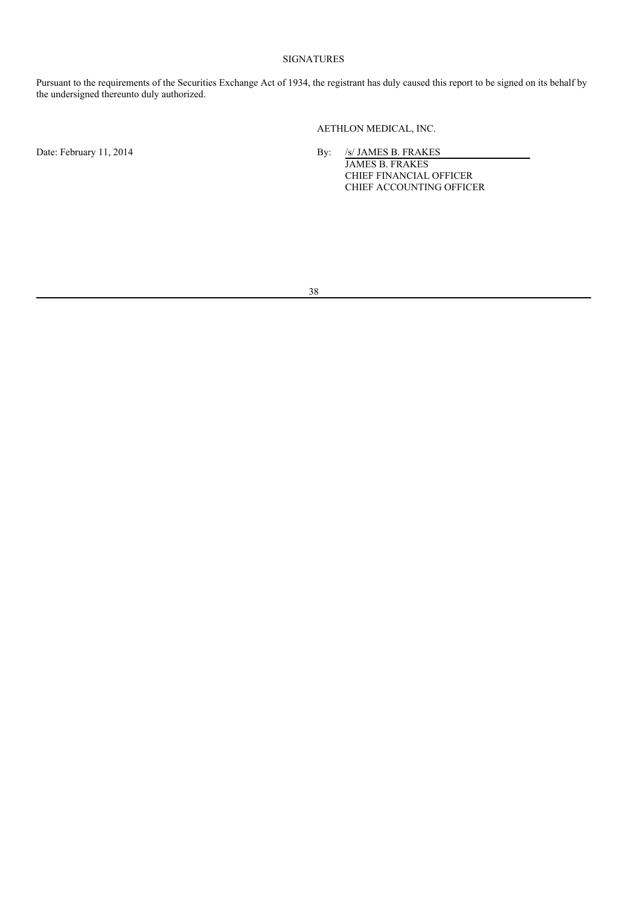## SIGNATURES

Pursuant to the requirements of the Securities Exchange Act of 1934, the registrant has duly caused this report to be signed on its behalf by the undersigned thereunto duly authorized.

AETHLON MEDICAL, INC.

Date: February 11, 2014

By: /s/ JAMES B. FRAKES
JAMES B. FRAKES
CHIEF FINANCIAL OFFICER
CHIEF ACCOUNTING OFFICER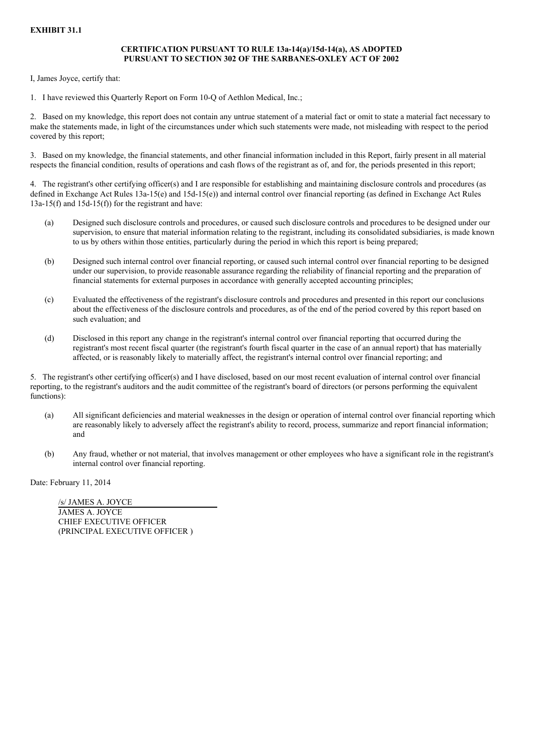**EXHIBIT 31.1**

**CERTIFICATION PURSUANT TO RULE 13a-14(a)/15d-14(a), AS ADOPTED PURSUANT TO SECTION 302 OF THE SARBANES-OXLEY ACT OF 2002**

I, James Joyce, certify that:

1. I have reviewed this Quarterly Report on Form 10-Q of Aethlon Medical, Inc.;

2. Based on my knowledge, this report does not contain any untrue statement of a material fact or omit to state a material fact necessary to make the statements made, in light of the circumstances under which such statements were made, not misleading with respect to the period covered by this report;

3. Based on my knowledge, the financial statements, and other financial information included in this Report, fairly present in all material respects the financial condition, results of operations and cash flows of the registrant as of, and for, the periods presented in this report;

4. The registrant's other certifying officer(s) and I are responsible for establishing and maintaining disclosure controls and procedures (as defined in Exchange Act Rules 13a-15(e) and 15d-15(e)) and internal control over financial reporting (as defined in Exchange Act Rules 13a-15(f) and 15d-15(f)) for the registrant and have:

(a) Designed such disclosure controls and procedures, or caused such disclosure controls and procedures to be designed under our supervision, to ensure that material information relating to the registrant, including its consolidated subsidiaries, is made known to us by others within those entities, particularly during the period in which this report is being prepared;

(b) Designed such internal control over financial reporting, or caused such internal control over financial reporting to be designed under our supervision, to provide reasonable assurance regarding the reliability of financial reporting and the preparation of financial statements for external purposes in accordance with generally accepted accounting principles;

(c) Evaluated the effectiveness of the registrant's disclosure controls and procedures and presented in this report our conclusions about the effectiveness of the disclosure controls and procedures, as of the end of the period covered by this report based on such evaluation; and

(d) Disclosed in this report any change in the registrant's internal control over financial reporting that occurred during the registrant's most recent fiscal quarter (the registrant's fourth fiscal quarter in the case of an annual report) that has materially affected, or is reasonably likely to materially affect, the registrant's internal control over financial reporting; and

5. The registrant's other certifying officer(s) and I have disclosed, based on our most recent evaluation of internal control over financial reporting, to the registrant's auditors and the audit committee of the registrant's board of directors (or persons performing the equivalent functions):

(a) All significant deficiencies and material weaknesses in the design or operation of internal control over financial reporting which are reasonably likely to adversely affect the registrant's ability to record, process, summarize and report financial information; and

(b) Any fraud, whether or not material, that involves management or other employees who have a significant role in the registrant's internal control over financial reporting.

Date: February 11, 2014

/s/ JAMES A. JOYCE
JAMES A. JOYCE
CHIEF EXECUTIVE OFFICER
(PRINCIPAL EXECUTIVE OFFICER )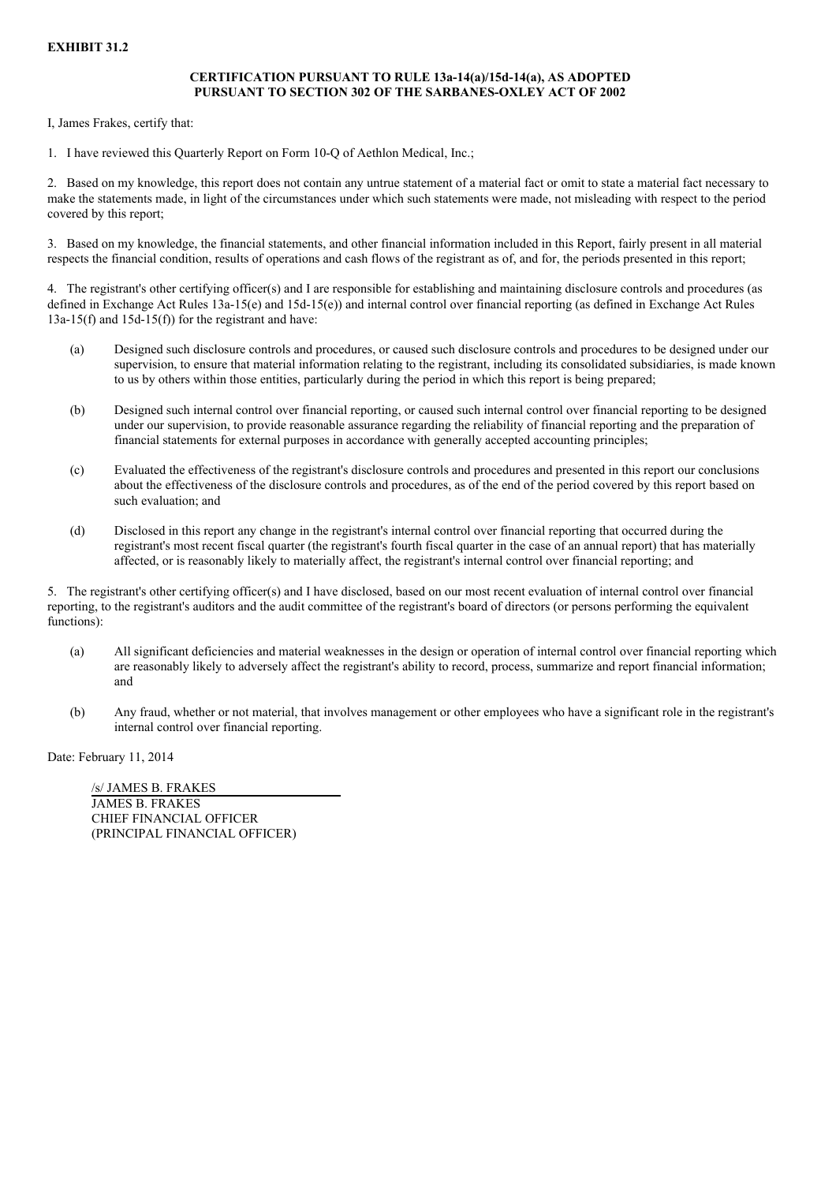**EXHIBIT 31.2**

**CERTIFICATION PURSUANT TO RULE 13a-14(a)/15d-14(a), AS ADOPTED PURSUANT TO SECTION 302 OF THE SARBANES-OXLEY ACT OF 2002**

I, James Frakes, certify that:

1. I have reviewed this Quarterly Report on Form 10-Q of Aethlon Medical, Inc.;

2. Based on my knowledge, this report does not contain any untrue statement of a material fact or omit to state a material fact necessary to make the statements made, in light of the circumstances under which such statements were made, not misleading with respect to the period covered by this report;

3. Based on my knowledge, the financial statements, and other financial information included in this Report, fairly present in all material respects the financial condition, results of operations and cash flows of the registrant as of, and for, the periods presented in this report;

4. The registrant's other certifying officer(s) and I are responsible for establishing and maintaining disclosure controls and procedures (as defined in Exchange Act Rules 13a-15(e) and 15d-15(e)) and internal control over financial reporting (as defined in Exchange Act Rules 13a-15(f) and 15d-15(f)) for the registrant and have:

(a) Designed such disclosure controls and procedures, or caused such disclosure controls and procedures to be designed under our supervision, to ensure that material information relating to the registrant, including its consolidated subsidiaries, is made known to us by others within those entities, particularly during the period in which this report is being prepared;

(b) Designed such internal control over financial reporting, or caused such internal control over financial reporting to be designed under our supervision, to provide reasonable assurance regarding the reliability of financial reporting and the preparation of financial statements for external purposes in accordance with generally accepted accounting principles;

(c) Evaluated the effectiveness of the registrant's disclosure controls and procedures and presented in this report our conclusions about the effectiveness of the disclosure controls and procedures, as of the end of the period covered by this report based on such evaluation; and

(d) Disclosed in this report any change in the registrant's internal control over financial reporting that occurred during the registrant's most recent fiscal quarter (the registrant's fourth fiscal quarter in the case of an annual report) that has materially affected, or is reasonably likely to materially affect, the registrant's internal control over financial reporting; and

5. The registrant's other certifying officer(s) and I have disclosed, based on our most recent evaluation of internal control over financial reporting, to the registrant's auditors and the audit committee of the registrant's board of directors (or persons performing the equivalent functions):

(a) All significant deficiencies and material weaknesses in the design or operation of internal control over financial reporting which are reasonably likely to adversely affect the registrant's ability to record, process, summarize and report financial information; and

(b) Any fraud, whether or not material, that involves management or other employees who have a significant role in the registrant's internal control over financial reporting.

Date: February 11, 2014

/s/ JAMES B. FRAKES
JAMES B. FRAKES
CHIEF FINANCIAL OFFICER
(PRINCIPAL FINANCIAL OFFICER)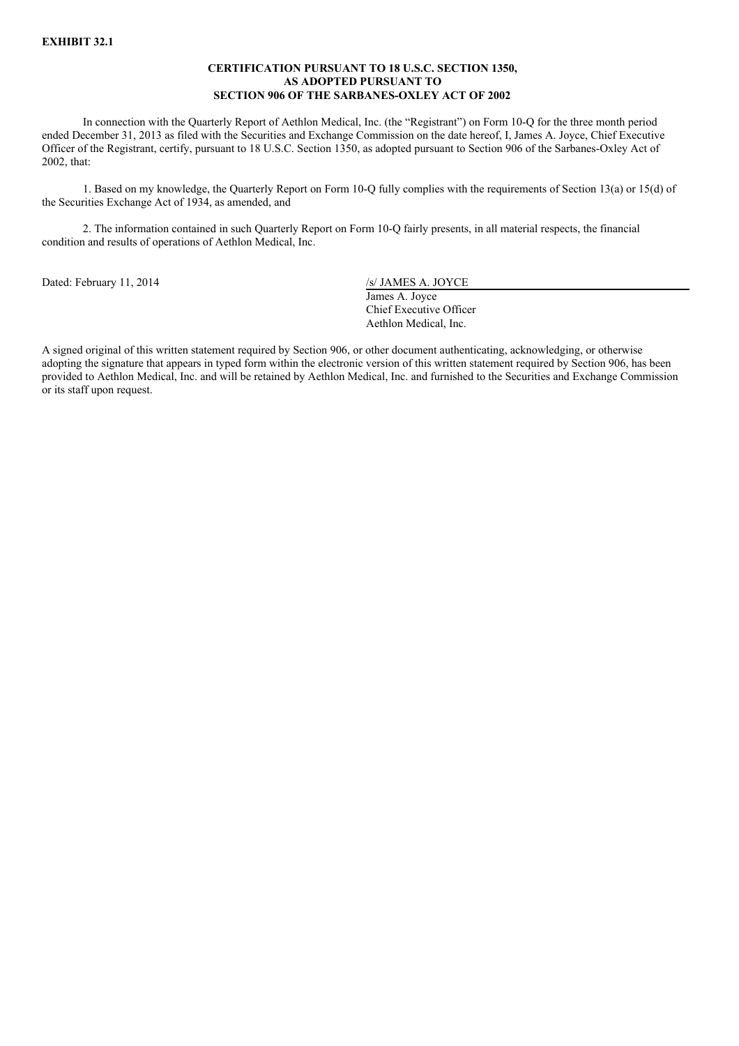**EXHIBIT 32.1**

**CERTIFICATION PURSUANT TO 18 U.S.C. SECTION 1350,**
**AS ADOPTED PURSUANT TO**
**SECTION 906 OF THE SARBANES-OXLEY ACT OF 2002**

In connection with the Quarterly Report of Aethlon Medical, Inc. (the "Registrant") on Form 10-Q for the three month period ended December 31, 2013 as filed with the Securities and Exchange Commission on the date hereof, I, James A. Joyce, Chief Executive Officer of the Registrant, certify, pursuant to 18 U.S.C. Section 1350, as adopted pursuant to Section 906 of the Sarbanes-Oxley Act of 2002, that:

1. Based on my knowledge, the Quarterly Report on Form 10-Q fully complies with the requirements of Section 13(a) or 15(d) of the Securities Exchange Act of 1934, as amended, and

2. The information contained in such Quarterly Report on Form 10-Q fairly presents, in all material respects, the financial condition and results of operations of Aethlon Medical, Inc.

Dated: February 11, 2014

/s/ JAMES A. JOYCE
James A. Joyce
Chief Executive Officer
Aethlon Medical, Inc.

A signed original of this written statement required by Section 906, or other document authenticating, acknowledging, or otherwise adopting the signature that appears in typed form within the electronic version of this written statement required by Section 906, has been provided to Aethlon Medical, Inc. and will be retained by Aethlon Medical, Inc. and furnished to the Securities and Exchange Commission or its staff upon request.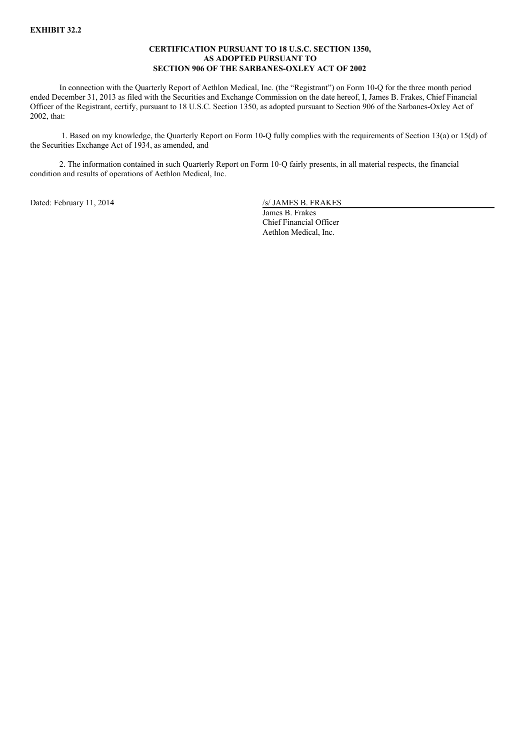**EXHIBIT 32.2**

**CERTIFICATION PURSUANT TO 18 U.S.C. SECTION 1350, AS ADOPTED PURSUANT TO SECTION 906 OF THE SARBANES-OXLEY ACT OF 2002**

In connection with the Quarterly Report of Aethlon Medical, Inc. (the "Registrant") on Form 10-Q for the three month period ended December 31, 2013 as filed with the Securities and Exchange Commission on the date hereof, I, James B. Frakes, Chief Financial Officer of the Registrant, certify, pursuant to 18 U.S.C. Section 1350, as adopted pursuant to Section 906 of the Sarbanes-Oxley Act of 2002, that:

1. Based on my knowledge, the Quarterly Report on Form 10-Q fully complies with the requirements of Section 13(a) or 15(d) of the Securities Exchange Act of 1934, as amended, and

2. The information contained in such Quarterly Report on Form 10-Q fairly presents, in all material respects, the financial condition and results of operations of Aethlon Medical, Inc.

Dated: February 11, 2014

/s/ JAMES B. FRAKES
James B. Frakes
Chief Financial Officer
Aethlon Medical, Inc.